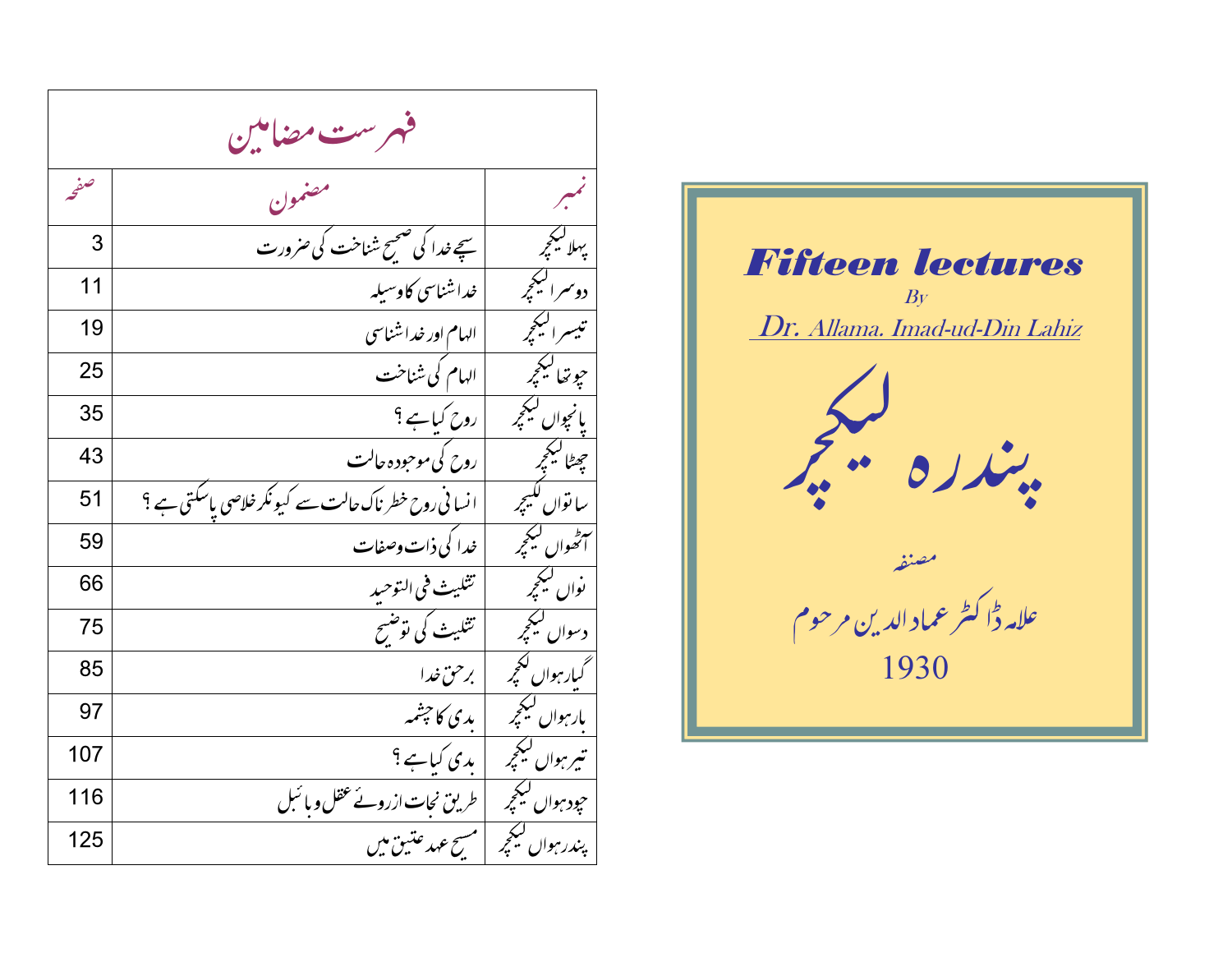**Fifteen lectures**

*By*

Dr. Allama. Imad-ud-Din Lahiz

# پندرہ لیکچر

مصنفہ

علامہ ڈاکٹر عماد الدین مرحوم

1930

## فہرست مضامین

| نمبر | مضمون | صفحہ |
| --- | --- | --- |
| پہلا لیکچر | سچے خدا کی صحیح شناخت کی ضرورت | 3 |
| دوسرا لیکچر | خداشناسی کا وسیلہ | 11 |
| تیسرا لیکچر | الہام اور خداشناسی | 19 |
| چوتھا لیکچر | الہام کی شناخت | 25 |
| پانچواں لیکچر | روح کیا ہے ؟ | 35 |
| چھٹا لیکچر | روح کی موجودہ حالت | 43 |
| ساتواں لکیچر | انسانی روح خطرناک حالت سے کیونکر خلاصی پاسکتی ہے ؟ | 51 |
| آٹھواں لیکچر | خدا کی ذات وصفات | 59 |
| نواں لیکچر | تثلیث فی التوحید | 66 |
| دسواں لیکچر | تثلیث کی توضیح | 75 |
| گیارہواں لکچر | برحق خدا | 85 |
| بارہواں لیکچر | بدی کا چشمہ | 97 |
| تیرہواں لیکچر | بدی کیا ہے ؟ | 107 |
| چودہواں لیکچر | طریق نجات ازروئے عقل وبائبل | 116 |
| پندرہواں لیکچر | مسیح عہد عتیق میں | 125 |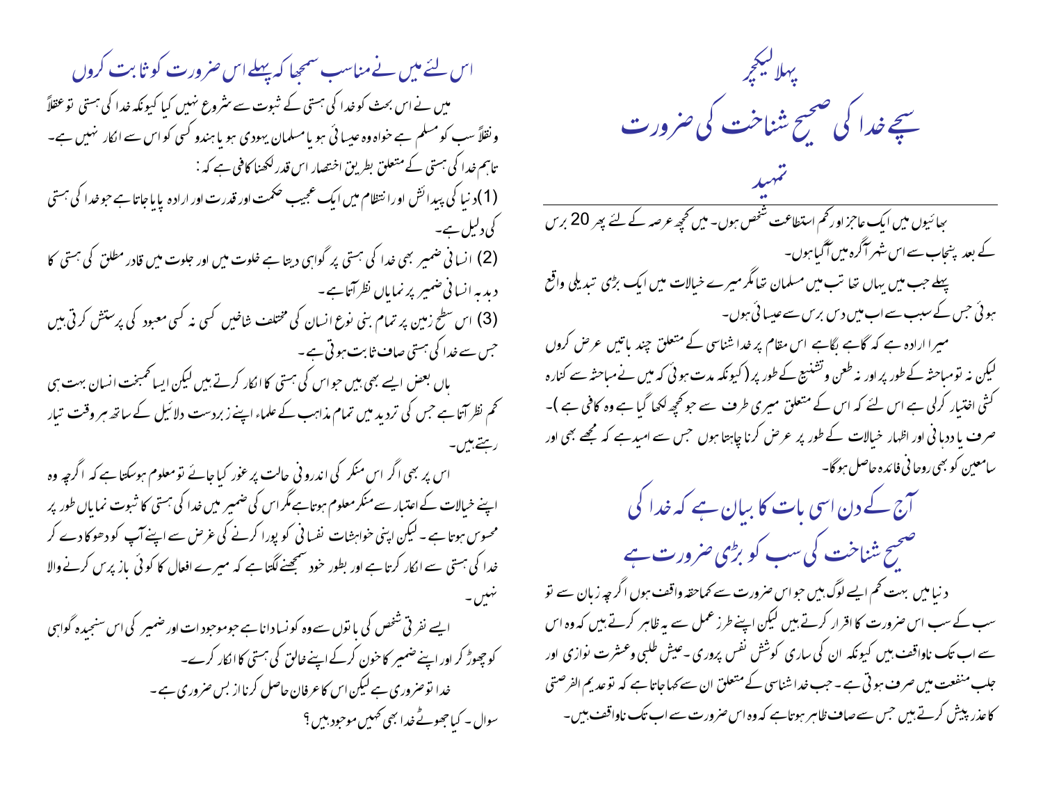# پہلا لیکچر

# سچے خدا کی صحیح شناخت کی ضرورت

## تمہید

بھائیوں میں ایک عاجز اور کم استطاعت شخص ہوں۔ میں کچھ عرصہ کے لئے پھر 20 برس کے بعد پنجاب سے اس شہر آگرہ میں آگیا ہوں۔

پہلے جب میں یہاں تھا تب میں مسلمان تھا مگر میرے خیالات میں ایک بڑی تبدیلی واقع ہوئی جس کے سبب سے اب میں دس برس سے عیسائی ہوں۔

میرا ارادہ ہے کہ گاہے بگاہے اس مقام پر خدا شناسی کے متعلق چند باتیں عرض کروں لیکن نہ تو مباحثہ کے طور پر اور نہ طعن وتشنیع کے طور پر (کیونکہ مدت ہوئی کہ میں نے مباحثہ سے کنارہ کشی اختیار کرلی ہے اس لئے کہ اس کے متعلق میری طرف سے جو کچھ لکھا گیا ہے وہ کافی ہے )۔ صرف یاددہانی اور اظہار خیالات کے طور پر عرض کرنا چاہتا ہوں جس سے امید ہے کہ مجھے بھی اور سامعین کو بھی روحانی فائدہ حاصل ہوگا۔

## آج کے دن اسی بات کا بیان ہے کہ خدا کی صحیح شناخت کی سب کو بڑی ضرورت ہے

دنیا میں بہت کم ایسے لوگ ہیں جو اس ضرورت سے کماحقہ واقف ہوں اگرچہ زبان سے تو سب کے سب اس ضرورت کا اقرار کرتے ہیں لیکن اپنے طرز عمل سے یہ ظاہر کرتے ہیں کہ وہ اس سے اب تک ناواقف ہیں کیونکہ ان کی ساری کوشش نفس پروری ۔عیش طلبی وعشرت نوازی اور جلب منفعت میں صرف ہوتی ہے ۔جب خدا شناسی کے متعلق ان سے کہا جاتا ہے کہ تو عدیم الفرصتی کا عذر پیش کرتے ہیں جس سے صاف ظاہر ہوتا ہے کہ وہ اس ضرورت سے اب تک ناواقف ہیں۔

## اس لئے میں نے مناسب سمجھا کہ پہلے اس ضرورت کو ثابت کروں

میں نے اس بحث کو خدا کی ہستی کے ثبوت سے شروع نہیں کیا کیونکہ خدا کی ہستی تو عقلاً ونقلاً سب کو مسلم ہے خواہ وہ عیسائی ہو یا مسلمان یہودی ہو یا ہندو کسی کو اس سے انکار نہیں ہے۔ تاہم خدا کی ہستی کے متعلق بطریق اختصار اس قدر لکھنا کافی ہے کہ :

(1)دنیا کی پیدائش اور انتظام میں ایک عجیب حکمت اور قدرت اور ارادہ پایا جاتا ہے جو خدا کی ہستی کی دلیل ہے۔

(2) انسانی ضمیر بھی خدا کی ہستی پر گواہی دیتا ہے خلوت میں اور جلوت میں قادر مطلق کی ہستی کا دبدبہ انسانی ضمیر پر نمایاں نظر آتا ہے۔

(3) اس سطح زمین پر تمام بنی نوع انسان کی مختلف شاخیں کسی نہ کسی معبود کی پرستش کرتی ہیں جس سے خدا کی ہستی صاف ثابت ہوتی ہے۔

ہاں بعض ایسے بھی ہیں جو اس کی ہستی کا انکار کرتے ہیں لیکن ایسا کمبخت انسان بہت ہی کم نظر آتا ہے جس کی تردید میں تمام مذاہب کے علماء اپنے زبردست دلائیل کے ساتھ ہر وقت تیار رہتے ہیں۔

اس پر بھی اگر اس منکر کی اندرونی حالت پر غور کیا جائے تو معلوم ہوسکتا ہے کہ اگرچہ وہ اپنے خیالات کے اعتبار سے منکر معلوم ہوتا ہے مگر اس کی ضمیر میں خدا کی ہستی کا ثبوت نمایاں طور پر محسوس ہوتا ہے ۔ لیکن اپنی خواہشات نفسانی کو پورا کرنے کی غرض سے اپنے آپ کو دھوکا دے کر خدا کی ہستی سے انکار کرتا ہے اور بطور خود سمجھنے لگتا ہے کہ میرے افعال کا کوئی باز پرس کرنے والا نہیں ۔

ایسے نفرتی شخص کی باتوں سے وہ کونسا دانا ہے جو موجودات اور ضمیر کی اس سنجیدہ گواہی کو چھوڑ کر اور اپنے ضمیر کا خون کرکے اپنے خالق کی ہستی کا انکار کرے۔

خدا تو ضروری ہے لیکن اس کا عرفان حاصل کرنا از بس ضروری ہے۔

سوال ۔ کیا جھوٹے خدا بھی کہیں موجود ہیں ؟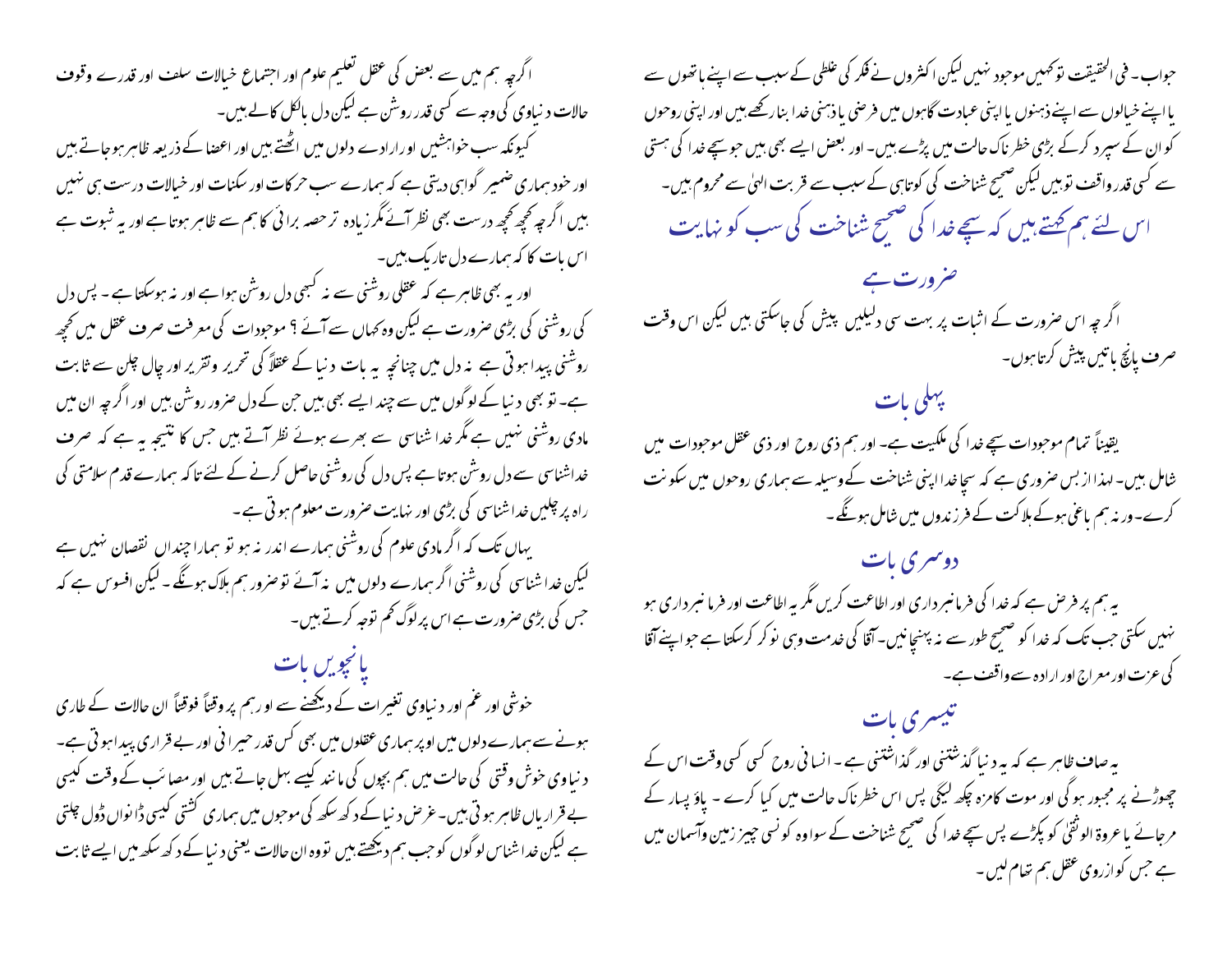جواب۔ فی الحقیقت تو کہیں موجود نہیں لیکن اکثروں نے فکر کی غلطی کے سبب سے اپنے ہاتھوں سے یا اپنے خیالوں سے اپنے ذہنوں یا اپنی عبادت گاہوں میں فرضی یا ذہنی خدا بنا رکھے ہیں اور اپنی روحوں کو ان کے سپرد کرکے بڑی خطرناک حالت میں پڑے ہیں۔ اور بعض ایسے بھی ہیں جو سچے خدا کی ہستی سے کسی قدر واقف تو ہیں لیکن صحیح شناخت کی کوتاہی کے سبب سے قربت الہیٰ سے محروم ہیں۔

## اس لئے ہم کہتے ہیں کہ سچے خدا کی صحیح شناخت کی سب کو نہایت ضرورت ہے

اگرچہ اس ضرورت کے اثبات پر بہت سی دلیلیں پیش کی جاسکتی ہیں لیکن اس وقت صرف پانچ باتیں پیش کرتا ہوں۔

## پہلی بات

یقیناً تمام موجودات سچے خدا کی ملکیت ہے۔ اور ہم ذی روح اور ذی عقل موجودات میں شامل ہیں۔ لہذا ازبس ضروری ہے کہ سچا خدا اپنی شناخت کے وسیلہ سے ہماری روحوں میں سکونت کرے۔ ورنہ ہم باغی ہوکے ہلاکت کے فرزندوں میں شامل ہونگے۔

## دوسری بات

یہ ہم پر فرض ہے کہ خدا کی فرمانبرداری اور اطاعت کریں مگر یہ اطاعت اور فرمانبرداری ہو نہیں سکتی جب تک کہ خدا کو صحیح طور سے نہ پہنچانیں۔ آقا کی خدمت وہی نوکر کرسکتا ہے جو اپنے آقا کی عزت اور معراج اور ارادہ سے واقف ہے۔

## تیسری بات

یہ صاف ظاہر ہے کہ یہ دنیا گذشتنی اور گذاشتنی ہے۔ انسانی روح کسی نہ کسی وقت اس کے چھوڑنے پر مجبور ہوگی اور موت کا مزہ چکھ لیگی پس اس خطرناک حالت میں کیا کرے۔ پاؤ پسار کے مرجائے یا عروۃ الوثقیٰ کو پکڑے پس سچے خدا کی صحیح شناخت کے سوا وہ کونسی چیز زمین وآسمان میں ہے جس کو ازروی عقل ہم تھام لیں۔

اگرچہ ہم میں سے بعض کی عقل تعلیم علوم اور اجتماع خیالات سلف اور قدرے وقوف حالات دنیاوی کی وجہ سے کسی قدر روشن ہے لیکن دل بالکل کالے ہیں۔

کیونکہ سب خواہشیں اور ارادے دلوں میں اٹھتے ہیں اور اعضا کے ذریعہ ظاہر ہوجاتے ہیں اور خود ہماری ضمیر گواہی دیتی ہے کہ ہمارے سب حرکات اور سکنات اور خیالات درست ہی نہیں ہیں اگرچہ کچھ کچھ درست بھی نظر آئے مگر زیادہ تر حصہ برائی کا ہم سے ظاہر ہوتا ہے اور یہ ثبوت ہے اس بات کا کہ ہمارے دل تاریک ہیں۔

اور یہ بھی ظاہر ہے کہ عقلی روشنی سے نہ کبھی دل روشن ہوا ہے اور نہ ہوسکتا ہے۔ پس دل کی روشنی کی بڑی ضرورت ہے لیکن وہ کہاں سے آئے ؟ موجودات کی معرفت صرف عقل میں کچھ روشنی پیدا ہوتی ہے نہ دل میں چنانچہ یہ بات دنیا کے عقلاً کی تحریر وتقریر اور چال چلن سے ثابت ہے۔ تو بھی دنیا کے لوگوں میں سے چند ایسے بھی ہیں جن کے دل ضرور روشن ہیں اور اگرچہ ان میں مادی روشنی نہیں ہے مگر خدا شناسی سے بھرے ہوئے نظر آتے ہیں جس کا نتیجہ یہ ہے کہ صرف خداشناسی سے دل روشن ہوتا ہے پس دل کی روشنی حاصل کرنے کے لئے تاکہ ہمارے قدم سلامتی کی راہ پر چلیں خدا شناسی کی بڑی اور نہایت ضرورت معلوم ہوتی ہے۔

یہاں تک کہ اگر مادی علوم کی روشنی ہمارے اندر نہ ہو تو ہمارا چنداں نقصان نہیں ہے لیکن خدا شناسی کی روشنی اگر ہمارے دلوں میں نہ آئے تو ضرور ہم ہلاک ہونگے۔ لیکن افسوس ہے کہ جس کی بڑی ضرورت ہے اس پر لوگ کم توجہ کرتے ہیں۔

## پانچویں بات

خوشی اور غم اور دنیاوی تغیرات کے دیکھنے سے اور ہم پر وقتاً فوقتاً ان حالات کے طاری ہونے سے ہمارے دلوں میں اوپر ہماری عقلوں میں بھی کس قدر حیرانی اور بے قراری پیدا ہوتی ہے۔ دنیاوی خوش وقتی کی حالت میں ہم بچوں کی مانند کیسے بہل جاتے ہیں اور مصائب کے وقت کیسی بے قراریاں ظاہر ہوتی ہیں۔ غرض دنیا کے دکھ سکھ کی موجوں میں ہماری کشتی کیسی ڈانواں ڈول چلتی ہے لیکن خدا شناس لوگوں کو جب ہم دیکھتے ہیں تو وہ ان حالات یعنی دنیا کے دکھ سکھ میں ایسے ثابت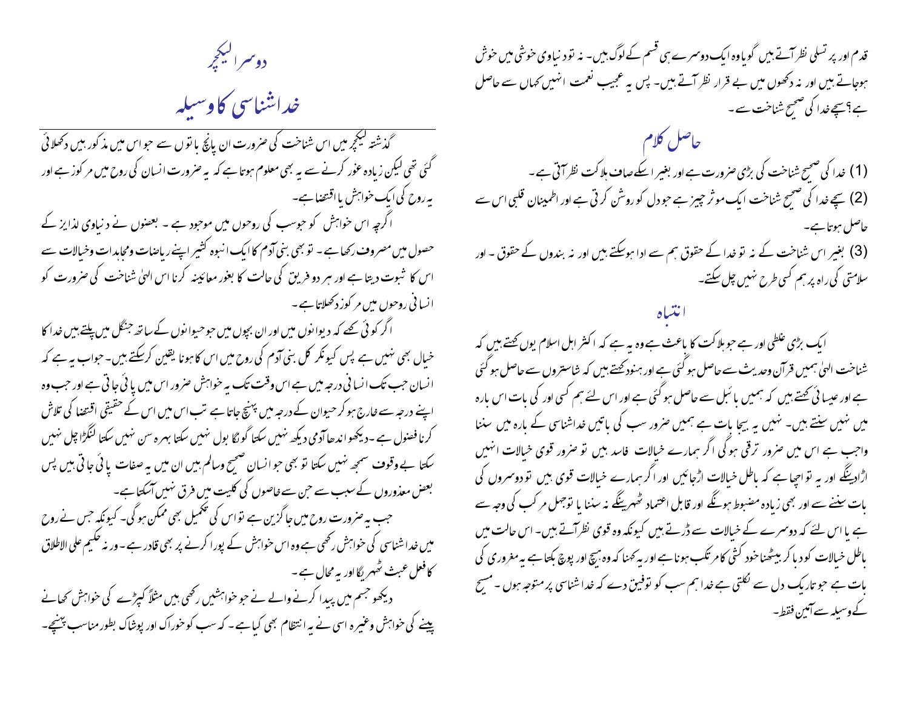قدم اور پر تسلی نظر آتے ہیں گویا وہ ایک دوسرے ہی قسم کے لوگ ہیں۔ نہ تو دنیاوی خوشی میں خوش ہوجاتے ہیں اور نہ دکھوں میں بے قرار نظر آتے ہیں۔ پس یہ عجیب نعمت انہیں کہاں سے حاصل ہے؟ سچے خدا کی صحیح شناخت سے۔

## حاصل کلام

(1) خدا کی صحیح شناخت کی بڑی ضرورت ہے اور بغیر اسکے صاف ہلاکت نظر آتی ہے۔

(2) سچے خدا کی صحیح شناخت ایک موثر چیز ہے جو دل کو روشن کرتی ہے اور اطمینان قلبی اس سے حاصل ہوتا ہے۔

(3) بغیر اس شناخت کے نہ تو خدا کے حقوق ہم سے ادا ہوسکتے ہیں اور نہ بندوں کے حقوق۔ اور سلامتی کی راہ پر ہم کسی طرح نہیں چل سکتے۔

## انتباہ

ایک بڑی غلطی اور ہے جو ہلاکت کا باعث ہے وہ یہ ہے کہ اکثر اہل اسلام یوں کہتے ہیں کہ شناخت الہیٰ ہمیں قرآن وحدیث سے حاصل ہوگئی ہے اور ہنود کہتے ہیں کہ شاستروں سے حاصل ہوگئی ہے اور عیسائی کہتے ہیں کہ ہمیں بائبل سے حاصل ہوگئی ہے اور اس لئے ہم کسی اور کی بات اس بارہ میں نہیں سنتے ہیں۔ نہیں یہ بیجا بات ہے ہمیں ضرور سب کی باتیں خداشناسی کے بارہ میں سننا واجب ہے اس میں ضرور ترقی ہوگی اگر ہمارے خیالات فاسد ہیں تو ضرور قوی خیالات انہیں اڑادینگے اور یہ تو اچھا ہے کہ باطل خیالات اڑجائیں اور اگر ہمارے خیالات قوی ہیں تو دوسروں کی بات سننے سے اور بھی زیادہ مضبوط ہونگے اور قابل اعتماد ٹھہرینگے نہ سننا یا توجہل مرکب کی وجہ سے ہے یا اس لئے کہ دوسرے کے خیالات سے ڈرتے ہیں کیونکہ وہ قوی نظر آتے ہیں۔ اس حالت میں باطل خیالات کو دبا کر بیٹھنا خود کشی کا مرتکب ہونا ہے اور یہ کہنا کہ وہ ہیچ اور پوچ بکتا ہے یہ مغروری کی بات ہے جو تاریک دل سے نکلتی ہے خدا ہم سب کو توفیق دے کہ خدا شناسی پر متوجہ ہوں۔ مسیح کے وسیلہ سے آمین فقط۔

# دوسرا لیکچر

## خداشناسی کا وسیلہ

گذشتہ لیکچر میں اس شناخت کی ضرورت ان پانچ باتوں سے جو اس میں مذکور ہیں دکھلائی گئی تھی لیکن زیادہ غور کرنے سے یہ بھی معلوم ہوتا ہے کہ یہ ضرورت انسان کی روح میں مرکوز ہے اور یہ روح کی ایک خواہش یا اقتضا ہے۔

اگرچہ اس خواہش کو جو سب کی روحوں میں موجود ہے ۔ بعضوں نے دنیاوی لذایز کے حصول میں مصروف رکھا ہے۔ تو بھی بنی آدم کا ایک انبوہ کثیر اپنے ریاضات ومجاہدات وخیالات سے اس کا ثبوت دیتا ہے اور ہر دو فریق کی حالت کا بغور معائینہ کرنا اس الہیٰ شناخت کی ضرورت کو انسانی روحوں میں مرکوز دکھلاتا ہے۔

اگر کوئی کہے کہ دیوانوں میں اور ان بچوں میں جو حیوانوں کے ساتھ جنگل میں پلتے ہیں خدا کا خیال بھی نہیں ہے پس کیونکر کل بنی آدم کی روح میں اس کا ہونا یقین کرسکتے ہیں۔ جواب یہ ہے کہ انسان جب تک انسانی درجہ میں ہے اس وقت تک یہ خواہش ضرور اس میں پائی جاتی ہے اور جب وہ اپنے درجہ سے خارج ہوکر حیوان کے درجہ میں پہنچ جاتا ہے تب اس میں اس کے حقیقی اقتضا کی تلاش کرنا فضول ہے۔ دیکھو اندھا آدمی دیکھ نہیں سکتا گونگا بول نہیں سکتا بہرہ سن نہیں سکتا لنگڑا چل نہیں سکتا بے وقوف سمجھ نہیں سکتا تو بھی جو انسان صحیح وسالم ہیں ان میں یہ صفات پائی جاتی ہیں پس بعض معذوروں کے سبب سے جن سے خاصوں کی کلیت میں فرق نہیں آسکتا ہے۔

جب یہ ضرورت روح میں جاگزین ہے تو اس کی تکمیل بھی ممکن ہوگی۔ کیونکہ جس نے روح میں خداشناسی کی خواہش رکھی ہے وہ اس خواہش کے پورا کرنے پر بھی قادر ہے۔ ورنہ حکیم علی الاطلاق کا فعل عبث ٹھہریگا اور یہ محال ہے۔

دیکھو جسم میں پیدا کرنے والے نے جو خواہشیں رکھی ہیں مثلاً کپڑے کی خواہش کھانے پینے کی خواہش وغیرہ اسی نے یہ انتظام بھی کیا ہے۔ کہ سب کو خوراک اور پوشاک بطور مناسب پہنچے۔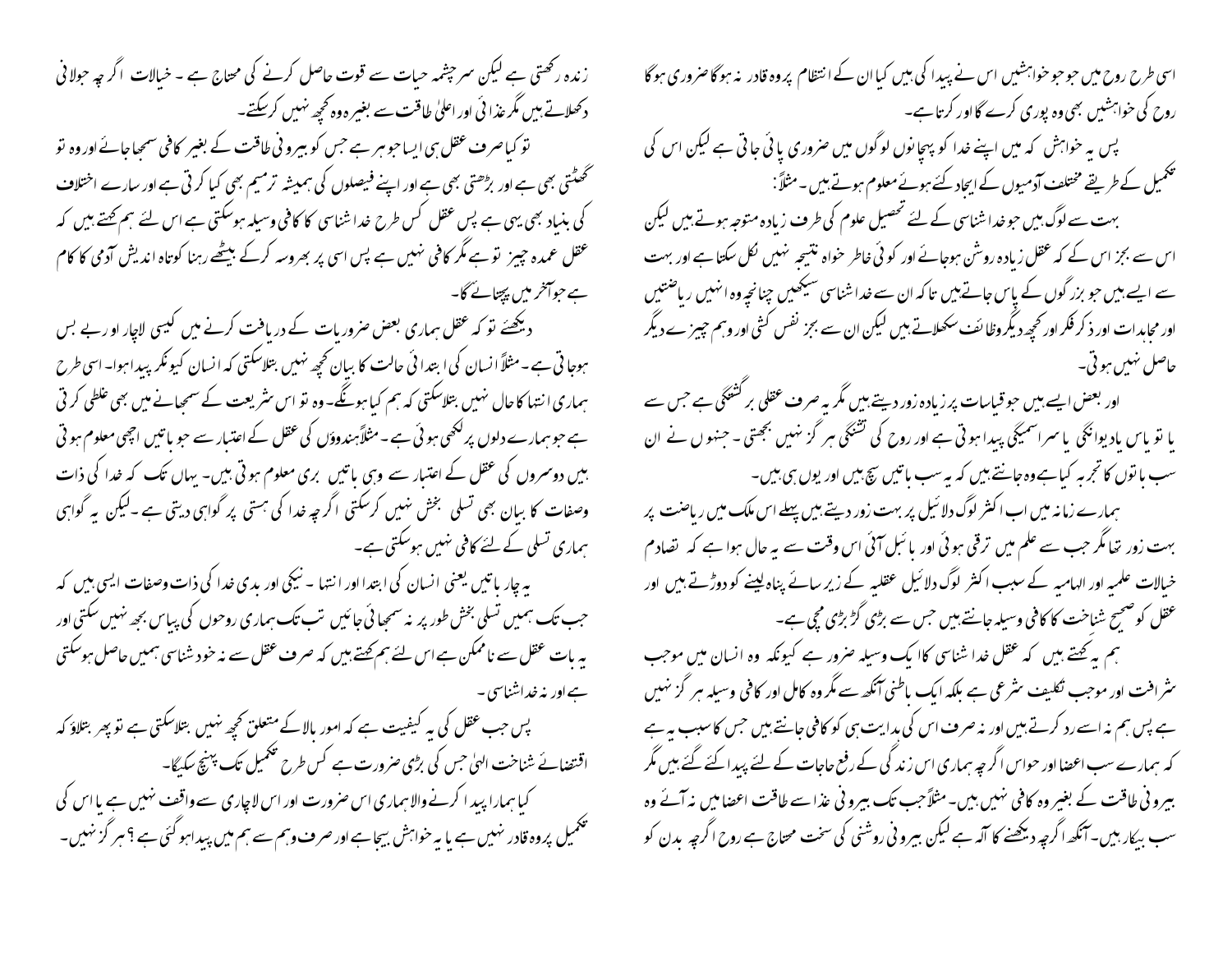اسی طرح روح میں جو جو خواہشیں اس نے پیدا کی ہیں کیا ان کے انتظام پر وہ قادر نہ ہو گا ضروری ہو گا روح کی خواہشیں بھی وہ پوری کرے گا اور کرتا ہے۔

پس یہ خواہش کہ میں اپنے خدا کو پہچانوں لوگوں میں ضروری پائی جاتی ہے لیکن اس کی تکمیل کے طریقے مختلف آدمیوں کے ایجاد کئے ہوئے معلوم ہوتے ہیں۔ مثلاً:

بہت سے لوگ ہیں جو خدا شناسی کے لئے تحصیل علوم کی طرف زیادہ متوجہ ہوتے ہیں لیکن اس سے بجز اس کے کہ عقل زیادہ روشن ہو جائے اور کوئی خاطر خواہ نتیجہ نہیں نکل سکتا ہے اور بہت سے ایسے ہیں جو بزرگوں کے پاس جاتے ہیں تاکہ ان سے خدا شناسی سیکھیں چنانچہ وہ انہیں ریاضتیں اور مجاہدات اور ذکر فکر اور کچھ دیگر وظائف سکھلاتے ہیں لیکن ان سے بجز نفس کشی اور وہم چیز ے دیگر حاصل نہیں ہوتی۔

اور بعض ایسے ہیں جو قیاسات پر زیادہ زور دیتے ہیں مگر یہ صرف عقلی بر گشتگی ہے جس سے یا تو یاس یا دیوانگی یا سراسیمگی پیدا ہوتی ہے اور روح کی تشنگی ہر گز نہیں بجھتی۔ جنہوں نے ان سب باتوں کا تجربہ کیا ہے وہ جانتے ہیں کہ یہ سب باتیں سچ ہیں اور یوں ہی ہیں۔

ہمارے زمانہ میں اب اکثر لوگ دلائل پر بہت زور دیتے ہیں پہلے اس ملک میں ریاضت پر بہت زور تھا مگر جب سے علم میں ترقی ہوئی اور بائبل آئی اس وقت سے یہ حال ہوا ہے کہ تصادم خیالات علمیہ اور الہامیہ کے سبب اکثر لوگ دلائل عقلیہ کے زیر سائے پناہ لینے کو دوڑتے ہیں اور عقل کو صحیح شناخت کا کافی وسیلہ جانتے ہیں جس سے بڑی گڑ بڑی مچی ہے۔

ہم یہ کہتے ہیں کہ عقل خدا شناسی کا ایک وسیلہ ضرور ہے کیونکہ وہ انسان میں موجب شرافت اور موجب تکلیف شرعی ہے بلکہ ایک باطنی آنکھ ہے مگر وہ کامل اور کافی وسیلہ ہر گز نہیں ہے پس ہم نہ اسے رد کرتے ہیں اور نہ صرف اس کی ہدایت ہی کو کافی جانتے ہیں جس کا سبب یہ ہے کہ ہمارے سب اعضا اور حواس اگرچہ ہماری اس زندگی کے رفع حاجات کے لئے پیدا کئے گئے ہیں مگر بیرونی طاقت کے بغیر وہ کافی نہیں ہیں۔ مثلاً جب تک بیرونی غذا سے طاقت اعضا میں نہ آئے وہ سب بیکار ہیں۔ آنکھ اگرچہ دیکھنے کا آلہ ہے لیکن بیرونی روشنی کی سخت محتاج ہے روح اگرچہ بدن کو زندہ رکھتی ہے لیکن سرچشمہ حیات سے قوت حاصل کرنے کی محتاج ہے۔ خیالات اگرچہ جولانی دکھلاتے ہیں مگر غذائی اور اعلیٰ طاقت سے بغیر وہ وہ کچھ نہیں کر سکتے۔

تو کیا صرف عقل ہی ایسا جوہر ہے جس کو بیرونی طاقت کے بغیر کافی سمجھا جائے اور وہ تو گھٹتی بھی ہے اور بڑھتی بھی ہے اور اپنے فیصلوں کی ہمیشہ ترمیم بھی کیا کرتی ہے اور سارے اختلاف کی بنیاد بھی یہی ہے پس عقل کس طرح خدا شناسی کا کافی وسیلہ ہو سکتی ہے اس لئے ہم کہتے ہیں کہ عقل عمدہ چیز تو ہے مگر کافی نہیں ہے پس اسی پر بھروسہ کرکے بیٹھے رہنا کوتاہ اندیش آدمی کا کام ہے جو آخر میں پچھتائے گا۔

دیکھئے تو کہ عقل ہماری بعض ضروریات کے دریافت کرنے میں کیسی لاچار اور بے بس ہو جاتی ہے۔ مثلاً انسان کی ابتدائی حالت کا بیان کچھ نہیں بتلا سکتی کہ انسان کیونکر پیدا ہوا۔ اسی طرح ہماری انتہا کا حال نہیں بتلا سکتی کہ ہم کیا ہونگے۔ وہ تو اس شریعت کے سمجھانے میں بھی غلطی کرتی ہے جو ہمارے دلوں پر لکھی ہوئی ہے۔ مثلاً ہندوؤں کی عقل کے اعتبار سے جو باتیں اچھی معلوم ہوتی ہیں دوسروں کی عقل کے اعتبار سے وہی باتیں بری معلوم ہوتی ہیں۔ یہاں تک کہ خدا کی ذات وصفات کا بیان بھی تسلی بخش نہیں کر سکتی اگرچہ خدا کی ہستی پر گواہی دیتی ہے۔ لیکن یہ گواہی ہماری تسلی کے لئے کافی نہیں ہو سکتی ہے۔

یہ چار باتیں یعنی انسان کی ابتدا اور انتہا۔ نیکی اور بدی خدا کی ذات وصفات ایسی ہیں کہ جب تک ہمیں تسلی بخش طور پر نہ سمجھائی جائیں تب تک ہماری روحوں کی پیاس بجھ نہیں سکتی اور یہ بات عقل سے ناممکن ہے اس لئے ہم کہتے ہیں کہ صرف عقل سے نہ خود شناسی ہمیں حاصل ہو سکتی ہے اور نہ خدا شناسی۔

پس جب عقل کی یہ کیفیت ہے کہ امور بالا کے متعلق کچھ نہیں بتلا سکتی ہے تو پھر بتلاؤ کہ اقتضائے شناخت الہیٰ جس کی بڑی ضرورت ہے کس طرح تکمیل تک پہنچ سکیگا۔

کیا ہمارا پیدا کرنے والا ہماری اس ضرورت اور اس لاچاری سے واقف نہیں ہے یا اس کی تکمیل پر وہ قادر نہیں ہے یا یہ خواہش بیجا ہے اور صرف وہم سے ہم میں پیدا ہو گئی ہے؟ ہر گز نہیں۔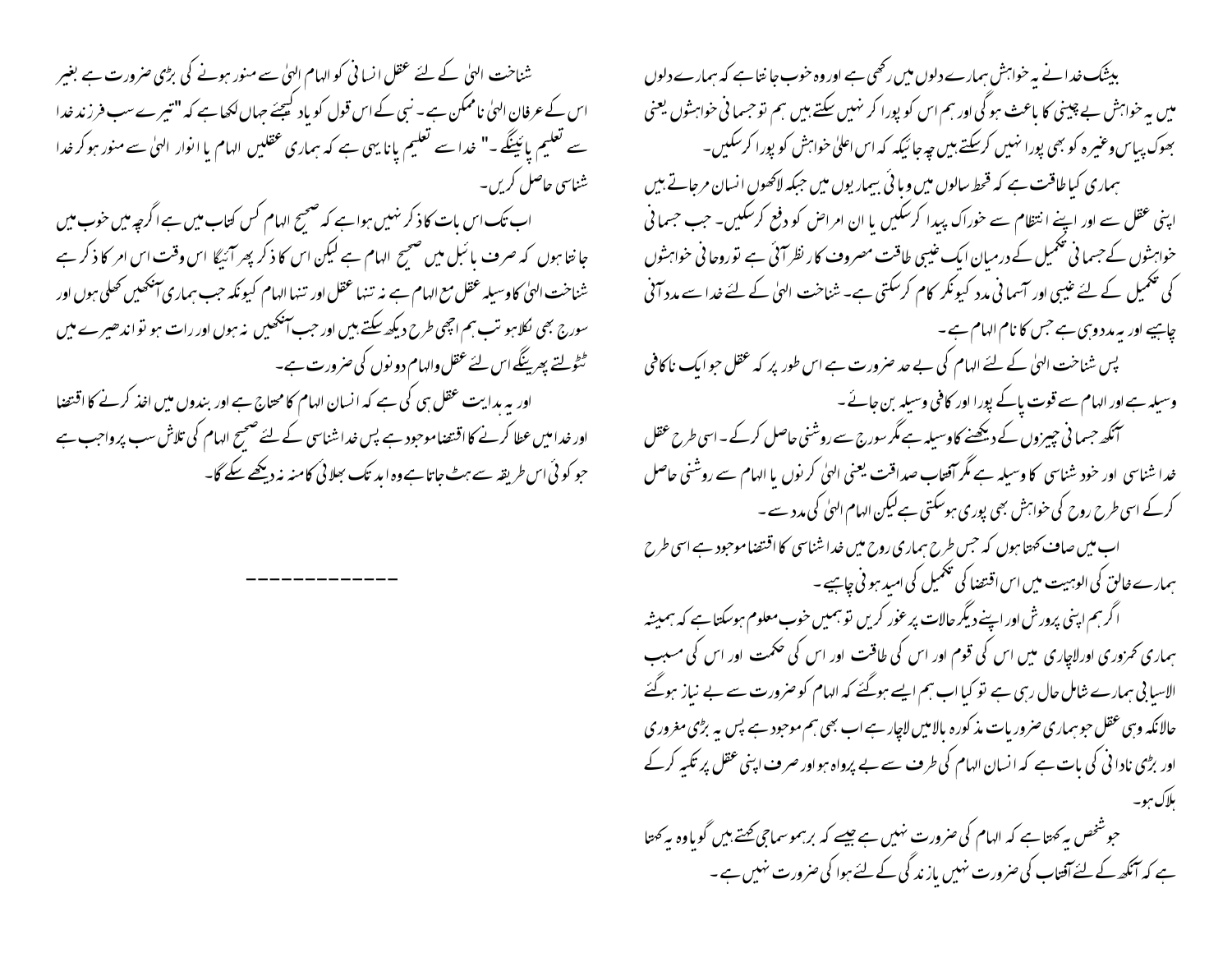بیشک خدا نے یہ خواہش ہمارے دلوں میں رکھی ہے اور وہ خوب جانتا ہے کہ ہمارے دلوں میں یہ خواہش بے چینی کا باعث ہوگی اور ہم اس کو پورا کر نہیں سکتے ہیں ہم تو جسمانی خواہشوں یعنی بھوک پیاس وغیرہ کو بھی پورا نہیں کرسکتے ہیں چہ جائیکہ کہ اس اعلیٰ خواہش کو پورا کرسکیں۔

ہماری کیا طاقت ہے کہ قحط سالوں میں وبائی بیماریوں میں جبکہ لاکھوں انسان مرجاتے ہیں اپنی عقل سے اور اپنے انتظام سے خوراک پیدا کرسکیں یا ان امراض کو دفع کرسکیں۔ جب جسمانی خواہشوں کے جسمانی تکمیل کے درمیان ایک غیبی طاقت مصروف کار نظر آئی ہے تو روحانی خواہشوں کی تکمیل کے لئے غیبی اور آسمانی مدد کیونکر کام کرسکتی ہے۔ شناخت الہیٰ کے لئے خدا سے مدد آنی چاہیے اور یہ مدد وہی ہے جس کا نام الہام ہے۔

پس شناخت الہیٰ کے لئے الہام کی بے حد ضرورت ہے اس طور پر کہ عقل جو ایک ناکافی وسیلہ ہے اور الہام سے قوت پاکے پورا اور کافی وسیلہ بن جائے۔

آنکھ جسمانی چیزوں کے دیکھنے کا وسیلہ ہے مگر سورج سے روشنی حاصل کرکے۔ اسی طرح عقل خدا شناسی اور خود شناسی کا وسیلہ ہے مگر آفتاب صداقت یعنی الہیٰ کرنوں یا الہام سے روشنی حاصل کرکے اسی طرح روح کی خواہش بھی پوری ہوسکتی ہے لیکن الہام الہیٰ کی مدد سے۔

اب میں صاف کہتا ہوں کہ جس طرح ہماری روح میں خدا شناسی کا اقتضا موجود ہے اسی طرح ہمارے خالق کی الوہیت میں اس اقتضا کی تکمیل کی امید ہونی چاہیے۔

اگر ہم اپنی پرورش اور اپنے دیگر حالات پر غور کریں تو ہمیں خوب معلوم ہوسکتا ہے کہ ہمیشہ ہماری کمزوری اور لاچاری میں اس کی قوم اور اس کی طاقت اور اس کی حکمت اور اس کی مسبب الاسبابی ہمارے شامل حال رہی ہے تو کیا اب ہم ایسے ہوگئے کہ الہام کو ضرورت سے بے نیاز ہوگئے حالانکہ وہی عقل جو ہماری ضروریات مذکورہ بالا میں لاچار ہے اب بھی ہم موجود ہے پس یہ بڑی مغروری اور بڑی نادانی کی بات ہے کہ انسان الہام کی طرف سے بے پرواہ ہو اور صرف اپنی عقل پر تکیہ کرکے ہلاک ہو۔

جو شخص یہ کہتا ہے کہ الہام کی ضرورت نہیں ہے جیسے کہ برہمو سماجی کہتے ہیں گویا وہ یہ کہتا ہے کہ آنکھ کے لئے آفتاب کی ضرورت نہیں یا زندگی کے لئے ہوا کی ضرورت نہیں ہے۔

شناخت الہیٰ کے لئے عقل انسانی کو الہام الہیٰ سے منور ہونے کی بڑی ضرورت ہے بغیر اس کے عرفان الہیٰ ناممکن ہے۔ نبی کے اس قول کو یاد کیجئے جہاں لکھا ہے کہ "تیرے سب فرزند خدا سے تعلیم پائینگے۔" خدا سے تعلیم پانا یہی ہے کہ ہماری عقلیں الہام یا انوار الہیٰ سے منور ہوکر خدا شناسی حاصل کریں۔

اب تک اس بات کا ذکر نہیں ہوا ہے کہ صحیح الہام کس کتاب میں ہے اگرچہ میں خوب میں جانتا ہوں کہ صرف بائبل میں صحیح الہام ہے لیکن اس کا ذکر پھر آئیگا اس وقت اس امر کا ذکر ہے شناخت الہیٰ کا وسیلہ عقل مع الہام ہے نہ تنہا عقل اور تنہا الہام کیونکہ جب ہماری آنکھیں کھلی ہوں اور سورج بھی نکلا ہو تب ہم اچھی طرح دیکھ سکتے ہیں اور جب آنکھیں نہ ہوں اور رات ہو تو اندھیرے میں ٹٹولتے پھرینگے اس لئے عقل والہام دونوں کی ضرورت ہے۔

اور یہ ہدایت عقل ہی کی ہے کہ انسان الہام کا محتاج ہے اور بندوں میں اخذ کرنے کا اقتضا اور خدا میں عطا کرنے کا اقتضا موجود ہے پس خدا شناسی کے لئے صحیح الہام کی تلاش سب پر واجب ہے جو کوئی اس طریقہ سے ہٹ جاتا ہے وہ ابد تک بھلائی کا منہ نہ دیکھنے سکے گا۔

------------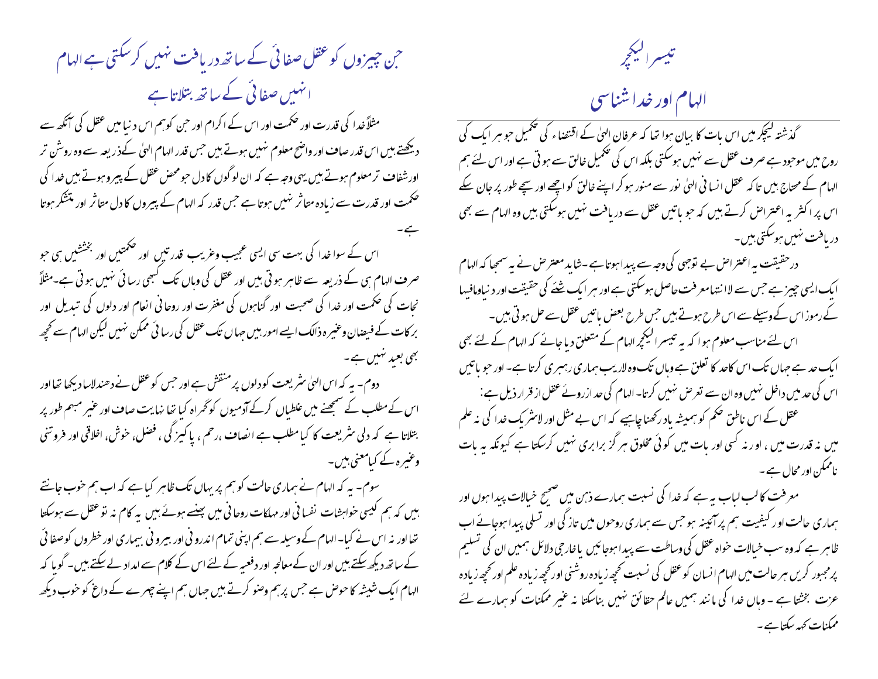# تیسرا لیکچر

## الہام اور خدا شناسی

گذشتہ لیکچر میں اس بات کا بیان ہوا تھا کہ عرفان الہیٰ کے اقتضاء کی تکمیل جو ہر ایک کی روح میں موجود ہے صرف عقل سے نہیں ہوسکتی بلکہ اس کی تکمیل خالق سے ہوتی ہے اور اس لئے ہم الہام کے محتاج ہیں تاکہ عقل انسانی الہیٰ نور سے منور ہو کر اپنے خالق کو اچھے اور سچے طور پر جان سکے اس پر اکثر یہ اعتراض کرتے ہیں کہ جو باتیں عقل سے دریافت نہیں ہوسکتی ہیں وہ الہام سے بھی دریافت نہیں ہوسکتی ہیں۔

درحقیقت یہ اعتراض بے توجہی کی وجہ سے پیدا ہوتا ہے۔شاید معترض نے یہ سمجھا کہ الہام ایک ایسی چیز ہے جس سے لاانتہامعرفت حاصل ہوسکتی ہے اور ہر ایک شئے کی حقیقت اور دنیاومافیہا کے رموز اس کے وسیلے سے اس طرح ہوتے ہیں جس طرح بعض باتیں عقل سے حل ہوتی ہیں۔

اس لئے مناسب معلوم ہوا کہ یہ تیسرا لیکچر الہام کے متعلق دیا جائے کہ الہام کے لئے بھی ایک حد ہے جہاں تک اس کا حد کا تعلق ہے وہاں تک وہ لاریب ہماری رہبری کرتا ہے۔ اور جو باتیں اس کی حد میں داخل نہیں وہ ان سے تعرض نہیں کرتا۔ الہام کی حد ازروئے عقل از قرار ذیل ہے:

عقل کے اس ناطق حکم کو ہمیشہ یاد رکھنا چاہیے کہ اس بے مثل اور لاشریک خدا کی نہ علم میں نہ قدرت میں ، اور نہ کسی اور بات میں کوئی مخلوق ہر گز برابری نہیں کرسکتا ہے کیونکہ یہ بات ناممکن اور محال ہے۔

معرفت کا لب لباب یہ ہے کہ خدا کی نسبت ہمارے ذہن میں صحیح خیالات پیدا ہوں اور ہماری حالت اور کیفیت ہم پر آئینہ ہو جس سے ہماری روحوں میں تازگی اور تسلی پیدا ہوجائے اب ظاہر ہے کہ وہ سب خیالات خواہ عقل کی وساطت سے پیدا ہوجائیں یا خارجی دلائل ہمیں ان کی تسلیم پر مجبور کریں ہر حالت میں الہام انسان کو عقل کی نسبت کچھ زیادہ روشنی اور کچھ زیادہ علم اور کچھ زیادہ عزت بخشتا ہے ۔ وہاں خدا کی مانند ہمیں عالم حقائق نہیں بناسکتا نہ غیر ممکنات کو ہمارے لئے ممکنات کہہ سکتا ہے۔

### جن چیزوں کو عقل صفائی کے ساتھ دریافت نہیں کرسکتی ہے الہام انہیں صفائی کے ساتھ بتلاتا ہے

مثلاً خدا کی قدرت اور حکمت اور اس کے اکرام اور جن کو ہم اس دنیا میں عقل کی آنکھ سے دیکھتے ہیں اس قدر صاف اور واضح معلوم نہیں ہوتے ہیں جس قدر الہام الہیٰ کے ذریعہ سے وہ روشن تر اورشفاف تر معلوم ہوتے ہیں یہی وجہ ہے کہ ان لوگوں کا دل جو محض عقل کے پیرو ہوتے ہیں خدا کی حکمت اور قدرت سے زیادہ متاثر نہیں ہوتا ہے جس قدر کہ الہام کے پیروں کا دل متاثر اور متشکر ہوتا ہے۔

اس کے سوا خدا کی بہت سی ایسی عجیب وغریب قدرتیں اور حکمتیں اور بخششیں ہی جو صرف الہام ہی کے ذریعہ سے ظاہر ہوتی ہیں اور عقل کی وہاں تک کبھی رسائی نہیں ہوتی ہے۔مثلاً نجات کی حکمت اور خدا کی صحبت اور گناہوں کی مغفرت اور روحانی انعام اور دلوں کی تبدیل اور برکات کے فیضان وغیرہ ذالک ایسے امور ہیں جہاں تک عقل کی رسائی ممکن نہیں لیکن الہام سے کچھ بھی بعید نہیں ہے۔

دوم۔ یہ کہ اس الہیٰ شریعت کو دلوں پر منقش ہے اور جس کو عقل نے دھندلاسا دیکھا تھا اور اس کے مطلب کے سمجھنے میں غلطیاں کرکے آدمیوں کو گمراہ کیا تھا نہایت صاف اور غیر مبہم طور پر بتلاتا ہے کہ دلی شریعت کا کیا مطلب ہے انصاف ،رحم ، پاکیزگی ، فضل، خوش، اخلاقی اور فروتنی وغیرہ کے کیا معنی ہیں۔

سوم۔ یہ کہ الہام نے ہماری حالت کو ہم پر یہاں تک ظاہر کیا ہے کہ اب ہم خوب جانتے ہیں کہ ہم کیسی خواہشات نفسانی اور مہلکات روحانی میں پھنسے ہوئے ہیں یہ کام نہ تو عقل سے ہوسکتا تھا اور نہ اس نے کیا۔ الہام کے وسیلہ سے ہم اپنی تمام اندرونی اور بیرونی بیماری اور خطروں کو صفائی کے ساتھ دیکھ سکتے ہیں اور ان کے معالجہ اور دفعیہ کے لئے اس کے کلام سے امداد لے سکتے ہیں۔ گویا کہ الہام ایک شیشہ کا حوض ہے جس پر ہم وضو کرتے ہیں جہاں ہم اپنے چہرے کے داغ کو خوب دیکھ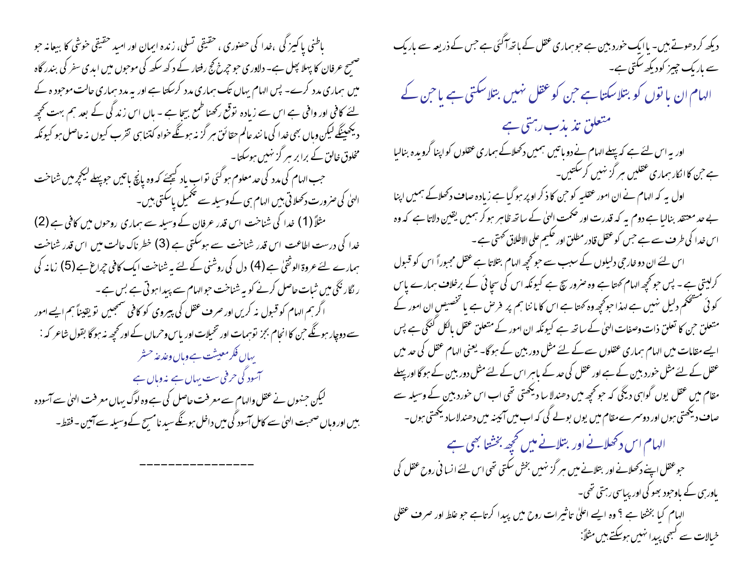دیکھ کردھوتے ہیں۔ یا ایک خوردبین ہے جو ہماری عقل کے ہاتھ آگئی ہے جس کے ذریعہ سے باریک سے باریک چیز کو دیکھ سکتی ہے۔

## الہام ان باتوں کو بتلاسکتا ہے جن کو عقل نہیں بتلاسکتی ہے یا جن کے متعلق تذبذب رہتی ہے

اور یہ اس لئے ہے کہ پہلے الہام نے دو باتیں ہمیں دکھلاکے ہماری عقلوں کو اپنا گرویدہ بنالیا ہے جن کا انکار ہماری عقلیں ہرگز نہیں کرسکتیں۔

اول یہ کہ الہام نے ان امور عقلیہ کو جن کا ذکر اوپر ہوگیا ہے زیادہ صاف دکھلاکے ہمیں اپنا بے حد معتقد بنالیا ہے دوم یہ کہ قدرت اور حکمت الہیٰ کے ساتھ ظاہر ہو کر ہمیں یقین دلاتا ہے کہ وہ اس خدا کی طرف سے ہے جس کو عقل قادر مطلق اور حکیم علی الاطلاق کہتی ہے۔

اس لئے ان دو خارجی دلیلوں کے سبب سے جو کچھ الہام بتلاتا ہے عقل مجبوراً اس کو قبول کرلیتی ہے۔ پس جو کچھ الہام کہتا ہے وہ ضرور سچ ہے کیونکہ اس کی سچائی کے برخلاف ہمارے پاس کوئی مستحکم دلیل نہیں ہے لہذا جو کچھ وہ کہتا ہے اس کا ماننا ہم پر فرض ہے یا تخصیص ان امور کے متعلق جن کا تعلق ذات وصفات الہیٰ کے ساتھ ہے کیونکہ ان امور کے متعلق عقل بالکل لنگی ہے پس ایسے مقامات میں الہام ہماری عقلوں سے کے لئے مثل دوربین کے ہوگا۔ یعنی الہام عقل کی حد میں عقل کے لئے مثل خوردبین کے ہے اور عقل کی حد کے باہر اس کے لئے مثل دوربین کے ہوگا اور پہلے مقام میں عقل یوں گواہی دیگی کہ جو کچھ میں دھندلا سا دیکھتی تھی اب اس خوردبین کے وسیلہ سے صاف دیکھتی ہوں اور دوسرے مقام میں یوں بولے گی کہ اب میں آئینہ میں دھندلا سا دیکھتی ہوں۔

## الہام اس دکھلانے اور بتلانے میں کچھ بخشتا بھی ہے

جو عقل اپنے دکھلانے اور بتلانے میں ہرگز نہیں بخش سکتی تھی اس لئے انسانی روح عقل کی یاوری کے باوجود بھوکی اور پیاسی رہتی تھی۔

الہام کیا بخشتا ہے ؟ وہ ایسے اعلیٰ تاثیرات روح میں پیدا کرتاہے جو غلط اور صرف عقلی خیالات سے کبھی پیدا نہیں ہوسکتے ہیں مثلاً:

باطنی پاکیزگی ،خدا کی حضوری ، حقیقی تسلی ، زندہ ایمان اور امید حقیقی خوشی کا بیعانہ جو صحیح عرفان کا پہلا پھل ہے۔ دلاوری جو چرخ کج رفتار کے دکھ سکھ کی موجوں میں ابدی سفر کی بندرگاہ میں ہماری مدد کرے۔ پس الہام یہاں تک ہماری مدد کرسکتا ہے اور یہ مدد ہماری حالت موجودہ کے لئے کافی اور وافی ہے اس سے زیادہ توقع رکھنا طمع بیجا ہے ۔ ہاں اس زندگی کے بعد ہم بہت کچھ دیکھینگے لیکن وہاں بھی خدا کی مانند عالم حقائق ہرگز نہ ہونگے خواہ کتناہی تقرب کیوں نہ حاصل ہو کیونکہ مخلوق خالق کے برابر ہرگز نہیں ہوسکتا۔

جب الہام کی مدد کی حد معلوم ہوگئی تواب یاد کیجئے کہ وہ پانچ باتیں جو پہلے لیکچر میں شناخت الہیٰ کی ضرورت دکھلاتی ہیں الہام ہی کے وسیلہ سے تکمیل پاسکتی ہیں۔

مثلاً (1) خدا کی شناخت اس قدر عرفان کے وسیلہ سے ہماری روحوں میں کافی ہے (2) خدا کی درست اطاعت اس قدر شناخت سے ہوسکتی ہے (3) خطرناک حالت میں اس قدر شناخت ہمارے لئے عروۃ الوثقیٰ ہے (4) دل کی روشنی کے لئے یہ شناخت ایک کافی چراغ ہے (5) زمانہ کی رنگارنگی میں ثبات حاصل کرنے کو یہ شناخت جو الہام سے پیدا ہوتی ہے بس ہے۔

اگر ہم الہام کو قبول نہ کریں اور صرف عقل کی پیروی کو کافی سمجھیں تو یقیناً ہم ایسے امور سے دوچار ہونگے جن کا انجام بجز توہمات اور تخیلات اور یاس وحرماں کے اور کچھ نہ ہوگا بقول شاعر کہ :

یہاں فکر معیشت ہے وہاں وغدغہ حشر  
آسودگی حرفی ست یہاں ہے نہ وہاں ہے

لیکن جنہوں نے عقل والہام سے معرفت حاصل کی ہے وہ لوگ یہاں معرفت الہیٰ سے آسودہ ہیں اور وہاں صحبت الہیٰ سے کامل آسودگی میں داخل ہونگے سیدنا مسیح کے وسیلہ سے آمین ۔ فقط۔

---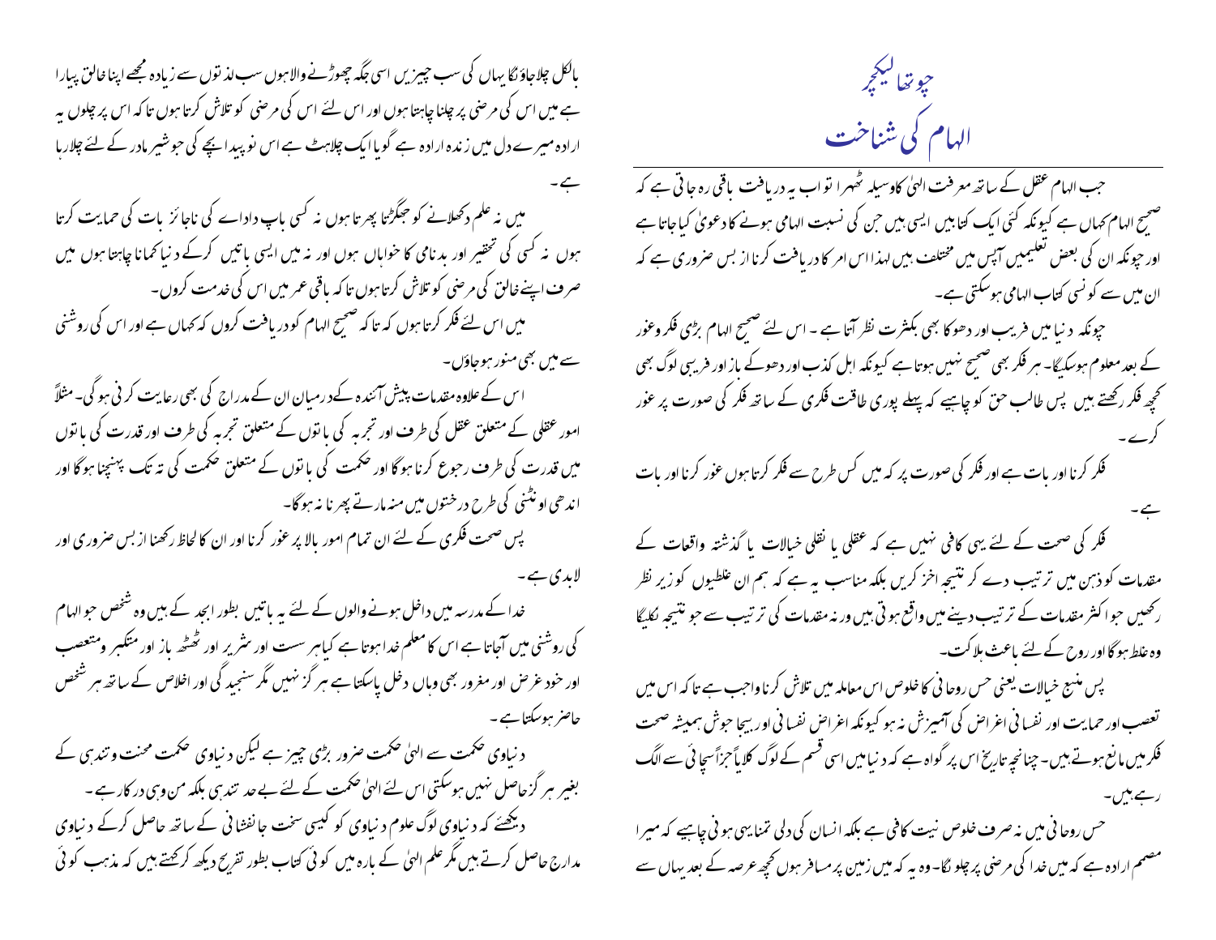# چوتھا لیکچر

## الہام کی شناخت

جب الہام عقل کے ساتھ معرفت الہیٰ کا وسیلہ ٹھہرا تو اب یہ دریافت باقی رہ جاتی ہے کہ صحیح الہام کہاں ہے کیونکہ کئی ایک کتابیں ایسی ہیں جن کی نسبت الہامی ہونے کا دعویٰ کیا جاتا ہے اور چونکہ ان کی بعض تعلیمیں آپس میں مختلف ہیں لہذا اس امر کا دریافت کرنا از بس ضروری ہے کہ ان میں سے کونسی کتاب الہامی ہوسکتی ہے۔

چونکہ دنیا میں فریب اور دھوکا بھی بکثرت نظر آتا ہے۔ اس لئے صحیح الہام بڑی فکر وعور کے بعد معلوم ہوسکیگا۔ ہر فکر بھی صحیح نہیں ہوتا ہے کیونکہ اہل کذب اور دھوکے باز اور فریبی لوگ بھی کچھ فکر رکھتے ہیں پس طالب حق کو چاہیے کہ پہلے پوری طاقت فکری کے ساتھ فکر کی صورت پر عور کرے۔

فکر کرنا اور بات ہے اور فکر کی صورت پر کہ میں کس طرح سے فکر کرتا ہوں عور کرنا اور بات ہے۔

فکر کی صحت کے لئے یہی کافی نہیں ہے کہ عقلی یا نقلی خیالات یا گذشتہ واقعات کے مقدمات کو ذہن میں ترتیب دے کر نتیجہ اخز کریں بلکہ مناسب یہ ہے کہ ہم ان غلطیوں کو زیر نظر رکھیں جو اکثر مقدمات کے ترتیب دینے میں واقع ہوتی ہیں ورنہ مقدمات کی ترتیب سے جو نتیجہ نکلیگا وہ غلط ہوگا اور روح کے لئے باعث ہلاکت۔

پس منبع خیالات یعنی حس روحانی کا خلوص اس معاملہ میں تلاش کرنا واجب ہے تاکہ اس میں تعصب اور حمایت اور نفسانی اغراض کی آمیزش نہ ہو کیونکہ اغراض نفسانی اور بیجا جوش ہمیشہ صحت فکر میں مانع ہوتے ہیں۔ چنانچہ تاریخ اس پر گواہ ہے کہ دنیا میں اسی قسم کے لوگ کلاًجزاً سچائی سے الگ رہے ہیں۔

حس روحانی میں نہ صرف خلوص نیت کافی ہے بلکہ انسان کی دلی تمنا یہی ہونی چاہیے کہ میرا مصمم ارادہ ہے کہ میں خدا کی مرضی پر چلونگا۔ وہ یہ کہ میں زمین پر مسافر ہوں کچھ عرصہ کے بعد یہاں سے بالکل چلاجاؤنگا یہاں کی سب چیزیں اسی جگہ چھوڑنے والاہوں سب لذتوں سے زیادہ مجھے اپنا خالق پیارا ہے میں اس کی مرضی پر چلنا چاہتا ہوں اور اس لئے اس کی مرضی کو تلاش کرتا ہوں تاکہ اس پر چلوں یہ ارادہ میرے دل میں زندہ ارادہ ہے گویا ایک چلاہٹ ہے اس نوپیدا بچے کی جو شیر مادر کے لئے چلارہا ہے۔

میں نہ علم دکھلانے کو جھگڑتا پھرتا ہوں نہ کسی باپ دادے کی ناجائز بات کی حمایت کرتا ہوں نہ کسی کی تحقیر اور بدنامی کا خواہاں ہوں اور نہ میں ایسی باتیں کرکے دنیا کمانا چاہتا ہوں میں صرف اپنے خالق کی مرضی کو تلاش کرتا ہوں تاکہ باقی عمر میں اس کی خدمت کروں۔

میں اس لئے فکر کرتا ہوں کہ تاکہ صحیح الہام کو دریافت کروں کہ کہاں ہے اور اس کی روشنی سے میں بھی منور ہوجاؤں۔

اس کے علاوہ مقدمات پیش آئندہ کےدرمیان ان کے مدراج کی بھی رعایت کرنی ہوگی۔ مثلاً امور عقلی کے متعلق عقل کی طرف اور تجربہ کی باتوں کے متعلق تجربہ کی طرف اور قدرت کی باتوں میں قدرت کی طرف رجوع کرنا ہوگا اور حکمت کی باتوں کے متعلق حکمت کی تہ تک پہنچنا ہوگا اور اندھی اونٹنی کی طرح درختوں میں منہ مارتے پھرنا نہ ہوگا۔

پس صحت فکری کے لئے ان تمام امور بالا پر عور کرنا اور ان کا لحاظ رکھنا از بس ضروری اور لابدی ہے۔

خدا کے مدرسہ میں داخل ہونے والوں کے لئے یہ باتیں بطور ابجد کے ہیں وہ شخص جو الہام کی روشنی میں آجاتا ہے اس کا معلم خدا ہوتا ہے کیاہر سست اور شریر اور ٹھٹھ باز اور متکبر ومتعصب اور خود غرض اور مغرور بھی وہاں دخل پاسکتا ہے ہر گز نہیں مگر سنجید گی اور اخلاص کے ساتھ ہر شخص حاضر ہوسکتا ہے۔

دنیاوی حکمت سے الہیٰ حکمت ضرور بڑی چیز ہے لیکن دنیاوی حکمت محنت وتندہی کے بغیر ہرگز حاصل نہیں ہوسکتی اس لئے الہیٰ حکمت کے لئے بے حد تندہی بلکہ من وہی درکار ہے۔

دیکھئے کہ دنیاوی لوگ علوم دنیاوی کو کیسی سخت جانفشانی کے ساتھ حاصل کرکے دنیاوی مدارج حاصل کرتے ہیں مگر علم الہیٰ کے بارہ میں کوئی کتاب بطور تفریح دیکھ کرکہتے ہیں کہ مذہب کوئی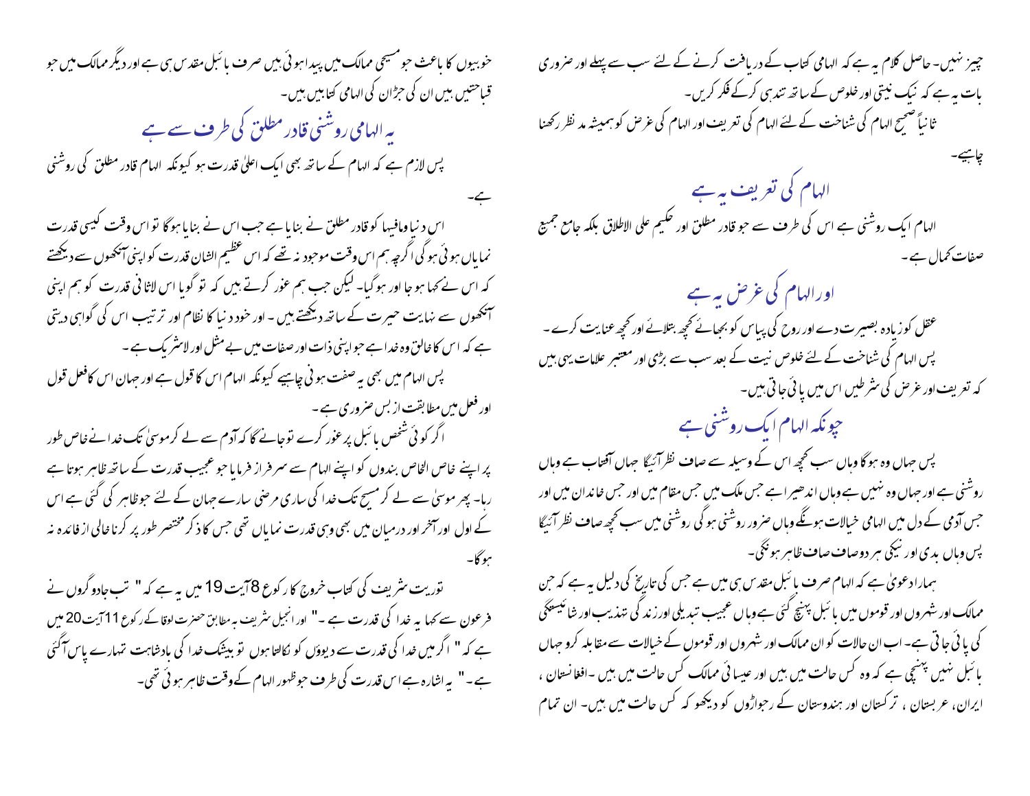چیز نہیں۔ حاصل کلام یہ ہے کہ الہامی کتاب کے دریافت کرنے کے لئے سب سے پہلے اور ضروری بات یہ ہے کہ نیک نیتی اور خلوص کے ساتھ تندہی کرکے فکر کریں۔

ثانیاً صحیح الہام کی شناخت کے لئے الہام کی تعریف اور الہام کی غرض کو ہمیشہ مد نظر رکھنا چاہیے۔

## الہام کی تعریف یہ ہے

الہام ایک روشنی ہے اس کی طرف سے جو قادر مطلق اور حکیم علی الاطلاق بلکہ جامع جمیع صفات کمال ہے۔

## اور الہام کی غرض یہ ہے

عقل کو زیادہ بصیرت دے اور روح کی پیاس کو بجھائے کچھ بتلائے اور کچھ عنایت کرے۔ پس الہام کی شناخت کے لئے خلوص نیت کے بعد سب سے بڑی اور معتبر علامات یہی ہیں کہ تعریف اور غرض کی شرطیں اس میں پائی جاتی ہیں۔

## چونکہ الہام ایک روشنی ہے

پس جہاں وہ ہوگا وہاں سب کچھ اس کے وسیلہ سے صاف نظر آئیگا جہاں آفتاب ہے وہاں روشنی ہے اور جہاں وہ نہیں ہے وہاں اندھیرا ہے جس ملک میں جس مقام میں اور جس خاندان میں اور جس آدمی کے دل میں الہامی خیالات ہونگے وہاں ضرور روشنی ہوگی روشنی میں سب کچھ صاف نظر آئیگا پس وہاں بدی اور نیکی ہر دو صاف صاف ظاہر ہونگی۔

ہمارا دعویٰ ہے کہ الہام صرف بائبل مقدس ہی میں ہے جس کی تاریخ کی دلیل یہ ہے کہ جن ممالک اور شہروں اور قوموں میں بائبل پہنچ گئی ہے وہاں عجیب تبدیلی اور زندگی کی تہذیب اور شائستگی کی پائی جاتی ہے۔ اب ان حالات کو ان ممالک اور شہروں اور قوموں کے خیالات سے مقابلہ کرو جہاں بائبل نہیں پہنچی ہے کہ وہ کس حالت میں ہیں اور عیسائی ممالک کس حالت میں ہیں۔ افغانستان، ایران، عربستان، ترکستان اور ہندوستان کے رجواڑوں کو دیکھو کہ کس حالت میں ہیں۔ ان تمام خوبیوں کا باعث جو مسیحی ممالک میں پیدا ہوئی ہیں صرف بائبل مقدس ہی ہے اور دیگر ممالک میں جو قباحتیں ہیں ان کی جڑان کی الہامی کتابیں ہیں۔

## یہ الہامی روشنی قادر مطلق کی طرف سے ہے

پس لازم ہے کہ الہام کے ساتھ بھی ایک اعلیٰ قدرت ہو کیونکہ الہام قادر مطلق کی روشنی ہے۔

اس دنیا ومافیہا کو قادر مطلق نے بنایا ہے جب اس نے بنایا ہوگا تو اس وقت کیسی قدرت نمایاں ہوئی ہوگی اگرچہ ہم اس وقت موجود نہ تھے کہ اس عظیم الشان قدرت کو اپنی آنکھوں سے دیکھتے کہ اس نے کہا ہو جا اور ہوگیا۔ لیکن جب ہم غور کرتے ہیں کہ تو گویا اس لاثانی قدرت کو ہم اپنی آنکھوں سے نہایت حیرت کے ساتھ دیکھتے ہیں۔ اور خود دنیا کا نظام اور ترتیب اس کی گواہی دیتی ہے کہ اس کا خالق وہ خدا ہے جو اپنی ذات اور صفات میں بے مثل اور لاشریک ہے۔

پس الہام میں بھی یہ صفت ہونی چاہیے کیونکہ الہام اس کا قول ہے اور جہان اس کا فعل قول اور فعل میں مطابقت از بس ضروری ہے۔

اگر کوئی شخص بائبل پر غور کرے تو جانے گا کہ آدم سے لے کر موسیٰ تک خدا نے خاص طور پر اپنے خاص الخاص بندوں کو اپنے الہام سے سرفراز فرمایا جو عجیب قدرت کے ساتھ ظاہر ہوتا رہا۔ پھر موسیٰ سے لے کر مسیح تک خدا کی ساری مرضی سارے جہان کے لئے جو ظاہر کی گئی ہے اس کے اول اور آخر اور درمیان میں بھی وہی قدرت نمایاں تھی جس کا ذکر مختصر طور پر کرنا خالی از فائدہ نہ ہوگا۔

توریت شریف کی کتاب خروج کا رکوع 8 آیت 19 میں یہ ہے کہ " تب جادوگروں نے فرعون سے کہا یہ خدا کی قدرت ہے۔" اور انجیل شریف بہ مطابق حضرت لوقا کے رکوع 11 آیت 20 میں ہے کہ " اگر میں خدا کی قدرت سے دیوؤں کو نکالتا ہوں تو بیشک خدا کی بادشاہت تمہارے پاس آگئی ہے۔" یہ اشارہ ہے اس قدرت کی طرف جو ظہور الہام کے وقت ظاہر ہوئی تھی۔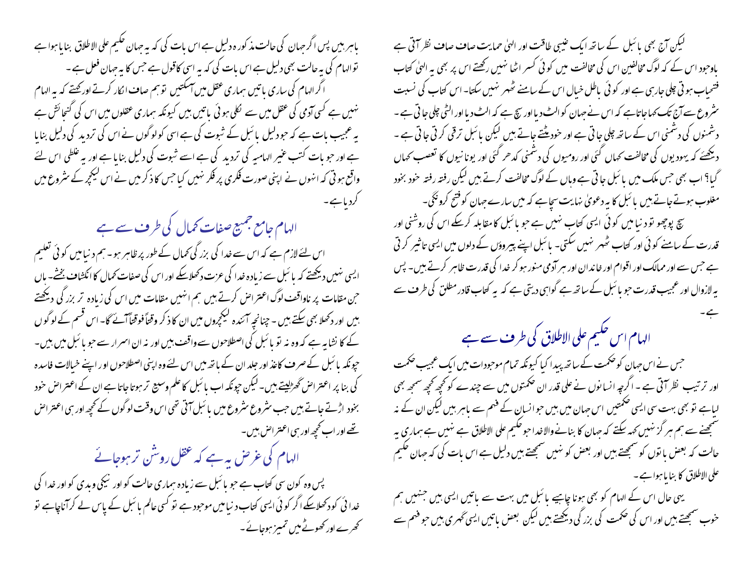لیکن آج بھی بائبل کے ساتھ ایک غیبی طاقت اور الہیٰ حمایت صاف صاف نظر آتی ہے باوجود اس کے کہ لوگ مخالفین اس کی مخالفت میں کوئی کسر اٹھا نہیں رکھتے اس پر بھی یہ الہیٰ کتاب فتحیاب ہوتی چلی جارہی ہے اور کوئی باطل خیال اس کے سامنے ٹھہر نہیں سکتا۔ اس کتاب کی نسبت شروع سے آج تک کہا جاتا ہے کہ اس نے جہان کو الٹ دیا اور سچ ہے کہ الٹ دیا اور الٹی چلی جاتی ہے۔ دشمنوں کی دشمنی اس کے ساتھ چلی جاتی ہے اور خود مٹتے جاتے ہیں لیکن بائبل ترقی کرتی جاتی ہے۔ دیکھئے کہ یہودیوں کی مخالفت کہاں گئی اور رومیوں کی دشمنی کدھر گئی اور یونانیوں کا تعصب کہاں گیا؟ اب بھی جس ملک میں بائبل جاتی ہے وہاں کے لوگ مخالفت کرتے ہیں لیکن رفتہ رفتہ خود بخود مغلوب ہوتے جاتے ہیں بائبل کا یہ دعویٰ نہایت سچا ہے کہ میں سارے جہان کو فتح کرونگی۔

سچ پوچھو تو دنیا میں کوئی ایسی کتاب نہیں ہے جو بائبل کا مقابلہ کرسکے اس کی روشنی اور قدرت کے سامنے کوئی اور کتاب ٹھہر نہیں سکتی۔ بائبل اپنے پیروؤں کے دلوں میں ایسی تاثیر کرتی ہے جس سے اور ممالک اور اقوام اور خاندان اور ہر آدمی منور ہو کر خدا کی قدرت ظاہر کرتے ہیں۔ پس یہ لازوال اور عجیب قدرت جو بائبل کے ساتھ ہے گواہی دیتی ہے کہ یہ کتاب قادر مطلق کی طرف سے ہے۔

## الہام اس حکیم علی الاطلاق کی طرف سے ہے

جس نے اس جہان کو حکمت کے ساتھ پیدا کیا کیونکہ تمام موجودات میں ایک عجیب حکمت اور ترتیب نظر آتی ہے۔ اگرچہ انسانوں نے علی قدر ان حکمتوں میں سے چندے کو کچھ کچھ سمجھ بھی لیا ہے تو بھی بہت سی ایسی حکمتیں اس جہان میں ہیں جو انسان کے فہم سے باہر ہیں لیکن ان کے نہ سمجھنے سے ہم ہرگز نہیں کہہ سکتے کہ جہان کا بنانے والا خدا جو حکیم علی الاطلاق ہے نہیں ہے ہماری یہ حالت کہ بعض باتوں کو سمجھتے ہیں اور بعض کو نہیں سمجھتے ہیں دلیل ہے اس بات کی کہ جہان حکیم علی الاطلاق کا بنایا ہوا ہے۔

یہی حال اس کے الہام کو بھی ہونا چاہیے بائبل میں بہت سے باتیں ایسی ہیں جنہیں ہم خوب سمجھتے ہیں اور اس کی حکمت کی بزرگی دیکھتے ہیں لیکن بعض باتیں ایسی گہری ہیں جو فہم سے باہر ہیں پس اگر جہان کی حالت مذکورہ دلیل ہے اس بات کی کہ یہ جہان حکیم علی الاطلاق بنایا ہوا ہے تو الہام کی یہ حالت بھی دلیل ہے اس بات کی کہ یہ اسی کا قول ہے جس کا یہ جہان فعل ہے۔

اگر الہام کی ساری باتیں ہماری عقل میں آسکتیں تو ہم صاف انکار کرتے اور کہتے کہ یہ الہام نہیں ہے کسی آدمی کی عقل میں سے نکلی ہوئی باتیں ہیں کیونکہ ہماری عقلوں میں اس کی گنجائش ہے یہ عجیب بات ہے کہ جو دلیل بائبل کے ثبوت کی ہے اسی کو لوگوں نے اس کی تردید کی دلیل بنایا ہے اور جو بات کتب غیر الہامیہ کی تردید کی ہے اسے ثبوت کی دلیل بنایا ہے اور یہ غلطی اس لئے واقع ہوتی کہ انہوں نے اپنی صورت فکری پر فکر نہیں کیا جس کا ذکر میں نے اس لیکچر کے شروع میں کردیا ہے۔

## الہام جامع جمیع صفات کمال کی طرف سے ہے

اس لئے لازم ہے کہ اس سے خدا کی بزرگی کمال کے طور پر ظاہر ہو۔ ہم دنیا میں کوئی تعلیم ایسی نہیں دیکھتے کہ بائبل سے زیادہ خدا کی عزت دکھلاسکے اور اس کی صفات کمال کا انکشاف بخشے۔ ہاں جن مقامات پر ناواقف لوگ اعتراض کرتے ہیں ہم انہیں مقامات میں اس کی زیادہ تر بزرگی دیکھتے ہیں اور دکھلا بھی سکتے ہیں۔ چنانچہ آئندہ لیکچروں میں ان کا ذکر وقتاً فوقتاً آئے گا۔ اس قسم کے لوگوں کے کا نشایہ ہے کہ وہ نہ تو بائبل کی اصطلاحوں سے واقف ہیں اور نہ ان اسرار سے جو بائبل میں ہیں۔ چونکہ بائبل کے صرف کاغذ اور جلد ان کے ہاتھ میں اس لئے وہ اپنی اصطلاحوں اور اپنے خیالات فاسدہ کی بنا پر اعتراض گھڑلیتے ہیں۔ لیکن چونکہ اب بائبل کا علم وسیع تر ہوتا جاتا ہے ان کے اعتراض خود بخود اڑتے جاتے ہیں جب شروع شروع میں بائبل آتی تھی اس وقت لوگوں کے کچھ اور ہی اعتراض تھے اور اب کچھ اور ہی اعتراض ہیں۔

## الہام کی غرض یہ ہے کہ عقل روشن تر ہوجائے

پس وہ کون سی کتاب ہے جو بائبل سے زیادہ ہماری حالت کو اور نیکی وبدی کو اور خدا کی خدائی کو دکھلاسکے اگر کوئی ایسی کتاب دنیا میں موجود ہے تو کسی عالم بائبل کے پاس لے کر آنا چاہیے تو کھرے اور کھوٹے میں تمیز ہوجائے۔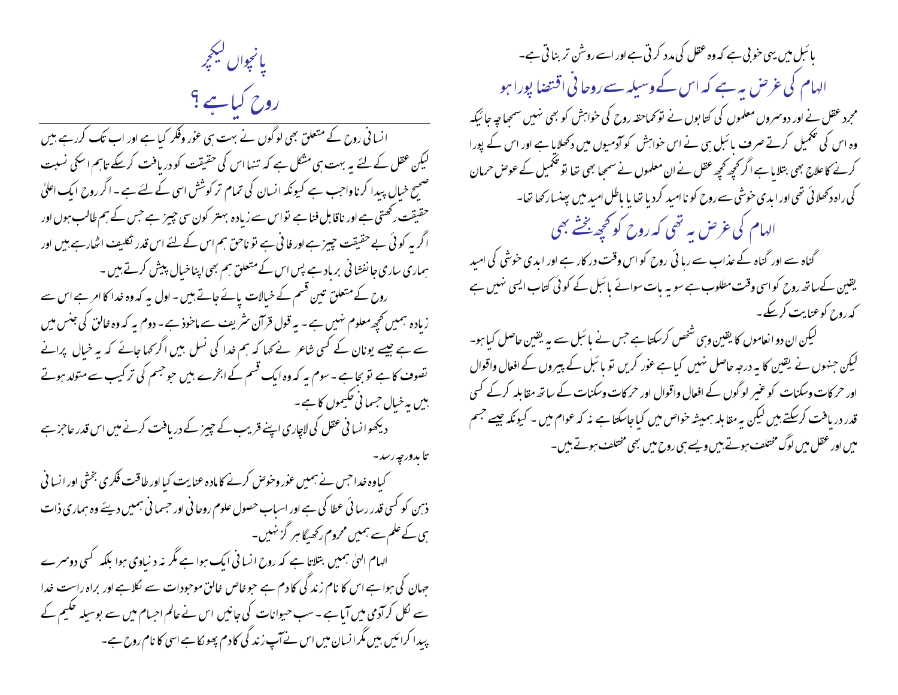## پانچواں لیکچر

## روح کیا ہے ؟

انسانی روح کے متعلق بھی لوگوں نے بہت ہی غور وفکر کیا ہے اور اب تک کررہے ہیں لیکن عقل کے لئے یہ بہت ہی مشکل ہے کہ تنہا اس کی حقیقت کو دریافت کرسکے تاہم اسکی نسبت صحیح خیال پیدا کرنا واجب ہے کیونکہ انسان کی تمام تر کوشش اسی کے لئے ہے۔ اگر روح ایک اعلیٰ حقیقت رکھتی ہے اور ناقابل فنا ہے تو اس سے زیادہ بہتر کون سی چیز ہے جس کے ہم طالب ہوں اور اگر یہ کوئی بے حقیقت چیز ہے اور فانی ہے تو ناحق ہم اس کے لئے اس قدر تکلیف اٹھارہے ہیں اور ہماری ساری جانفشانی برباد ہے پس اس کے متعلق ہم بھی اپنا خیال پیش کرتے ہیں۔

روح کے متعلق تین قسم کے خیالات پائے جاتے ہیں۔ اول یہ کہ وہ خدا کا امر ہے اس سے زیادہ ہمیں کچھ معلوم نہیں ہے۔ یہ قول قرآن شریف سے ماخوذ ہے۔ دوم یہ کہ وہ خالق کی جنس میں سے ہے جیسے یونان کے کسی شاعر نے کہا کہ ہم خدا کی نسل ہیں اگر کہا جائے کہ یہ خیال پرانے تصوف کا ہے تو بجا ہے۔ سوم یہ کہ وہ ایک قسم کے ابخرے ہیں جو جسم کی ترکیب سے متولد ہوتے ہیں یہ خیال جسمانی حکیموں کا ہے۔

دیکھو انسانی عقل کی لاچاری اپنے قریب کے چیز کے دریافت کرنے میں اس قدر عاجز ہے تا بدور چہ رسد۔

کیا وہ خدا جس نے ہمیں غور وخوض کرنے کا مادہ عنایت کیا اور طاقت فکری بخشی اور انسانی ذہن کو کسی قدر رسائی عطا کی ہے اور اسباب حصول علوم روحانی اور جسمانی ہمیں دیئے وہ ہماری ذات ہی کے علم سے ہمیں محروم رکھیگا ہر گز نہیں۔

الہام الہیٰ ہمیں بتلاتا ہے کہ روح انسانی ایک ہوا ہے مگر نہ دنیاوی ہوا بلکہ کسی دوسرے جہان کی ہوا ہے اس کا نام زندگی کا دم ہے جو خاص خالق موجودات سے نکلا ہے اور براہ راست خدا سے نکل کر آدمی میں آیا ہے۔ سب حیوانات کی جانیں اس نے عالم اجسام میں سے بوسیلہ حکیم کے پیدا کرائیں ہیں مگر انسان میں اس نے آپ زندگی کا دم پھونکا ہے اسی کا نام روح ہے۔

بائبل میں یہی خوبی ہے کہ وہ عقل کی مدد کرتی ہے اور اسے روشن تر بناتی ہے۔

### الہام کی غرض یہ ہے کہ اس کے وسیلہ سے روحانی اقتضا پورا ہو

مجرد عقل نے اور دوسروں معلموں کی کتابوں نے تو کماحقہ روح کی خواہش کو بھی نہیں سمجھا چہ جائیکہ وہ اس کی تکمیل کرتے صرف بائبل ہی نے اس خواہش کو آدمیوں میں دکھلایا ہے اور اس کے پورا کرنے کا علاج بھی بتلایا ہے اگر کچھ کچھ عقل نے ان معلموں نے سمجھا بھی تھا تو تکمیل کے عوض حرمان کی راہ دکھلائی تھی اور ابدی خوشی سے روح کو ناامید کردیا تھا یا باطل امید میں پھنسا رکھا تھا۔

### الہام کی غرض یہ تھی کہ روح کو کچھ بخشے بھی

گناہ سے اور گناہ کے عذاب سے رہائی روح کو اس وقت درکار ہے اور ابدی خوشی کی امید یقین کے ساتھ روح کو اسی وقت مطلوب ہے سو یہ بات سوائے بائبل کے کوئی کتاب ایسی نہیں ہے کہ روح کو عنایت کرسکے۔

لیکن ان دو انعاموں کا یقین وہی شخص کرسکتا ہے جس نے بائبل سے یہ یقین حاصل کیا ہو۔ لیکن جنہوں نے یقین کا یہ درجہ حاصل نہیں کیا ہے غور کریں تو بائبل کے پیروں کے افعال واقوال اور حرکات وسکنات کو غیر لوگوں کے افعال واقوال اور حرکات وسکنات کے ساتھ مقابلہ کرکے کسی قدر دریافت کرسکتے ہیں لیکن یہ مقابلہ ہمیشہ خواص میں کیا جاسکتا ہے نہ کہ عوام میں۔ کیونکہ جیسے جسم میں اور عقل میں لوگ مختلف ہوتے ہیں ویسے ہی روح میں بھی مختلف ہوتے ہیں۔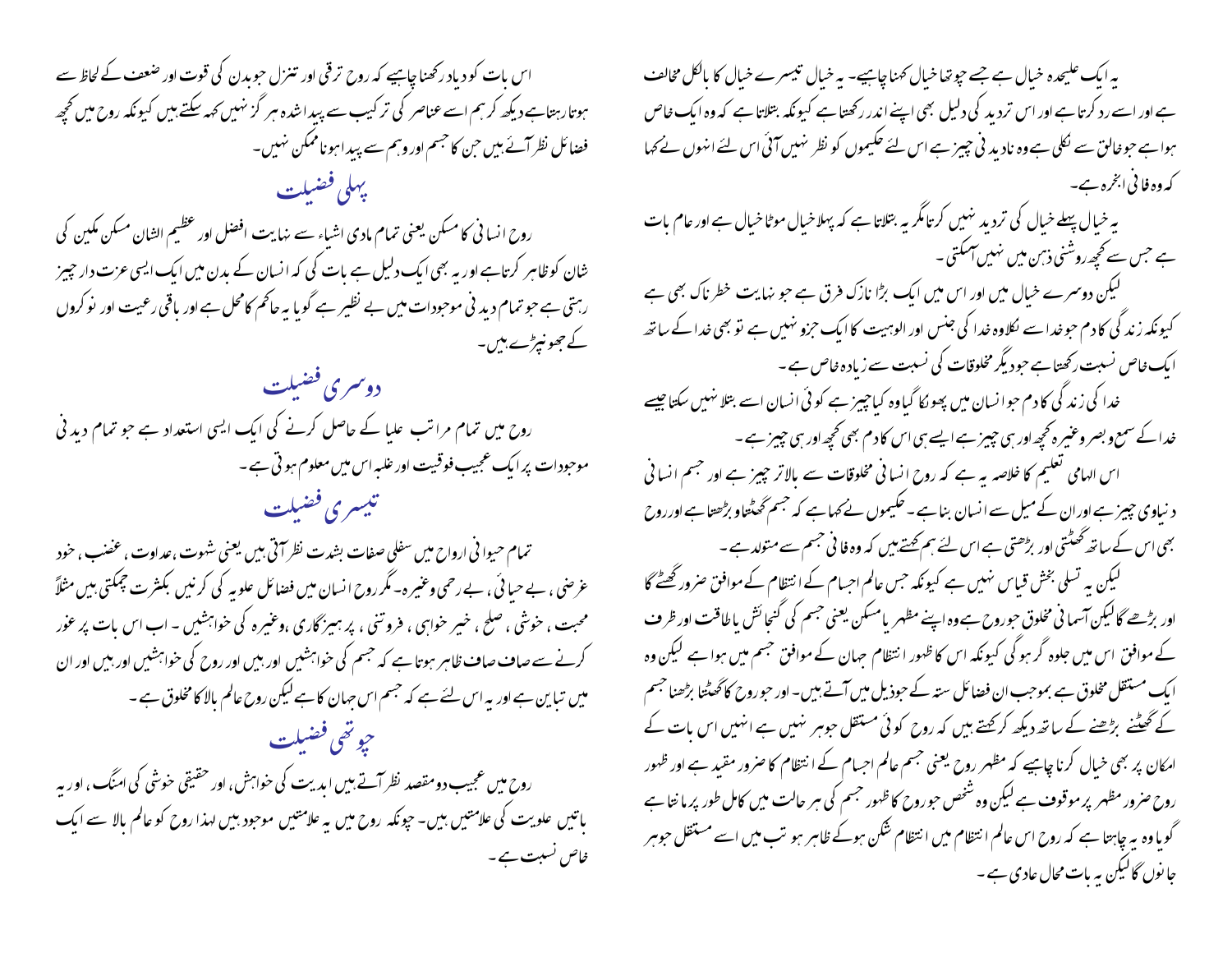یہ ایک علیحدہ خیال ہے جسے چوتھا خیال کہنا چاہیے۔ یہ خیال تیسرے خیال کا بالکل مخالف ہے اور اسے رد کرتا ہے اور اس تردید کی دلیل بھی اپنے اندر رکھتا ہے کیونکہ بتلاتا ہے کہ وہ ایک خاص ہوا ہے جو خالق سے نکلی ہے وہ نادیدنی چیز ہے اس لئے حکیموں کو نظر نہیں آئی اس لئے انہوں نے کہا کہ وہ فانی ابخرہ ہے۔

یہ خیال پہلے خیال کی تردید نہیں کرتا مگر یہ بتلاتا ہے کہ پہلا خیال موٹا خیال ہے اور عام بات ہے جس سے کچھ روشنی ذہن میں نہیں آسکتی۔

لیکن دوسرے خیال میں اور اس میں ایک بڑا نازک فرق ہے جو نہایت خطرناک بھی ہے کیونکہ زندگی کا دم جو خدا سے نکلا وہ خدا کی جنس اور الوہیت کا ایک جزو نہیں ہے تو بھی خدا کے ساتھ ایک خاص نسبت رکھتا ہے جو دیگر مخلوقات کی نسبت سے زیادہ خاص ہے۔

خدا کی زندگی کا دم جو انسان میں پھونکا گیا وہ کیا چیز ہے کوئی انسان اسے بتلا نہیں سکتا جیسے خدا کے سمع و بصر وغیرہ کچھ اور ہی چیز ہے ایسے ہی اس کا دم بھی کچھ اور ہی چیز ہے۔

اس الہامی تعلیم کا خلاصہ یہ ہے کہ روح انسانی مخلوقات سے بالاتر چیز ہے اور جسم انسانی دنیاوی چیز ہے اور ان کے میل سے انسان بنا ہے۔ حکیموں نے کہا ہے کہ جسم گھٹتا و بڑھتا ہے اور روح بھی اس کے ساتھ گھٹتی اور بڑھتی ہے اس لئے ہم کہتے ہیں کہ وہ فانی جسم سے متولد ہے۔

لیکن یہ تسلی بخش قیاس نہیں ہے کیونکہ جس عالم اجسام کے انتظام کے موافق ضرور گھٹے گا اور بڑھے گا لیکن آسمانی مخلوق جو روح ہے وہ اپنے مظہر یا مسکن یعنی جسم کی گنجائش یا طاقت اور ظرف کے موافق اس میں جلوہ گر ہوگی کیونکہ اس کا ظہور انتظام جہان کے موافق جسم میں ہوا ہے لیکن وہ ایک مستقل مخلوق ہے بموجب ان فضائل ستہ کے جو ذیل میں آتے ہیں۔ اور جو روح کا گھٹنا بڑھنا جسم کے گھٹنے بڑھنے کے ساتھ دیکھ کر کہتے ہیں کہ روح کوئی مستقل جوہر نہیں ہے انہیں اس بات کے امکان پر بھی خیال کرنا چاہیے کہ مظہر روح یعنی جسم عالم اجسام کے انتظام کا ضرور مقید ہے اور ظہور روح ضرور مظہر پر موقوف ہے لیکن وہ شخص جو روح کا ظہور جسم کی ہر حالت میں کامل طور پر مانتا ہے گویا وہ یہ چاہتا ہے کہ روح اس عالم انتظام میں انتظام شکن ہو کے ظاہر ہو تب میں اسے مستقل جوہر جانوں گا لیکن یہ بات محال عادی ہے۔

اس بات کو دیاد رکھنا چاہیے کہ روح ترقی اور تنزل جو بدن کی قوت اور ضعف کے لحاظ سے ہوتا رہتا ہے دیکھ کر ہم اسے عناصر کی ترکیب سے پیدا شدہ ہر گز نہیں کہہ سکتے ہیں کیونکہ روح میں کچھ فضائل نظر آئے ہیں جن کا جسم اور وہم سے پیدا ہونا ممکن نہیں۔

## پہلی فضیلت

روح انسانی کا مسکن یعنی تمام مادی اشیاء سے نہایت افضل اور عظیم الشان مسکن مکین کی شان کو ظاہر کرتا ہے اور یہ بھی ایک دلیل ہے بات کی کہ انسان کے بدن میں ایک ایسی عزت دار چیز رہتی ہے جو تمام دیدنی موجودات میں بے نظیر ہے گویا یہ حاکم کا محل ہے اور باقی رعیت اور نوکروں کے جھونپڑے ہیں۔

## دوسری فضیلت

روح میں تمام مراتب علیا کے حاصل کرنے کی ایک ایسی استعداد ہے جو تمام دیدنی موجودات پر ایک عجیب فوقیت اور غلبہ اس میں معلوم ہوتی ہے۔

## تیسری فضیلت

تمام حیوانی ارواح میں سفلی صفات بشدت نظر آتی ہیں یعنی شہوت، عداوت، غضب، خود غرضی، بے حیائی، بے رحمی وغیرہ۔ مگر روح انسان میں فضائل علویہ کی کرنیں بکثرت چمکتی ہیں مثلاً محبت، خوشی، صلح، خیر خواہی، فروتنی، پرہیزگاری، وغیرہ کی خواہشیں۔ اب اس بات پر غور کرنے سے صاف صاف ظاہر ہوتا ہے کہ جسم کی خواہشیں اور ہیں اور روح کی خواہشیں اور ہیں اور ان میں تباین ہے اور یہ اس لئے ہے کہ جسم اس جہان کا ہے لیکن روح عالم بالا کا مخلوق ہے۔

## چوتھی فضیلت

روح میں عجیب دو مقصد نظر آتے ہیں ابدیت کی خواہش، اور حقیقی خوشی کی امنگ، اور یہ باتیں علویت کی علامتیں ہیں۔ چونکہ روح میں یہ علامتیں موجود ہیں لہذا روح کو عالم بالا سے ایک خاص نسبت ہے۔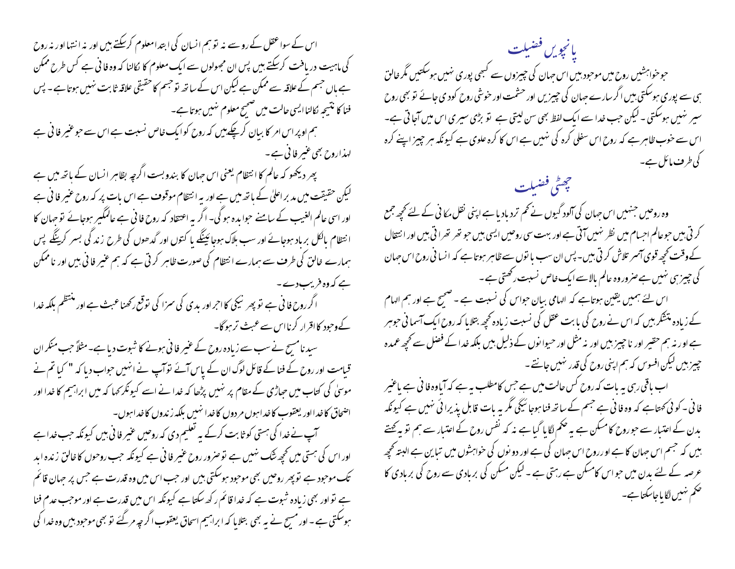## پانچویں فضیلت

جوخواہشیں روح میں موجود ہیں اس جہان کی چیزوں سے کبھی پوری نہیں ہوسکتیں مگر خالق ہی سے پوری ہوسکتی ہیں اگر سارے جہان کی چیزیں اور حشمت اور خوشی روح کودی جائے تو بھی روح سیر نہیں ہوسکتی ۔ لیکن جب خدا سے ایک لفظ بھی سن لیتی ہے تو بڑی سیری اس میں آجاتی ہے۔ اس سے خوب ظاہر ہے کہ روح اس سفلی کرہ کی نہیں ہے اس کا کرہ علوی ہے کیونکہ ہر چیز اپنے کرہ کی طرف مائل ہے۔

## چھٹی فضیلت

وہ روحیں جنہیں اس جہان کی آلودگیوں نے کم تردبادیا ہے اپنی نقل مکانی کے لئے کچھ جمع کرتی ہیں جوعالم اجسام میں نظر نہیں آتی ہے اور بہت سی روحیں ایسی ہیں جو تھرتھراتی ہیں اور انتقال کے وقت کچھ قوی آسمر تلاش کرتی ہیں۔ پس ان سب باتوں سے ظاہر ہوتا ہے کہ انسانی روح اس جہان کی چیز ہی نہیں ہے ضرور وہ عالم بالا سے ایک خاص نسبت رکھتی ہے ۔

اس لئے ہمیں یقین ہوتاہے کہ الہامی بیان حواس کی نسبت ہے ۔ صحیح ہے اور ہم الہام کے زیادہ متشکر ہیں کہ اس نے روح کی بابت عقل کی نسبت زیادہ کچھ بتلایا کہ روح ایک آسمانی جوہر ہے اور نہ ہم حقیر اور ناچیز ہیں اور نہ مثل اور حیوانوں کے ذلیل ہیں بلکہ خدا کے فضل سے کچھ عمدہ چیز ہیں لیکن افسوس کہ ہم اپنی روح کی قدر نہیں جانتے ۔

اب باقی رہی یہ بات کہ روح کس حالت میں ہے جس کا مطلب یہ ہے کہ آیاوہ فانی ہے یاغیر فانی ۔ کوئی کہتاہے کہ وہ فانی ہے جسم کے ساتھ فنا ہوجائیگی مگر یہ بات قابل پذیرائی نہیں ہے کیونکہ بدن کے اعتبار سے جو روح کا مسکن ہے یہ حکم لگایا گیا ہے نہ کہ نفس روح کے اعتبار سے ہم تو یہ کہتے ہیں کہ جسم اس جہان کا ہے اور روح اس جہان کی ہے اور دونوں کی خواہشوں میں تباین ہے البتہ کچھ عرصہ کے لئے بدن میں جو اس کامسکن ہے رہتی ہے ۔ لیکن مسکن کی بربادی سے روح کی بربادی کا حکم نہیں لگایا جاسکتا ہے۔

اس کے سوا عقل کے رو سے نہ توہم انسان کی ابتدا معلوم کرسکتے ہیں اور نہ انتہا اور نہ روح کی ماہیت دریافت کرسکتے ہیں پس ان مجہولوں سے ایک معلوم کا نکالنا کہ وہ فانی ہے کس طرح ممکن ہے ہاں جسم کے علاقہ سے ممکن ہے لیکن اس کے ساتھ تو جسم کا حقیقی علاقہ ثابت نہیں ہوتا ہے ۔ پس فنا کا نتیجہ نکالنا ایسی حالت میں صحیح معلوم نہیں ہوتا ہے۔

ہم اوپر اس امر کا بیان کرچکے ہیں کہ روح کو ایک خاص نسبت ہے اس سے جو غیر فانی ہے لہذا روح بھی غیر فانی ہے ۔

پھر دیکھو کہ عالم کا انتظام یعنی اس جہان کا بندوبست اگرچہ بظاہر انسان کے ہاتھ میں ہے لیکن حقیقت میں مدبر اعلیٰ کے ہاتھ میں ہے اور یہ انتظام موقوف ہے اس بات پر کہ روح غیر فانی ہے اور اسی عالم الغیب کے سامنے جوابدہ ہوگی۔ اگر یہ اعتقاد کہ روح فانی ہے عالمگیر ہوجائے تو جہان کا انتظام بالکل برباد ہوجائے اور سب ہلاک ہوجائینگے یا کتوں اور گدھوں کی طرح زندگی بسر کرینگے پس ہمارے خالق کی طرف سے ہمارے انتظام کی صورت ظاہر کرتی ہے کہ ہم غیر فانی ہیں اور ناممکن ہے کہ وہ فریب دے ۔

اگر روح فانی ہے تو پھر نیکی کا اجر اور بدی کی سزا کی توقع رکھنا عبث ہے اور منتظم بلکہ خدا کے وجود کا اقرار کرنا اس سے عبث تر ہوگا۔

سیدنا مسیح نے سب سے زیادہ روح کے غیر فانی ہونے کا ثبوت دیا ہے۔ مثلاً جب منکران قیامت اور روح کے فنا کے قائل لوگ ان کے پاس آئے توآپ نے انہیں جواب دیا کہ " کیا تم نے موسیٰ کی کتاب میں جھاڑی کے مقام پر نہیں پڑھا کہ خدا نے اسے کیونکر کہا کہ میں ابراہیم کا خدا اور اضحاق کا خدا اور یعقوب کا خدا ہوں مردوں کا خدا نہیں بلکہ زندوں کا خدا ہوں۔

آپ نے خدا کی ہستی کو ثابت کرکے یہ تعلیم دی کہ روحیں غیر فانی ہیں کیونکہ جب خدا ہے اور اس کی ہستی میں کچھ شک نہیں ہے توضرور روح غیر فانی ہے کیونکہ جب روحوں کا خالق زندہ ابد تک موجود ہے توپھر روحیں بھی موجود ہوسکتی ہیں اور جب اس میں وہ قدرت ہے جس پر جہان قائم ہے تو اور بھی زیادہ ثبوت ہے کہ خدا قائم رکھ سکتا ہے کیونکہ اس میں قدرت ہے اور موجب عدم فنا ہوسکتی ہے ۔ اور مسیح نے یہ بھی بتلایا کہ ابراہیم اسحاق یعقوب اگرچہ مرگئے تو بھی موجود ہیں وہ خدا کی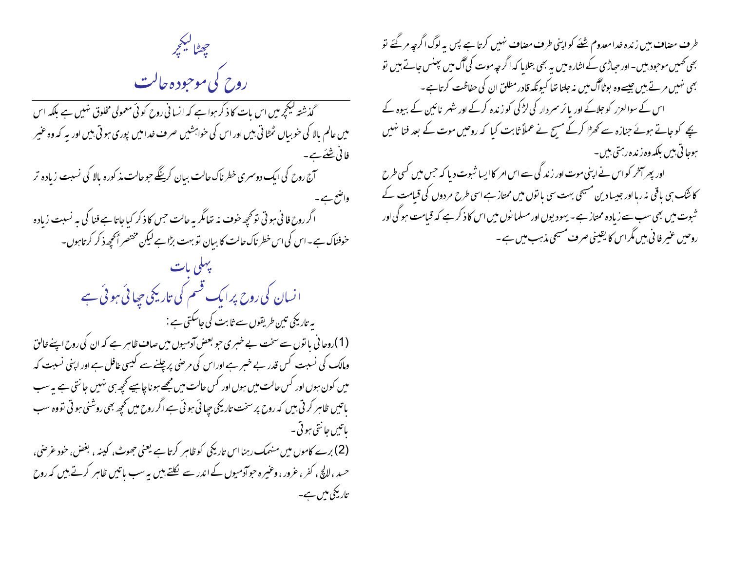## چھٹا لیکچر

# روح کی موجودہ حالت

گذشتہ لیکچر میں اس بات کا ذکر ہوا ہے کہ انسانی روح کوئی معمولی مخلوق نہیں ہے بلکہ اس میں عالم بالا کی خوبیاں ٹمٹاتی ہیں اور اس کی خواہشیں صرف خدا میں پوری ہوتی ہیں اور یہ کہ وہ غیر فانی شئے ہے۔

آج روح کی ایک دوسری خطرناک حالت بیان کرینگے جو حالت مذکورہ بالا کی نسبت زیادہ تر واضح ہے۔

اگر روح فانی ہوتی تو کچھ خوف نہ تھا مگر یہ حالت جس کا ذکر کیا جاتا ہے فنا کی بہ نسبت زیادہ خوفناک ہے۔ اس کی اس خطرناک حالت کا بیان تو بہت بڑا ہے لیکن مختصراً کچھ ذکر کرتا ہوں۔

## پہلی بات

## انسان کی روح پر ایک قسم کی تاریکی چھائی ہوئی ہے

یہ تاریکی تین طریقوں سے ثابت کی جاسکتی ہے :

(1) روحانی باتوں سے سخت بے خبری جو بعض آدمیوں میں صاف ظاہر ہے کہ ان کی روح اپنے خالق ومالک کی نسبت کس قدر بے خبر ہے اور اس کی مرضی پر چلنے سے کیسی غافل ہے اور اپنی نسبت کہ میں کون ہوں اور کس حالت میں ہوں اور کس حالت میں مجھے ہونا چاہیے کچھ ہی نہیں جانتی ہے یہ سب باتیں ظاہر کرتی ہیں کہ روح پر سخت تاریکی چھائی ہوئی ہے اگر روح میں کچھ بھی روشنی ہوتی تو وہ سب باتیں جانتی ہوتی۔

(2) برے کاموں میں منہمک رہنا اس تاریکی کو ظاہر کرتا ہے یعنی جھوٹ، کینہ، بغض، خود غرضی، حسد، لالچ، کفر، غرور، وغیرہ جو آدمیوں کے اندر سے نکلتے ہیں یہ سب باتیں ظاہر کرتے ہیں کہ روح تاریکی میں ہے۔

طرف مضاف ہیں زندہ خدا معدوم شئے کو اپنی طرف مضاف نہیں کرتا ہے پس یہ لوگ اگرچہ مرگئے تو بھی کہیں موجود ہیں۔ اور جھاڑی کے اشارہ میں یہ بھی بتلایا کہ اگرچہ موت کی آگ میں پھنس جاتے ہیں تو بھی نہیں مرتے ہیں جیسے وہ بوٹا آگ میں نہ جلتا تھا کیونکہ قادر مطلق ان کی حفاظت کرتا ہے۔

اس کے سوا لعزر کو جلاکے اور یائر سردار کی لڑکی کو زندہ کرکے اور شہر نائین کے بیوہ کے بچے کو جاتے ہوئے جنازہ سے کھڑا کرکے مسیح نے عملاً ثابت کیا کہ روحیں موت کے بعد فنا نہیں ہوجاتی ہیں بلکہ وہ زندہ رہتی ہیں۔

اور پھر آخر کو اس نے اپنی موت اور زندگی سے اس امر کا ایسا ثبوت دیا کہ جس میں کسی طرح کا شک ہی باقی نہ رہا اور جیسا دین مسیحی بہت سی باتوں میں ممتاز ہے اسی طرح مردوں کی قیامت کے ثبوت میں بھی سب سے زیادہ ممتاز ہے۔ یہودیوں اور مسلمانوں میں اس کا ذکر ہے کہ قیامت ہوگی اور روحیں غیر فانی ہیں مگر اس کا یقینی صرف مسیحی مذہب میں ہے۔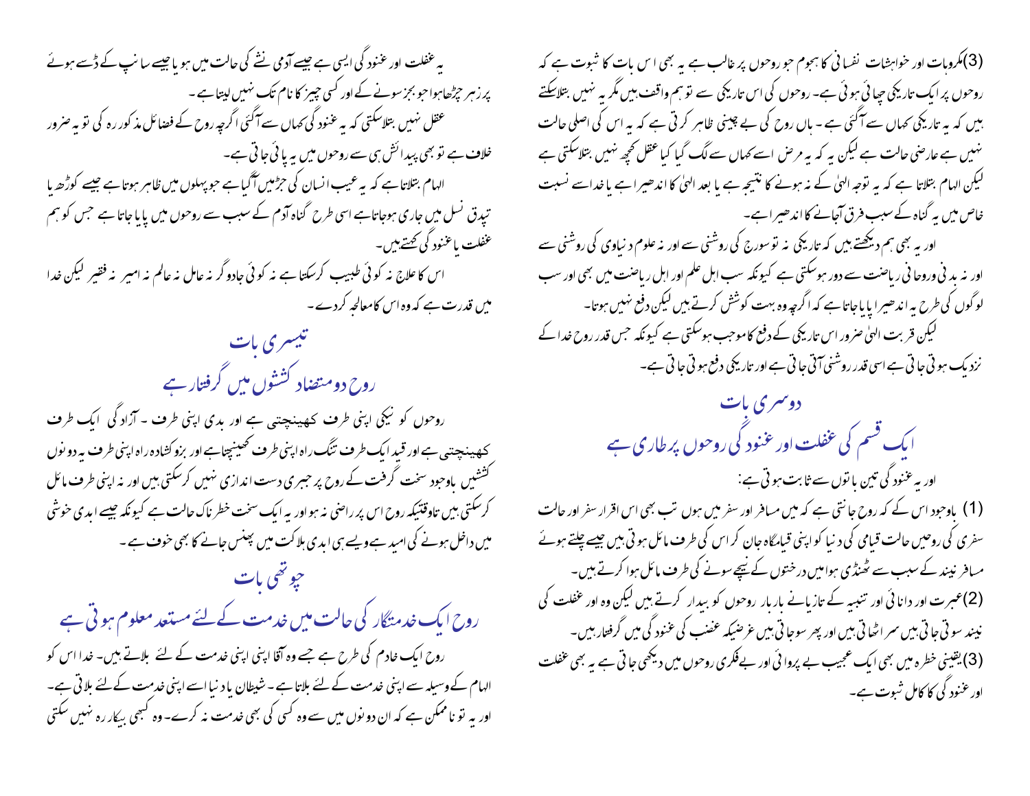(3)مکروہات اور خواہشات نفسانی کا ہجوم جو روحوں پر غالب ہے یہ بھی اس بات کا ثبوت ہے کہ روحوں پر ایک تاریکی چھائی ہوئی ہے۔ روحوں کی اس تاریکی سے تو ہم واقف ہیں مگر یہ نہیں بتلاسکتے ہیں کہ یہ تاریکی کہاں سے آگئی ہے۔ ہاں روح کی بے چینی ظاہر کرتی ہے کہ یہ اس کی اصلی حالت نہیں ہے عارضی حالت ہے لیکن یہ کہ یہ مرض اسے کہاں سے لگ گیا کیا عقل کچھ نہیں بتلاسکتی ہے لیکن الہام بتلاتا ہے کہ یہ توجہ الہیٰ کے نہ ہونے کا نتیجہ ہے یا بعد الہیٰ کا اندھیرا ہے یا خدا سے نسبت خاص میں یہ گناہ کے سبب فرق آجانے کا اندھیرا ہے۔

اور یہ بھی ہم دیکھتے ہیں کہ تاریکی نہ تو سورج کی روشنی سے اور نہ علوم دنیاوی کی روشنی سے اور نہ بدنی وروحانی ریاضت سے دور ہوسکتی ہے کیونکہ سب اہل علم اور اہل ریاضت میں بھی اور سب لوگوں کی طرح یہ اندھیرا پایا جاتا ہے کہ اگرچہ وہ بہت کوشش کرتے ہیں لیکن دفع نہیں ہوتا۔

لیکن قربت الہیٰ ضرور اس تاریکی کے دفع کا موجب ہوسکتی ہے کیونکہ جس قدر روح خدا کے نزدیک ہوتی جاتی ہے اسی قدر روشنی آتی جاتی ہے اور تاریکی دفع ہوتی جاتی ہے۔

## دوسری بات

## ایک قسم کی غفلت اور غنود گی روحوں پر طاری ہے

اور یہ غنود گی تین باتوں سے ثابت ہوتی ہے:

(1) باوجود اس کے کہ روح جانتی ہے کہ میں مسافر اور سفر میں ہوں تب بھی اس اقرار سفر اور حالت سفری کی روحیں حالت قیامی کی دنیا کو اپنی قیامگاہ جان کر اس کی طرف مائل ہوتی ہیں جیسے چلتے ہوئے مسافر نیند کے سبب سے ٹھنڈی ہواؤں میں درختوں کے نیچے سونے کی طرف مائل ہوا کرتے ہیں۔

(2)عبرت اور دانائی اور تنبیہ کے تازیانے بار بار روحوں کو بیدار کرتے ہیں لیکن وہ اور غفلت کی نیند سوتی جاتی ہیں سر اٹھاتی ہیں اور پھر سوجاتی ہیں غرضیکہ غضب کی غنود گی میں گرفتار ہیں۔

(3)یقینی خطرہ میں بھی ایک عجیب بے پروائی اور بےفکری روحوں میں دیکھی جاتی ہے یہ بھی غفلت اور غنود گی کا کامل ثبوت ہے۔

یہ غفلت اور غنود گی ایسی ہے جیسے آدمی نشے کی حالت میں ہو یا جیسے سانپ کے ڈسے ہوئے پر زہر چڑھا ہوا جو بجز سونے کے اور کسی چیز کا نام تک نہیں لیتا ہے۔

عقل نہیں بتلاسکتی کہ یہ غنود گی کہاں سے آگئی اگرچہ روح کے فضائل مذکورہ کی تو یہ ضرور خلاف ہے تو بھی پیدائش ہی سے روحوں میں یہ پائی جاتی ہے۔

الہام بتلاتا ہے کہ یہ عیب انسان کی جڑمیں آگیا ہے جو پہلوں میں ظاہر ہوتا ہے جیسے کوڑھ یا تپدق نسل میں جاری ہوجاتا ہے اسی طرح گناہ آدم کے سبب سے روحوں میں پایا جاتا ہے جس کو ہم غفلت یا غنود گی کہتے ہیں۔

اس کا علاج نہ کوئی طبیب کرسکتا ہے نہ کوئی جادوگر نہ عامل نہ عالم نہ امیر نہ فقیر لیکن خدا میں قدرت ہے کہ وہ اس کا معالجہ کردے۔

## تیسری بات

## روح دو متضاد کششوں میں گرفتار ہے

روحوں کو نیکی اپنی طرف کھینچتی ہے اور بدی اپنی طرف ۔ آزادگی ایک طرف کھینچتی ہے اور قید ایک طرف تنگ راہ اپنی طرف کھینچتا ہے اور بزوکشادہ راہ اپنی طرف یہ دونوں کششیں باوجود سخت گرفت کے روح پر جبری دست اندازی نہیں کرسکتی ہیں اور نہ اپنی طرف مائل کرسکتی ہیں تاوقتیکہ روح اس پر راضی نہ ہو اور یہ ایک سخت خطرناک حالت ہے کیونکہ جیسے ابدی خوشی میں داخل ہونے کی امید ہے ویسے ہی ابدی ہلاکت میں پھنس جانے کا بھی خوف ہے۔

## چوتھی بات

## روح ایک خدمتگار کی حالت میں خدمت کے لئے مستعد معلوم ہوتی ہے

روح ایک خادم کی طرح ہے جسے وہ آقا اپنی اپنی خدمت کے لئے بلاتے ہیں۔ خدا اس کو الہام کے وسیلہ سے اپنی خدمت کے لئے بلاتا ہے۔ شیطان یا دنیا اسے اپنی خدمت کے لئے بلاتی ہے۔ اور یہ تو ناممکن ہے کہ ان دونوں میں سے وہ کسی کی بھی خدمت نہ کرے۔ وہ کبھی بیکار رہ نہیں سکتی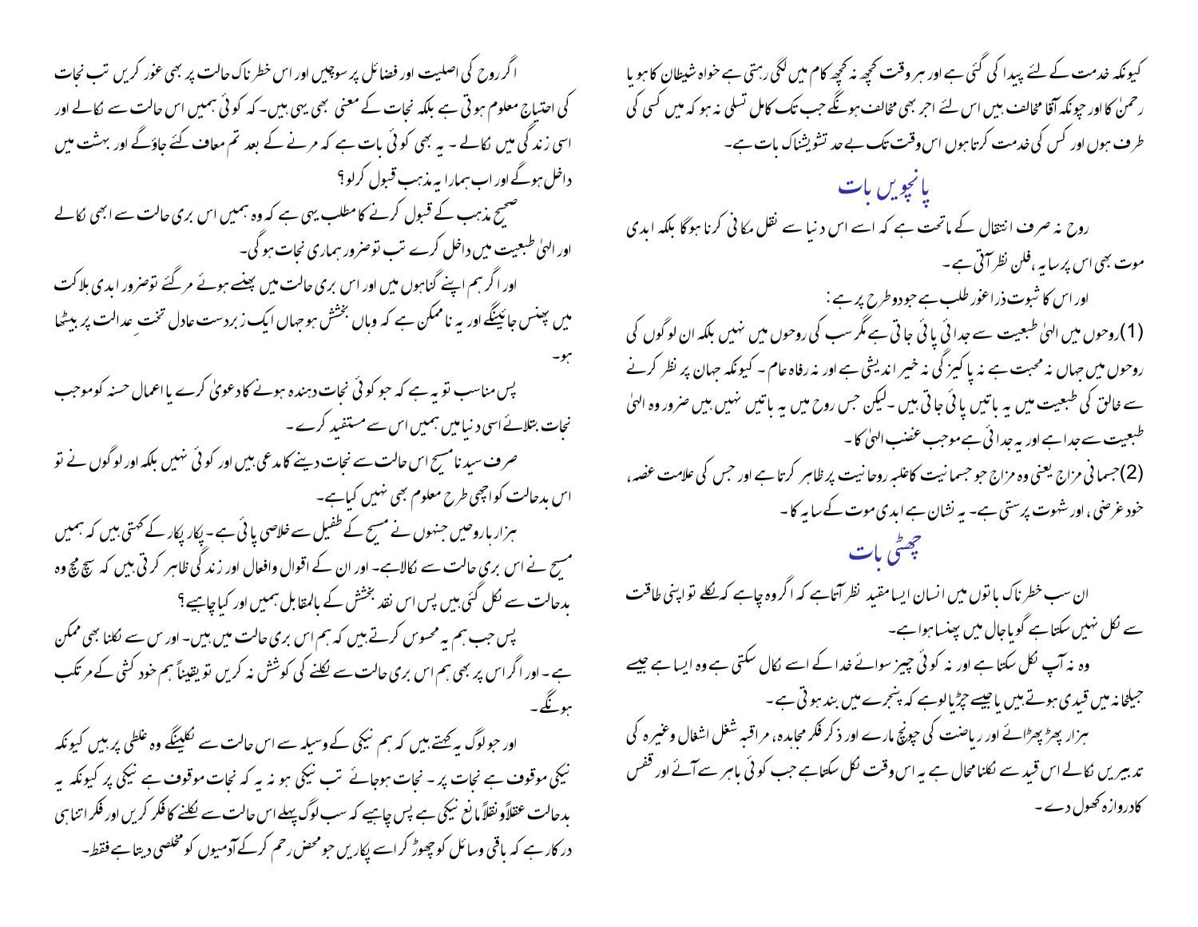کیونکہ خدمت کے لئے پیدا کی گئی ہے اور ہر وقت کچھ نہ کچھ کام میں لگی رہتی ہے خواہ شیطان کا ہو یا رحمٰن کا اور چونکہ آقا مخالف ہیں اس لئے اجر بھی مخالف ہونگے جب تک کامل تسلی نہ ہو کہ میں کسی کی طرف ہوں اور کس کی خدمت کرتا ہوں اس وقت تک بے حد تشویشناک بات ہے۔

## پانچویں بات

روح نہ صرف انتقال کے ماتحت ہے کہ اسے اس دنیا سے نقل مکانی کرنا ہوگا بلکہ ابدی موت بھی اس پر سایہ ،فلن نظر آتی ہے۔

اور اس کا ثبوت ذرا غور طلب ہے جو دوطرح پر ہے :

(1)روحوں میں الہیٰ طبیعت سے جدائی پائی جاتی ہے مگر سب کی روحوں میں نہیں بلکہ ان لوگوں کی روحوں میں جہاں نہ محبت ہے نہ پاکیزگی نہ خیر اندیشی ہے اور نہ رفاہ عام ۔ کیونکہ جہان پر نظر کرنے سے خالق کی طبیعت میں یہ باتیں پائی جاتی ہیں ۔لیکن جس روح میں یہ باتیں نہیں ہیں ضرور وہ الہیٰ طبیعت سے جدا ہے اور یہ جدائی ہے موجب غضب الہیٰ کا ۔

(2)جسمانی مزاج یعنی وہ مزاج جو جسمانیت کا غلبہ روحانیت پر ظاہر کرتا ہے اور جس کی علامت غصہ، خودغرضی ، اور شہوت پرستی ہے۔ یہ نشان ہے ابدی موت کے سایہ کا ۔

## چھٹی بات

ان سب خطرناک باتوں میں انسان ایسا مقید نظر آتا ہے کہ اگر وہ چاہے کہ نکلے تو اپنی طاقت سے نکل نہیں سکتا ہے گویا جال میں پھنسا ہوا ہے۔

وہ نہ آپ نکل سکتا ہے اور نہ کوئی چیز سوائے خدا کے اسے نکال سکتی ہے وہ ایسا ہے جیسے جیلخانہ میں قیدی ہوتے ہیں یا جیسے چڑیا لوہے کہ پنجرے میں بند ہوتی ہے۔

ہزار پھڑپھڑائے اور ریاضت کی چونچ مارے اور ذکر فکر مجاہدہ، مراقبہ شغل اشغال وغیرہ کی تدبیریں نکالے اس قید سے نکلنا محال ہے یہ اس وقت نکل سکتا ہے جب کوئی باہر سے آئے اور قفس کا دروازہ کھول دے ۔

اگر روح کی اصلیت اور فضائل پر سوچیں اور اس خطرناک حالت پر بھی غور کریں تب نجات کی احتیاج معلوم ہوتی ہے بلکہ نجات کے معنی بھی یہی ہیں۔ کہ کوئی ہمیں اس حالت سے نکالے اور اسی زندگی میں نکالے ۔ یہ بھی کوئی بات ہے کہ مرنے کے بعد تم معاف کئے جاؤگے اور بہشت میں داخل ہوگے اور اب ہمارا یہ مذہب قبول کرلو؟

صحیح مذہب کے قبول کرنے کا مطلب یہی ہے کہ وہ ہمیں اس بری حالت سے ابھی نکالے اور الہیٰ طبیعت میں داخل کرے تب توضرور ہماری نجات ہوگی۔

اور اگر ہم اپنے گناہوں میں اور اس بری حالت میں پھنسے ہوئے مرگئے توضرور ابدی ہلاکت میں پھنس جائینگے اور یہ ناممکن ہے کہ وہاں بخشش ہو جہاں ایک زبردست عادل تختِ عدالت پر بیٹھا ہو۔

پس مناسب تو یہ ہے کہ جو کوئی نجات دہندہ ہونے کا دعویٰ کرے یا اعمال حسنہ کو موجب نجات بتلائے اسی دنیا میں ہمیں اس سے مستفید کرے ۔

صرف سید نا مسیح اس حالت سے نجات دینے کا مدعی ہیں اور کوئی نہیں بلکہ اور لوگوں نے تو اس بدحالت کو اچھی طرح معلوم بھی نہیں کیا ہے۔

ہزار ہا روحیں جنہوں نے مسیح کے طفیل سے خلاصی پائی ہے۔ پکار پکار کے کہتی ہیں کہ ہمیں مسیح نے اس بری حالت سے نکالا ہے۔ اور ان کے اقوال وافعال اور زندگی ظاہر کرتی ہیں کہ سچ مچ وہ بدحالت سے نکل گئی ہیں پس اس نقد بخشش کے بالمقابل ہمیں اور کیا چاہیے ؟

پس جب ہم یہ محسوس کرتے ہیں کہ ہم اس بری حالت میں ہیں۔ اور س سے نکلنا بھی ممکن ہے ۔ اور اگر اس پر بھی ہم اس بری حالت سے نکلنے کی کوشش نہ کریں تو یقیناً ہم خود کشی کے مرتکب ہونگے ۔

اور جو لوگ یہ کہتے ہیں کہ ہم نیکی کے وسیلہ سے اس حالت سے نکلینگے وہ غلطی پر ہیں کیونکہ نیکی موقوف ہے نجات پر ۔ نجات ہوجائے تب نیکی ہو نہ یہ کہ نجات موقوف ہے نیکی پر کیونکہ یہ بدحالت عقلاًو نقلاً مانع نیکی ہے پس چاہیے کہ سب لوگ پہلے اس حالت سے نکلنے کا فکر کریں اور فکر اتنا ہی درکار ہے کہ باقی وسائل کو چھوڑ کر اسے پکاریں جو محض رحم کرکے آدمیوں کو مخلصی دیتا ہے فقط۔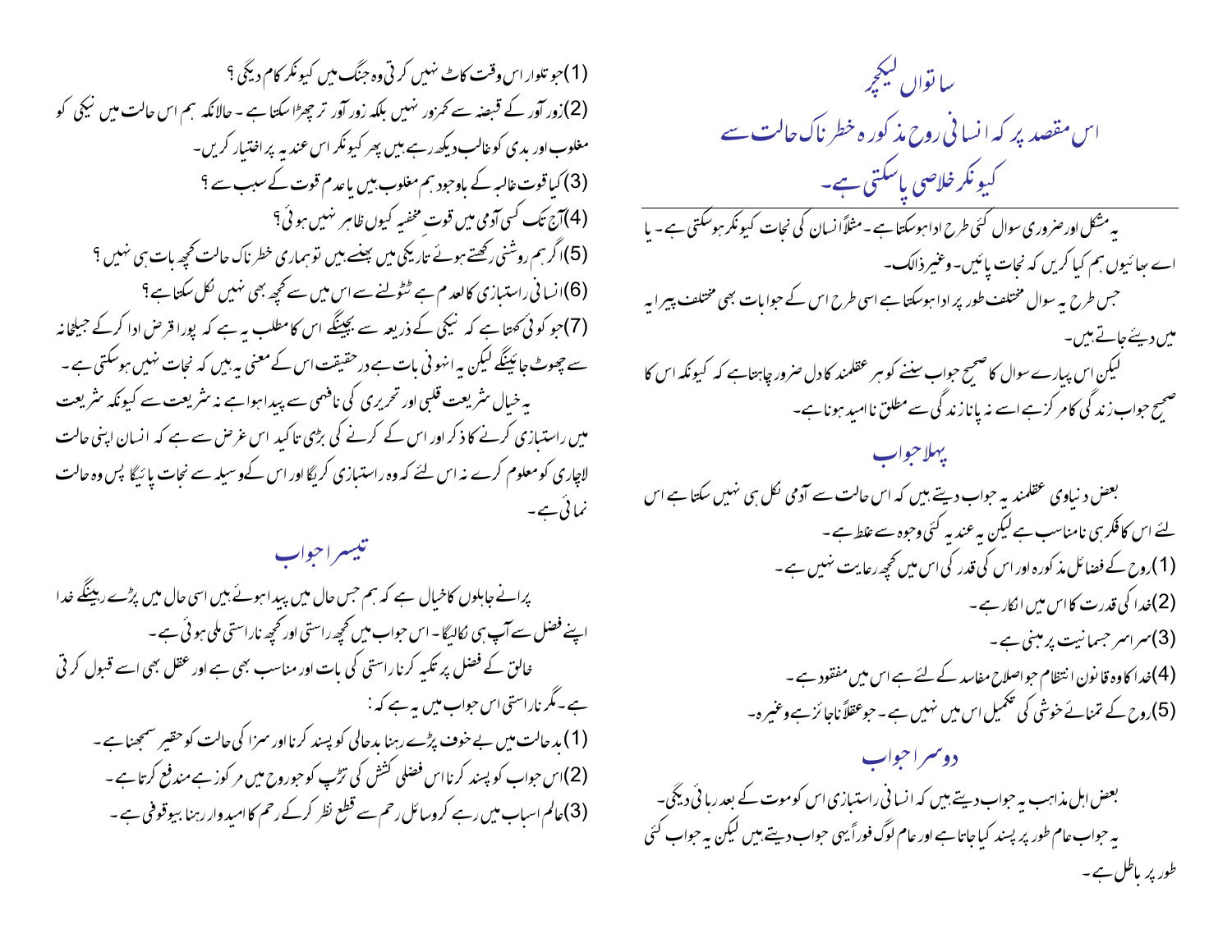# ساتواں لیکچر

## اس مقصد پر کہ انسانی روح مذکورہ خطرناک حالت سے کیونکر خلاصی پاسکتی ہے۔

یہ مشکل اورضروری سوال کئی طرح ادا ہوسکتا ہے۔ مثلاً انسان کی نجات کیونکر ہوسکتی ہے۔ یا اے بھائیوں ہم کیا کریں کہ نجات پائیں۔ وغیرہ ذالک۔

جس طرح یہ سوال مختلف طور پر ادا ہوسکتا ہے اسی طرح اس کے جوابات بھی مختلف پیرایہ میں دیئے جاتے ہیں۔

لیکن اس پیارے سوال کا صحیح جواب سننے کو ہر عقلمند کا دل ضرور چاہتا ہے کہ کیونکہ اس کا صحیح جواب زندگی کامرکز ہے اسے نہ پانا زندگی سے مطلق ناامید ہونا ہے۔

### پہلا جواب

بعض دنیاوی عقلمند یہ جواب دیتے ہیں کہ اس حالت سے آدمی نکل ہی نہیں سکتا ہے اس لئے اس کا فکر ہی نامناسب ہے لیکن یہ عندیہ کئی وجوہ سے غلط ہے۔

(1)روح کے فضائل مذکورہ اور اس کی قدر کی اس میں کچھ رعایت نہیں ہے۔

(2)خدا کی قدرت کا اس میں انکار ہے۔

(3)سراسر جسمانیت پر مبنی ہے۔

(4)خدا کا وہ قانون انتظام جو اصلاح مفاسد کے لئے ہے اس میں مفقود ہے۔

(5)روح کے تمنائے خوشی کی تکمیل اس میں نہیں ہے۔ جو عقلاً ناجائز ہے وغیرہ۔

### دوسرا جواب

بعض اہل مذاہب یہ جواب دیتے ہیں کہ انسانی راستبازی اس کو موت کے بعد رہائی دیگی۔ یہ جواب عام طور پر پسند کیا جاتا ہے اور عام لوگ فوراً یہی جواب دیتے ہیں لیکن یہ جواب کئی طور پر باطل ہے۔

(1)جو تلوار اس وقت کاٹ نہیں کرتی وہ جنگ میں کیونکر کام دیگی؟

(2)زور آور کے قبضہ سے کمزور نہیں بلکہ زور آور ترچھڑا سکتا ہے۔ حالانکہ ہم اس حالت میں نیکی کو مغلوب اور بدی کو غالب دیکھ رہے ہیں پھر کیونکر اس عندیہ پر اختیار کریں۔

(3)کیا قوت غالبہ کے باوجود ہم مغلوب ہیں یا عدم قوت کے سبب سے؟

(4)آج تک کسی آدمی میں قوت مخفیہ کیوں ظاہر نہیں ہوئی؟

(5)اگر ہم روشنی رکھتے ہوئے تاریکی میں پھنسے ہیں تو ہماری خطرناک حالت کچھ بات ہی نہیں؟

(6)انسانی راستبازی کالعدم ہے ٹٹولنے سے اس میں سے کچھ بھی نہیں نکل سکتا ہے؟

(7)جو کوئی کہتا ہے کہ نیکی کے ذریعہ سے بچینگے اس کا مطلب یہ ہے کہ پورا قرض ادا کرکے جیلخانہ سے چھوٹ جائینگے لیکن یہ انہونی بات ہے درحقیقت اس کے معنی یہ ہیں کہ نجات نہیں ہوسکتی ہے۔

یہ خیال شریعت قلبی اور تحریری کی نافہمی سے پیدا ہوا ہے نہ شریعت سے کیونکہ شریعت میں راستبازی کرنے کا ذکر اور اس کے کرنے کی بڑی تاکید اس غرض سے ہے کہ انسان اپنی حالت لاچاری کو معلوم کرے نہ اس لئے کہ وہ راستبازی کریگا اور اس کے وسیلہ سے نجات پائیگا پس وہ حالت نمائی ہے۔

### تیسرا جواب

پرانے جاہلوں کا خیال ہے کہ ہم جس حال میں پیدا ہوئے ہیں اسی حال میں پڑے رہینگے خدا اپنے فضل سے آپ ہی نکالیگا۔ اس جواب میں کچھ راستی اور کچھ ناراستی ملی ہوئی ہے۔

خالق کے فضل پر تکیہ کرنا راستی کی بات اور مناسب بھی ہے اور عقل بھی اسے قبول کرتی ہے۔ مگر ناراستی اس جواب میں یہ ہے کہ:

(1)بدحالت میں بےخوف پڑے رہنا بدحالی کو پسند کرنا اور سزا کی حالت کو حقیر سمجھنا ہے۔

(2)اس جواب کو پسند کرنا اس فضلی کشش کی تڑپ کو جو روح میں مرکوز ہے مندفع کرتا ہے۔

(3)عالم اسباب میں رہے کر وسائل رحم سے قطع نظر کرکے رحم کا امیدوار رہنا بیوقوفی ہے۔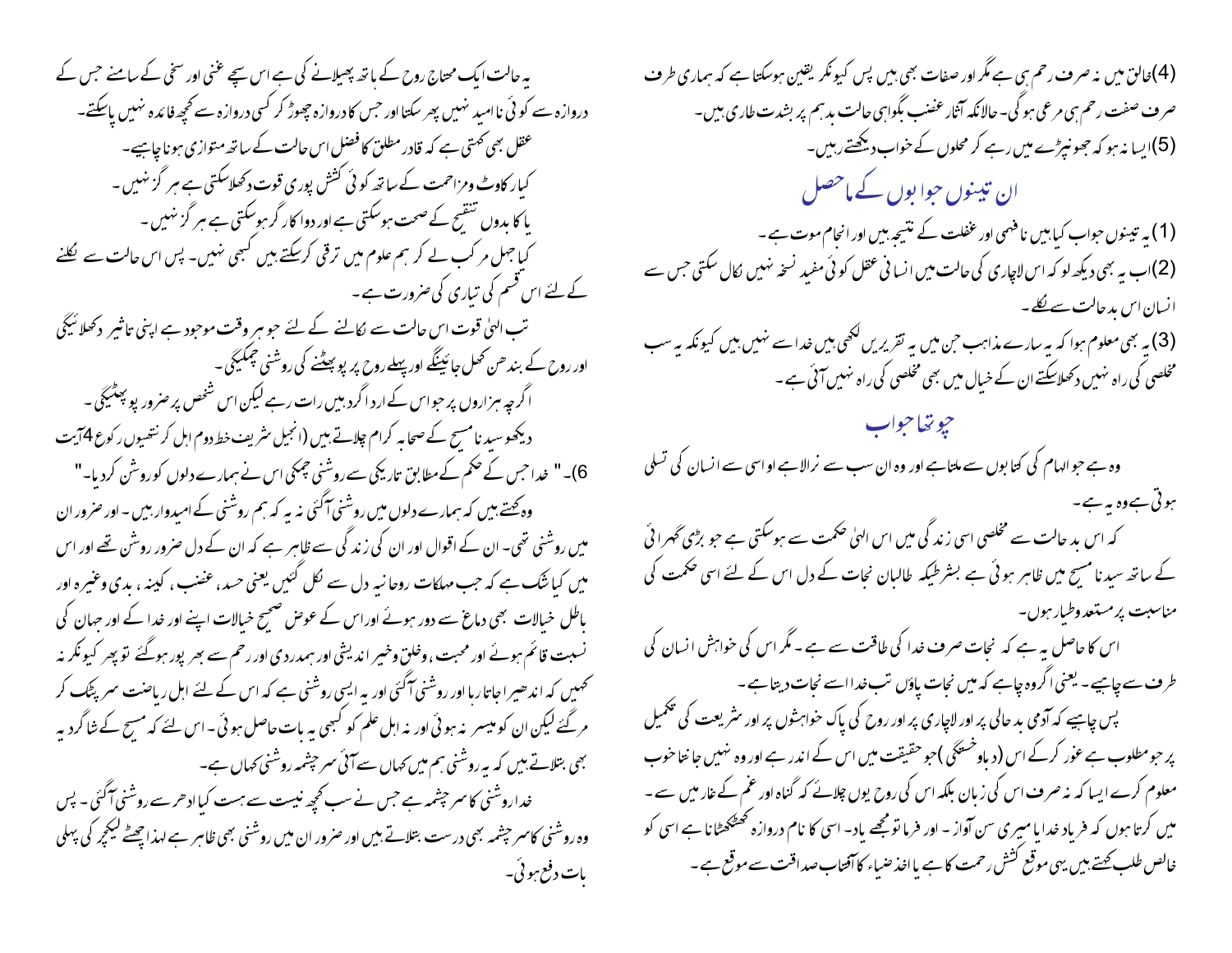(4) خالق میں نہ صرف رحم ہی ہے مگر اور صفات بھی ہیں پس کیونکر یقین ہوسکتا ہے کہ ہماری طرف صرف صفت رحم ہی مرعی ہو گی۔ حالانکہ آثار غضب بگواہی حالت بد ہم پر بشدت طاری ہیں۔

(5) ایسا نہ ہو کہ جھونپڑے میں رہے کر محلوں کے خواب دیکھتے رہیں۔

## ان تینوں جوابوں کے ماحصل

(1) یہ تینوں جواب کیا ہیں نافہمی اور غفلت کے نتیجہ ہیں اور انجام موت ہے۔

(2) اب یہ بھی دیکھ لو کہ اس لاچاری کی حالت میں انسانی عقل کوئی مفید نسخہ نہیں نکال سکتی جس سے انسان اس بد حالت سے نکلے۔

(3) یہ بھی معلوم ہوا کہ یہ سارے مذاہب جن میں یہ تقریریں لکھی ہیں خدا سے نہیں ہیں کیونکہ یہ سب مخلصی کی راہ نہیں دکھلاسکتے ان کے خیال میں بھی مخلصی کی راہ نہیں آئی ہے۔

## چوتھا جواب

وہ ہے جو الہام کی کتابوں سے ملتا ہے اور وہ ان سب سے نرالا ہے او اسی سے انسان کی تسلی ہوتی ہے وہ یہ ہے۔

کہ اس بد حالت سے مخلصی اسی زندگی میں اس الہیٰ حکمت سے ہوسکتی ہے جو بڑی گہرائی کے ساتھ سیدنا مسیح میں ظاہر ہوئی ہے بشرطیکہ طالبان نجات کے دل اس کے لئے اسی حکمت کی مناسبت پر مستعد وطیار ہوں۔

اس کا حاصل یہ ہے کہ نجات صرف خدا کی طاقت سے ہے۔ مگر اس کی خواہش انسان کی طرف سے چاہیے۔ یعنی اگروہ چاہے کہ میں نجات پاؤں تب خدا اسے نجات دیتا ہے۔

پس چاہیے کہ آدمی بد حالی پر اور لاچاری پر اور روح کی پاک خواہشوں پر اور شریعت کی تکمیل پر جو مطلوب ہے غور کرکے اس (دباو خستگی) جو حقیقت میں اس کے اندر ہے اور وہ نہیں جانتا خوب معلوم کرے ایسا کہ نہ صرف اس کی زبان بلکہ اس کی روح یوں چلائے کہ گناہ اور غم کے غار میں سے۔ میں کرتا ہوں کہ فریاد خدایا میری سن آواز۔ اور فرما تو مجھے یاد۔ اسی کا نام دروازہ کھٹکھٹانا ہے اسی کو خالص طلب کہتے ہیں یہی موقع کشش رحمت کا ہے یا اخذ ضیاء کا آفتاب صداقت سے موقع ہے۔

یہ حالت ایک محتاج روح کے ہاتھ پھیلانے کی ہے اس سچے غنی اور سخی کے سامنے جس کے دروازہ سے کوئی ناامید نہیں پھر سکتا اور جس کا دروازہ چھوڑ کر کسی دروازہ سے کچھ فائدہ نہیں پاسکتے۔

عقل بھی کہتی ہے کہ قادر مطلق کا فضل اس حالت کے ساتھ متوازی ہونا چاہیے۔

کیا رکاوٹ ومزاحمت کے ساتھ کوئی کشش پوری قوت دکھلاسکتی ہے ہر گز نہیں۔

یا کا بدوں تنقیح کے صحت ہوسکتی ہے اور دواکار گر ہوسکتی ہے ہر گز نہیں۔

کیا جہل مرکب لے کر ہم علوم میں ترقی کرسکتے ہیں کبھی نہیں۔ پس اس حالت سے نکلنے کے لئے اس قسم کی تیاری کی ضرورت ہے۔

تب الہیٰ قوت اس حالت سے نکالنے کے لئے جو ہر وقت موجود ہے اپنی تاثیر دکھلائیگی اور روح کے بندھن کھل جائینگے اور پہلے روح پر پو پھٹنے کی روشنی چمکیگی۔

اگرچہ ہزاروں پر جو اس کے اردگرد ہیں رات رہے لیکن اس شخص پر ضرور پو پھٹیگی۔

دیکھو سیدنا مسیح کے صحابہ کرام چلاتے ہیں (انجیل شریف خط دوم اہل کرنتھیوں رکوع 4 آیت 6)۔ "خدا جس کے حکم کے مطابق تاریکی سے روشنی چمکی اس نے ہمارے دلوں کو روشن کردیا۔"

وہ کہتے ہیں کہ ہمارے دلوں میں روشنی آگئی نہ یہ کہ ہم روشنی کے امیدوار ہیں۔ اور ضرور ان میں روشنی تھی۔ ان کے اقوال اور ان کی زندگی سے ظاہر ہے کہ ان کے دل ضرور روشن تھے اور اس میں کیا شک ہے کہ جب مہلکات روحانیہ دل سے نکل گئیں یعنی حسد، غضب، کینہ، بدی وغیرہ اور باطل خیالات بھی دماغ سے دور ہوئے اور اس کے عوض صحیح خیالات اپنے اور خدا کے اور جہان کی نسبت قائم ہوئے اور محبت، وخلق وخیر اندیشی اور ہمدردی اور رحم سے بھر پور ہوگئے تو پھر کیونکر نہ کہیں کہ اندھیرا جاتا رہا اور روشنی آگئی اور یہ ایسی روشنی ہے کہ اس کے لئے اہل ریاضت سر پٹک کر مرگئے لیکن ان کو میسر نہ ہوئی اور نہ اہل علم کو کبھی یہ بات حاصل ہوئی۔ اس لئے کہ مسیح کے شاگرد یہ بھی بتلاتے ہیں کہ یہ روشنی ہم میں کہاں سے آئی سر چشمہ روشنی کہاں ہے۔

خدا روشنی کا سرچشمہ ہے جس نے سب کچھ نیست سے ہست کیا ادھر سے روشنی آگئی۔ پس وہ روشنی کا سرچشمہ بھی درست بتلاتے ہیں اور ضرور ان میں روشنی بھی ظاہر ہے لہذا چھٹے لیکچر کی پہلی بات دفع ہوئی۔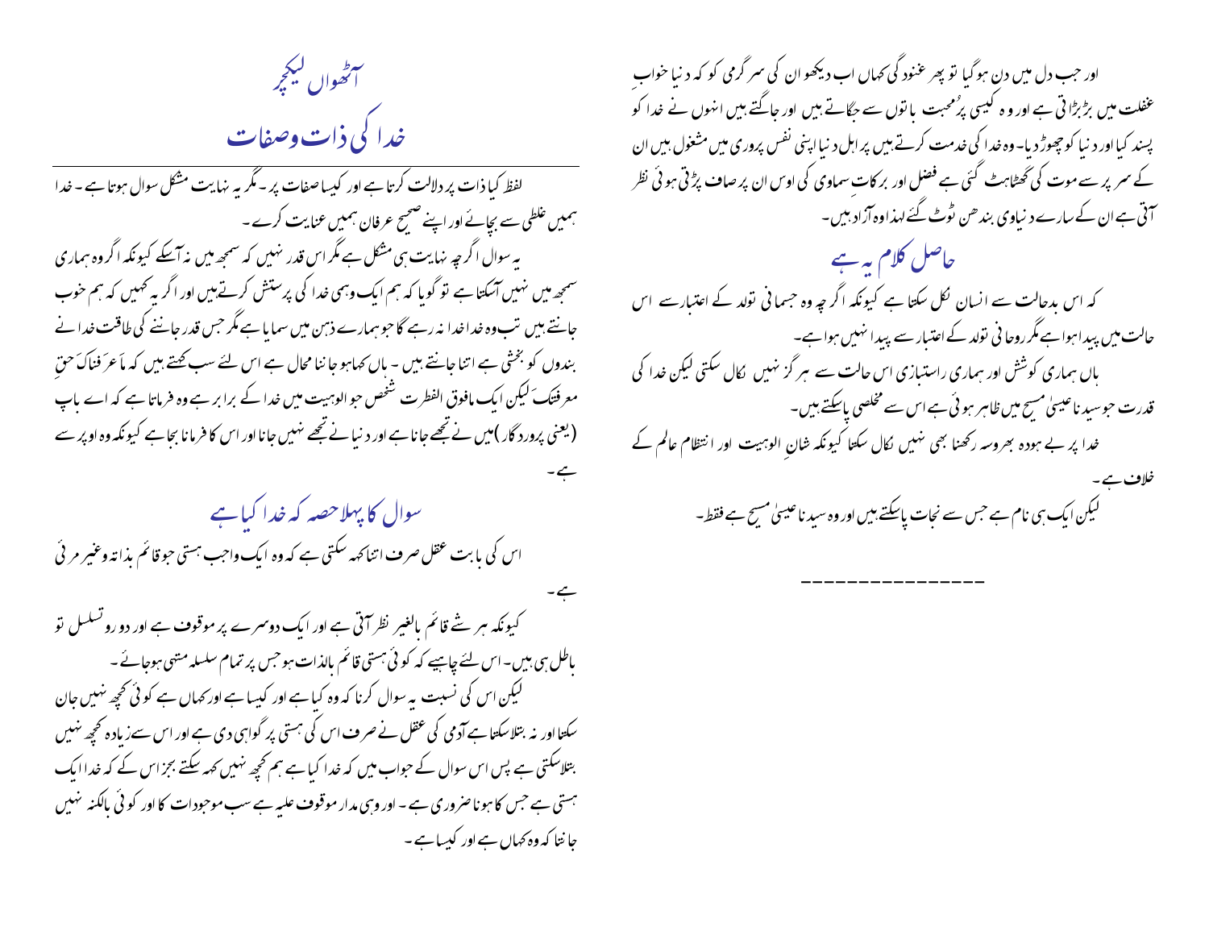اور جب دل میں دن ہوگیا تو پھر غنود گی کہاں اب دیکھو ان کی سر گرمی کو کہ دنیا خوابِ غفلت میں بڑبڑاتی ہے اور وہ کیسی پُرمحبت باتوں سے جگاتے ہیں اور جاگتے ہیں انہوں نے خدا کو پسند کیا اور دنیا کو چھوڑدیا۔ وہ خدا کی خدمت کرتے ہیں پراہل دنیا اپنی نفس پروری میں مشغول ہیں ان کے سر پر سے موت کی گھٹاہٹ گئی ہے فضل اور برکاتِ سماوی کی اوس ان پر صاف پڑتی ہوئی نظر آتی ہے ان کے سارے دنیاوی بندھن ٹوٹ گئے لہذا وہ آزاد ہیں۔

## حاصل کلام یہ ہے

کہ اس بدحالت سے انسان نکل سکتا ہے کیونکہ اگر چہ وہ جسمانی تولد کے اعتبار سے اس حالت میں پیدا ہوا ہے مگر روحانی تولد کے اعتبار سے پیدا نہیں ہوا ہے۔

ہاں ہماری کوشش اور ہماری راستبازی اس حالت سے ہر گز نہیں نکال سکتی لیکن خدا کی قدرت جو سیدنا عیسیٰ مسیح میں ظاہر ہوئی ہے اس سے مخلصی پاسکتے ہیں۔

خدا پر بے ہودہ بھروسہ رکھنا بھی نہیں نکال سکتا کیونکہ شانِ الوہیت اور انتظام عالم کے خلاف ہے۔

لیکن ایک ہی نام ہے جس سے نجات پاسکتے ہیں اور وہ سیدنا عیسیٰ مسیح ہے فقط۔

---

# آٹھواں لیکچر

## خدا کی ذات وصفات

لفظ کیا ذات پر دلالت کرتا ہے اور کیسا صفات پر۔ مگر یہ نہایت مشکل سوال ہوتا ہے۔ خدا ہمیں غلطی سے بچائے اور اپنے صحیح عرفان ہمیں عنایت کرے۔

یہ سوال اگرچہ نہایت ہی مشکل ہے مگر اس قدر نہیں کہ سمجھ میں نہ آسکے کیونکہ اگر وہ ہماری سمجھ میں نہیں آسکتا ہے تو گویا کہ ہم ایک وہمی خدا کی پرستش کرتے ہیں اور اگر یہ کہیں کہ ہم خوب جانتے ہیں تب وہ خدا خدا نہ رہے گا جو ہمارے ذہن میں سمایا ہے مگر جس قدر جاننے کی طاقت خدا نے بندوں کو بخشی ہے اتنا جانتے ہیں۔ ہاں کماحقہ جاننا محال ہے اس لئے سب کہتے ہیں کہ مَاعَرَفنَاکَ حقِ معرفتکَ لیکن ایک مافوق الفطرت شخص جو الوہیت میں خدا کے برابر ہے وہ فرماتا ہے کہ اے باپ (یعنی پرورد گار) میں نے تجھے جانا ہے اور دنیا نے تجھے نہیں جانا اور اس کا فرمانا بجا ہے کیونکہ وہ اوپر سے ہے۔

## سوال کا پہلا حصہ کہ خدا کیا ہے

اس کی بابت عقل صرف اتنا کہہ سکتی ہے کہ وہ ایک واجب ہستی جو قائم بذاتہ وغیر مرئی ہے۔

کیونکہ ہر شے قائم بالغیر نظر آتی ہے اور ایک دوسرے پر موقوف ہے اور دور و تسلسل تو باطل ہی ہیں۔ اس لئے چاہیے کہ کوئی ہستی قائم بالذات ہو جس پر تمام سلسلہ منتہی ہوجائے۔

لیکن اس کی نسبت یہ سوال کرنا کہ وہ کیا ہے اور کیسا ہے اور کہاں ہے کوئی کچھ نہیں جان سکتا اور نہ بتلاسکتا ہے آدمی کی عقل نے صرف اس کی ہستی پر گواہی دی ہے اور اس سے زیادہ کچھ نہیں بتلاسکتی ہے پس اس سوال کے جواب میں کہ خدا کیا ہے ہم کچھ نہیں کہہ سکتے بجز اس کے کہ خدا ایک ہستی ہے جس کا ہونا ضروری ہے۔ اور وہی مدار موقوف علیہ ہے سب موجودات کا اور کوئی بالکنہ نہیں جانتا کہ وہ کہاں ہے اور کیسا ہے۔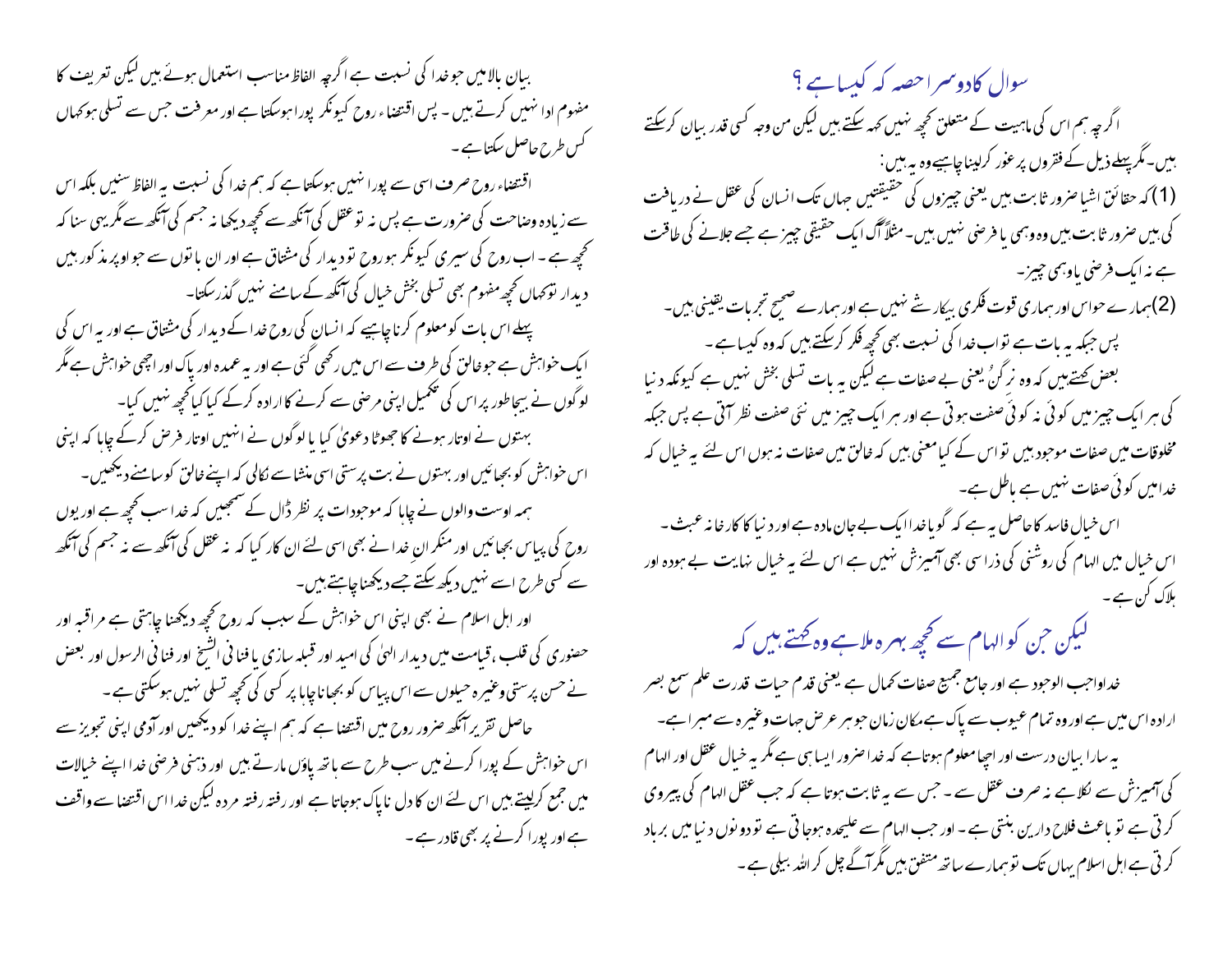## سوال کا دوسرا حصہ کہ کیسا ہے ؟

اگرچہ ہم اس کی ماہیت کے متعلق کچھ نہیں کہہ سکتے ہیں لیکن من وجہ کسی قدر بیان کرسکتے ہیں۔مگر پہلے ذیل کے فقروں پر غور کرلینا چاہیے وہ یہ ہیں:

(1) کہ حقائق اشیا ضرور ثابت ہیں یعنی چیزوں کی حقیقتیں جہاں تک انسان کی عقل نے دریافت کی ہیں ضرور ثابت ہیں وہ وہمی یا فرضی نہیں ہیں۔ مثلاً آگ ایک حقیقی چیز ہے جسے جلانے کی طاقت ہے نہ ایک فرضی یا وہمی چیز۔

(2) ہمارے حواس اور ہماری قوت فکری بیکار شے نہیں ہے اور ہمارے صحیح تجربات یقینی ہیں۔

پس جبکہ یہ بات ہے تو اب خدا کی نسبت بھی کچھ فکر کرسکتے ہیں کہ وہ کیسا ہے۔

بعض کہتے ہیں کہ وہ نرگنُ یعنی بے صفات ہے لیکن یہ بات تسلی بخش نہیں ہے کیونکہ دنیا کی ہر ایک چیز میں کوئی نہ کوئی صفت ہوتی ہے اور ہر ایک چیز میں نئی صفت نظر آتی ہے پس جبکہ مخلوقات میں صفات موجود ہیں تو اس کے کیا معنی ہیں کہ خالق میں صفات نہ ہوں اس لئے یہ خیال کہ خدا میں کوئی صفات نہیں ہے باطل ہے۔

اس خیال فاسد کا حاصل یہ ہے کہ گویا خدا ایک بے جان مادہ ہے اور دنیا کا کارخانہ عبث۔

اس خیال میں الہام کی روشنی کی ذرا سی بھی آمیزش نہیں ہے اس لئے یہ خیال نہایت بے ہودہ اور ہلاک کن ہے۔

## لیکن جن کو الہام سے کچھ بہرہ ملا ہے وہ کہتے ہیں کہ

خدا واجب الوجود ہے اور جامع جمیع صفات کمال ہے یعنی قدم حیات قدرت علم سمع بصر ارادہ اس میں ہے اور وہ تمام عیوب سے پاک ہے مکان زمان جوہر عرض جہات وغیرہ سے مبرا ہے۔

یہ سارا بیان درست اور اچھا معلوم ہوتا ہے کہ خدا ضرور ایسا ہی ہے مگر یہ خیال عقل اور الہام کی آمیزش سے نکلا ہے نہ صرف عقل سے۔ جس سے یہ ثابت ہوتا ہے کہ جب عقل الہام کی پیروی کرتی ہے تو باعث فلاح دارین بنتی ہے۔ اور جب الہام سے علیحدہ ہوجاتی ہے تو دونوں دنیا میں برباد کرتی ہے اہل اسلام یہاں تک تو ہمارے ساتھ متفق ہیں مگر آگے چل کر اللہ بیلی ہے۔

بیان بالا میں جو خدا کی نسبت ہے اگرچہ الفاظ مناسب استعمال ہوئے ہیں لیکن تعریف کا مفہوم ادا نہیں کرتے ہیں۔ پس اقتضاء روح کیونکر پورا ہوسکتا ہے اور معرفت جس سے تسلی ہو کہاں کس طرح حاصل سکتا ہے۔

اقتضاء روح صرف اسی سے پورا نہیں ہوسکتا ہے کہ ہم خدا کی نسبت یہ الفاظ سنیں بلکہ اس سے زیادہ وضاحت کی ضرورت ہے پس نہ تو عقل کی آنکھ سے کچھ دیکھا نہ جسم کی آنکھ سے مگر یہی سنا کہ کچھ ہے۔ اب روح کی سیری کیونکر ہو روح تو دیدار کی مشتاق ہے اور ان باتوں سے جو اوپر مذکور ہیں دیدار تو کہاں کچھ مفہوم بھی تسلی بخش خیال کی آنکھ کے سامنے نہیں گذر سکتا۔

پہلے اس بات کو معلوم کرنا چاہیے کہ انسان کی روح خدا کے دیدار کی مشتاق ہے اور یہ اس کی ایک خواہش ہے جو خالق کی طرف سے اس میں رکھی گئی ہے اور یہ عمدہ اور پاک اور اچھی خواہش ہے مگر لوگوں نے بیجا طور پر اس کی تکمیل اپنی مرضی سے کرنے کا ارادہ کرکے کیا کیا کچھ نہیں کیا۔

بہتوں نے اوتار ہونے کا جھوٹا دعویٰ کیا یا لوگوں نے انہیں اوتار فرض کرکے چاہا کہ اپنی اس خواہش کو بجھائیں اور بہتوں نے بت پرستی اسی منشا سے نکالی کہ اپنے خالق کو سامنے دیکھیں۔

ہمہ اوست والوں نے چاہا کہ موجودات پر نظر ڈال کے سمجھیں کہ خدا سب کچھ ہے اور یوں روح کی پیاس بجھائیں اور منکر ان خدا نے بھی اسی لئے ان کار کیا کہ نہ عقل کی آنکھ سے نہ جسم کی آنکھ سے کسی طرح اسے نہیں دیکھ سکتے جسے دیکھنا چاہتے ہیں۔

اور اہل اسلام نے بھی اپنی اس خواہش کے سبب کہ روح کچھ دیکھنا چاہتی ہے مراقبہ اور حضوری کی قلب، قیامت میں دیدار الہیٰ کی امید اور قبلہ سازی یا فنا فی الشیخ اور فنا فی الرسول اور بعض نے حسن پرستی وغیرہ حیلوں سے اس پیاس کو بجھانا چاہا پر کسی کی کچھ تسلی نہیں ہوسکتی ہے۔

حاصل تقریر آنکہ ضرور روح میں اقتضا ہے کہ ہم اپنے خدا کو دیکھیں اور آدمی اپنی تجویز سے اس خواہش کے پورا کرنے میں سب طرح سے ہاتھ پاؤں مارتے ہیں اور ذہنی فرضی خدا اپنے خیالات میں جمع کرلیتے ہیں اس لئے ان کا دل ناپاک ہوجاتا ہے اور رفتہ رفتہ مردہ لیکن خدا اس اقتضا سے واقف ہے اور پورا کرنے پر بھی قادر ہے۔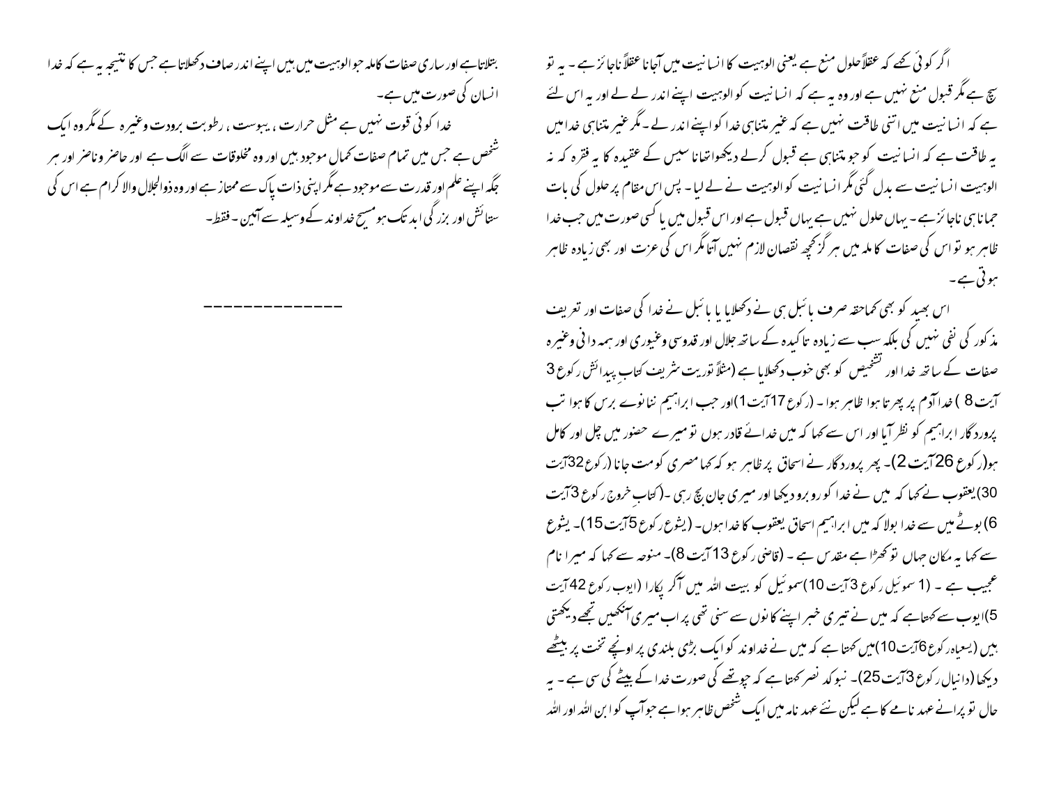اگر کوئی کہے کہ عقلاً حلول منع ہے یعنی الوہیت کا انسانیت میں آجانا عقلاً ناجائز ہے ۔ یہ تو سچ ہے مگر قبول منع نہیں ہے اور وہ یہ ہے کہ انسانیت کو الوہیت اپنے اندر لے لے اور یہ اس لئے ہے کہ انسانیت میں اتنی طاقت نہیں ہے کہ غیر متناہی خدا کو اپنے اندر لے ۔ مگر غیر متناہی خدا میں یہ طاقت ہے کہ انسانیت کو جو متناہی ہے قبول کرلے دیکھواتھاناسیس کے عقیدہ کا یہ فقرہ کہ نہ الوہیت انسانیت سے بدل گئی مگر انسانیت کو الوہیت نے لے لیا ۔ پس اس مقام پر حلول کی بات جمانا ہی ناجائز ہے ۔ یہاں حلول نہیں ہے یہاں قبول ہے اور اس قبول میں یا کسی صورت میں جب خدا ظاہر ہو تو اس کی صفات کاملہ میں ہر گز کچھ نقصان لازم نہیں آتا مگر اس کی عزت اور بھی زیادہ ظاہر ہوتی ہے ۔

اس بھید کو بھی کماحقہ صرف بائبل ہی نے دکھلایا یا بائبل نے خدا کی صفات اور تعریف مذکور کی نفی نہیں کی بلکہ سب سے زیادہ تاکیدہ کے ساتھ جلال اور قدوسی وغیوری اور ہمہ دانی وغیرہ صفات کے ساتھ خدا اور تشخیص کو بھی خوب دکھلایا ہے (مثلاً توریت شریف کتاب پیدائش رکوع 3 آیت 8 ) خدا آدم پر پھرتا ہوا ظاہر ہوا ۔ (رکوع 17 آیت 1)اور جب ابراہیم ننانوے برس کا ہوا تب پروردگار ابراہیم کو نظر آیا اور اس سے کہا کہ میں خدائے قادر ہوں تو میرے حضور میں چل اور کامل ہو(رکوع 26 آیت 2)۔ پھر پروردگار نے اسحاق پر ظاہر ہو کہ کہا مصری کو مت جانا (رکوع 32 آیت 30) یعقوب نے کہا کہ میں نے خدا کو روبرو دیکھا اور میری جان بچ رہی ۔(کتاب خروج رکوع 3 آیت 6) بوٹے میں سے خدا بولا کہ میں ابراہیم اسحاق یعقوب کا خدا ہوں ۔ (یشوع رکوع 5 آیت 15)۔ یشوع سے کہا یہ مکان جہاں تو کھڑا ہے مقدس ہے ۔ (قاضی رکوع 13 آیت 8)۔ منوحہ سے کہا کہ میرا نام عجیب ہے ۔ (1 سموئیل رکوع 3 آیت 10) سموئیل کو بیت اللہ میں آکر پکارا (ایوب رکوع 42 آیت 5) ایوب سے کہتا ہے کہ میں نے تیری خبر اپنے کانوں سے سنی تھی پر اب میری آنکھیں تجھے دیکھتی ہیں (یسعیاہ رکوع 6 آیت 10) میں کہتا ہے کہ میں نے خداوند کو ایک بڑی بلندی پر اونچے تخت پر بیٹھے دیکھا (دانیال رکوع 3 آیت 25)۔ نبوکد نصر کہتا ہے کہ چوتھے کی صورت خدا کے بیٹے کی سی ہے ۔ یہ حال تو پرانے عہد نامے کا ہے لیکن نئے عہد نامہ میں ایک شخص ظاہر ہوا ہے جو آپ کو ابن اللہ اور اللہ بتلاتا ہے اور ساری صفات کاملہ جو الوہیت میں ہیں اپنے اندر صاف دکھلاتا ہے جس کا نتیجہ یہ ہے کہ خدا انسان کی صورت میں ہے ۔

خدا کوئی قوت نہیں ہے مثل حرارت ، یبوست ، رطوبت برودت وغیرہ کے مگر وہ ایک شخص ہے جس میں تمام صفات کمال موجود ہیں اور وہ مخلوقات سے الگ ہے اور حاضر وناضر اور ہر جگہ اپنے علم اور قدرت سے موجود ہے مگر اپنی ذات پاک سے ممتاز ہے اور وہ ذوالجلال والاکرام ہے اس کی ستائش اور بزرگی ابد تک ہو مسیح خداوند کے وسیلہ سے آمین ۔ فقط ۔

---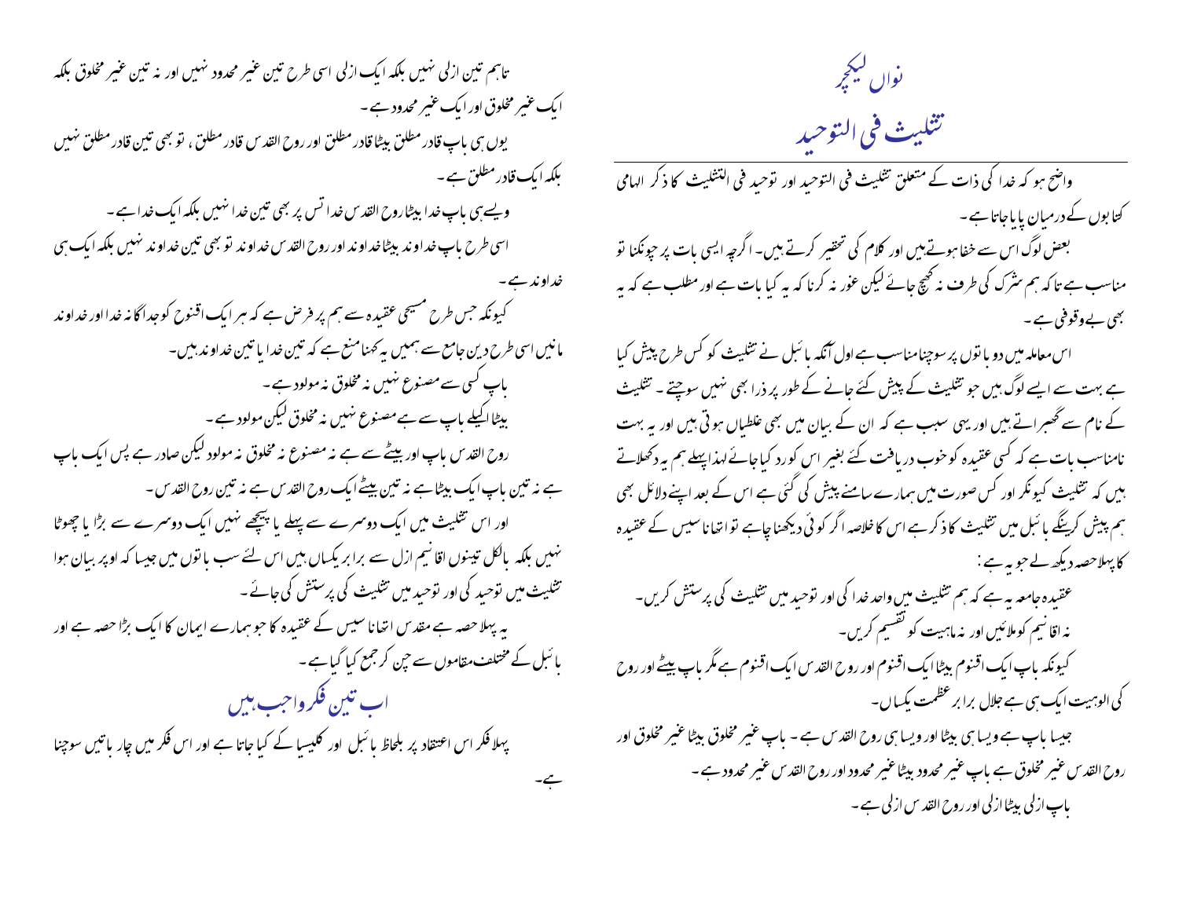# نواں لیکچر

## تثلیث فی التوحید

واضح ہو کہ خدا کی ذات کے متعلق تثلیث فی التوحید اور توحید فی التثلیث کا ذکر الہامی کتابوں کے درمیان پایا جاتا ہے۔

بعض لوگ اس سے خفا ہوتے ہیں اور کلام کی تحقیر کرتے ہیں۔ اگرچہ ایسی بات پر چونکنا تو مناسب ہے تاکہ ہم شرک کی طرف نہ کھچ جائے لیکن غور نہ کرنا کہ یہ کیا بات ہے اور مطلب ہے کہ یہ بھی بےوقوفی ہے۔

اس معاملہ میں دو باتوں پر سوچنا مناسب ہے اول آنکہ بائبل نے تثلیث کو کس طرح پیش کیا ہے بہت سے ایسے لوگ ہیں جو تثلیث کے پیش کئے جانے کے طور پر ذرا بھی نہیں سوچتے۔ تثلیث کے نام سے گھبراتے ہیں اور یہی سبب ہے کہ ان کے بیان میں بھی غلطیاں ہوتی ہیں اور یہ بہت نامناسب بات ہے کہ کسی عقیدہ کو خوب دریافت کئے بغیر اس کو رد کیا جائے لہذا پہلے ہم یہ دکھلاتے ہیں کہ تثلیث کیونکر اور کس صورت میں ہمارے سامنے پیش کی گئی ہے اس کے بعد اپنے دلائل بھی ہم پیش کرینگے بائبل میں تثلیث کا ذکر ہے اس کا خلاصہ اگر کوئی دیکھنا چاہے تو اتھاناسیس کے عقیدہ کا پہلا حصہ دیکھ لے جو یہ ہے:

عقیدہ جامعہ یہ ہے کہ ہم تثلیث میں واحد خدا کی اور توحید میں تثلیث کی پرستش کریں۔

نہ اقانیم کو ملائیں اور نہ ماہیت کو تقسیم کریں۔

کیونکہ باپ ایک اقنوم بیٹا ایک اقنوم اور روح القدس ایک اقنوم ہے مگر باپ بیٹے اور روح کی الوہیت ایک ہی ہے جلال برابر عظمت یکساں۔

جیسا باپ ہے ویسا ہی بیٹا اور ویسا ہی روح القدس ہے۔ باپ غیر مخلوق بیٹا غیر مخلوق اور روح القدس غیر مخلوق ہے باپ غیر محدود بیٹا غیر محدود اور روح القدس غیر محدود ہے۔

باپ ازلی بیٹا ازلی اور روح القدس ازلی ہے۔

تاہم تین ازلی نہیں بلکہ ایک ازلی اسی طرح تین غیر محدود نہیں اور نہ تین غیر مخلوق بلکہ ایک غیر مخلوق اور ایک غیر محدود ہے۔

یوں ہی باپ قادر مطلق بیٹا قادر مطلق اور روح القدس قادر مطلق، تو بھی تین قادر مطلق نہیں بلکہ ایک قادر مطلق ہے۔

ویسے ہی باپ خدا بیٹا روح القدس خدا تس پر بھی تین خدا نہیں بلکہ ایک خدا ہے۔

اسی طرح باپ خداوند بیٹا خداوند اور روح القدس خداوند تو بھی تین خداوند نہیں بلکہ ایک ہی خداوند ہے۔

کیونکہ جس طرح مسیحی عقیدہ سے ہم پر فرض ہے کہ ہر ایک اقنوح کو جدا گانہ خدا اور خداوند مانیں اسی طرح دین جامع سے ہمیں یہ کہنا منع ہے کہ تین خدا یا تین خداوند ہیں۔

باپ کسی سے مصنوع نہیں نہ مخلوق نہ مولود ہے۔

بیٹا اکیلے باپ سے ہے مصنوع نہیں نہ مخلوق لیکن مولود ہے۔

روح القدس باپ اور بیٹے سے ہے نہ مصنوع نہ مخلوق نہ مولود لیکن صادر ہے پس ایک باپ ہے نہ تین باپ ایک بیٹا ہے نہ تین بیٹے ایک روح القدس ہے نہ تین روح القدس۔

اور اس تثلیث میں ایک دوسرے سے پہلے یا پیچھے نہیں ایک دوسرے سے بڑا یا چھوٹا نہیں بلکہ بالکل تینوں اقانیم ازل سے برابر یکساں ہیں اس لئے سب باتوں میں جیسا کہ اوپر بیان ہوا تثلیث میں توحید کی اور توحید میں تثلیث کی پرستش کی جائے۔

یہ پہلا حصہ ہے مقدس اتھاناسیس کے عقیدہ کا جو ہمارے ایمان کا ایک بڑا حصہ ہے اور بائبل کے مختلف مقاموں سے چن کر جمع کیا گیا ہے۔

### اب تین فکر واجب ہیں

پہلا فکر اس اعتقاد پر بلحاظ بائبل اور کلیسیا کے کیا جاتا ہے اور اس فکر میں چار باتیں سوچنا ہے۔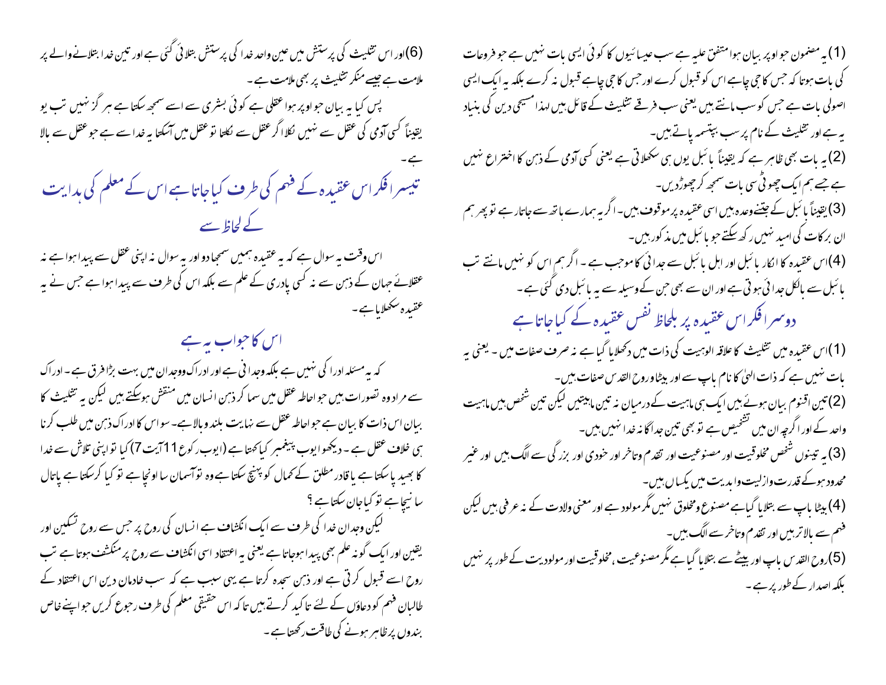(1) یہ مضمون جو اوپر بیان ہوا متفق علیہ ہے سب عیسائیوں کا کوئی ایسی بات نہیں ہے جو فروعات کی بات ہوتا کہ جس کا جی چاہے اس کو قبول کرے اور جس کا جی چاہے قبول نہ کرے بلکہ یہ ایک ایسی اصولی بات ہے جس کو سب مانتے ہیں یعنی سب فرقے تثلیث کے قائل ہیں لہذا مسیحی دین کی بنیاد یہ ہے اور تثلیث کے نام پر سب بپتسمہ پاتے ہیں۔

(2) یہ بات بھی ظاہر ہے کہ یقیناً بائبل یوں ہی سکھلاتی ہے یعنی کسی آدمی کے ذہن کا اختراع نہیں ہے جسے ہم ایک چھوٹی سی بات سمجھ کر چھوڑدیں۔

(3) یقیناً بائبل کے جتنے وعدہ ہیں اسی عقیدہ پر موقوف ہیں۔ اگر یہ ہمارے ہاتھ سے جاتارہے تو پھر ہم ان برکات کی امید نہیں رکھ سکتے جو بائبل میں مذکور ہیں۔

(4) اس عقیدہ کا انکار بائبل اور اہل بائبل سے جدائی کا موجب ہے۔ اگر ہم اس کو نہیں مانتے تب بائبل سے بالکل جدائی ہوتی ہے اور ان سے بھی جن کے وسیلہ سے یہ بائبل دی گئی ہے۔

## دوسرا فکر اس عقیدہ پر بلحاظ نفس عقیدہ کے کیا جاتا ہے

(1) اس عقیدہ میں تثلیث کا علاقہ الوہیت کی ذات میں دکھلایا گیا ہے نہ صرف صفات میں۔ یعنی یہ بات نہیں ہے کہ ذات الہیٰ کا نام باپ ہے اور بیٹا و روح القدس صفات ہیں۔

(2) تین اقنوم بیان ہوئے ہیں ایک ہی ماہیت کے درمیان نہ تین ماہیتیں لیکن تین شخص ہیں ماہیت واحد کے اور اگرچہ ان میں تشخیص ہے تو بھی تین جداگانہ خدا نہیں ہیں۔

(3) یہ تینوں شخص مخلوقیت اور مصنوعیت اور تقدم و تاخر اور خودی اور بزرگی سے الگ ہیں اور غیر محدود ہوکے قدرت و ازلیت و ابدیت میں یکساں ہیں۔

(4) بیٹا باپ سے بتلایا گیا ہے مصنوع و مخلوق نہیں مگر مولود ہے اور معنی ولادت کے نہ عرفی ہیں لیکن فہم سے بالاتر ہیں اور تقدم و تاخر سے الگ ہیں۔

(5) روح القدس باپ اور بیٹے سے بتلایا گیا ہے مگر مصنوعیت، مخلوقیت اور مولودیت کے طور پر نہیں بلکہ اصدار کے طور پر ہے۔

(6) اور اس تثلیث کی پرستش میں عین واحد خدا کی پرستش بتلائی گئی ہے اور تین خدا بتلانے والے پر ملامت ہے جیسے منکر تثلیث پر بھی ملامت ہے۔

پس کیا یہ بیان جو اوپر ہوا عقلی ہے کوئی بشری سے اسے سمجھ سکتا ہے ہرگز نہیں تب یہ یقیناً کسی آدمی کی عقل سے نہیں نکلا اگر عقل سے نکلتا تو عقل میں آسکتا یہ خدا سے ہے جو عقل سے بالا ہے۔

## تیسرا فکر اس عقیدہ کے فہم کی طرف کیا جاتا ہے اس کے معلم کی ہدایت کے لحاظ سے

اس وقت یہ سوال ہے کہ یہ عقیدہ ہمیں سمجھا دو اور یہ سوال نہ اپنی عقل سے پیدا ہوا ہے نہ عقلائے جہان کے ذہن سے نہ کسی پادری کے علم سے بلکہ اس کی طرف سے پیدا ہوا ہے جس نے یہ عقیدہ سکھلایا ہے۔

### اس کا جواب یہ ہے

کہ یہ مسئلہ ادرا کی نہیں ہے بلکہ وجدانی ہے اور ادراک و وجدان میں بہت بڑا فرق ہے۔ ادراک سے مراد وہ تصورات ہیں جو احاطہ عقل میں سما کر ذہن انسان میں منقش ہوسکتے ہیں لیکن یہ تثلیث کا بیان اس ذات کا بیان ہے جو احاطہ عقل سے نہایت بلند و بالا ہے۔ سو اس کا ادراک ذہن میں طلب کرنا ہی خلاف عقل ہے۔ دیکھو ایوب پیغمبر کیا کہتا ہے (ایوب رکوع 11 آیت 7) کیا تو اپنی تلاش سے خدا کا بھید پا سکتا ہے یا قادر مطلق کے کمال کو پہنچ سکتا ہے وہ تو آسمان سا اونچا ہے تو کیا کرسکتا ہے پاتال سا نیچا ہے تو کیا جان سکتا ہے؟

لیکن وجدان خدا کی طرف سے ایک انکشاف ہے انسان کی روح پر جس سے روح تسکین اور یقین اور ایک گونہ علم بھی پیدا ہوجاتا ہے یعنی یہ اعتقاد اسی انکشاف سے روح پر منکشف ہوتا ہے تب روح اسے قبول کرتی ہے اور ذہن سجدہ کرتا ہے یہی سبب ہے کہ سب خادمان دین اس اعتقاد کے طالبان فہم کو دعاؤں کے لئے تاکید کرتے ہیں تاکہ اس حقیقی معلم کی طرف رجوع کریں جو اپنے خاص بندوں پر ظاہر ہونے کی طاقت رکھتا ہے۔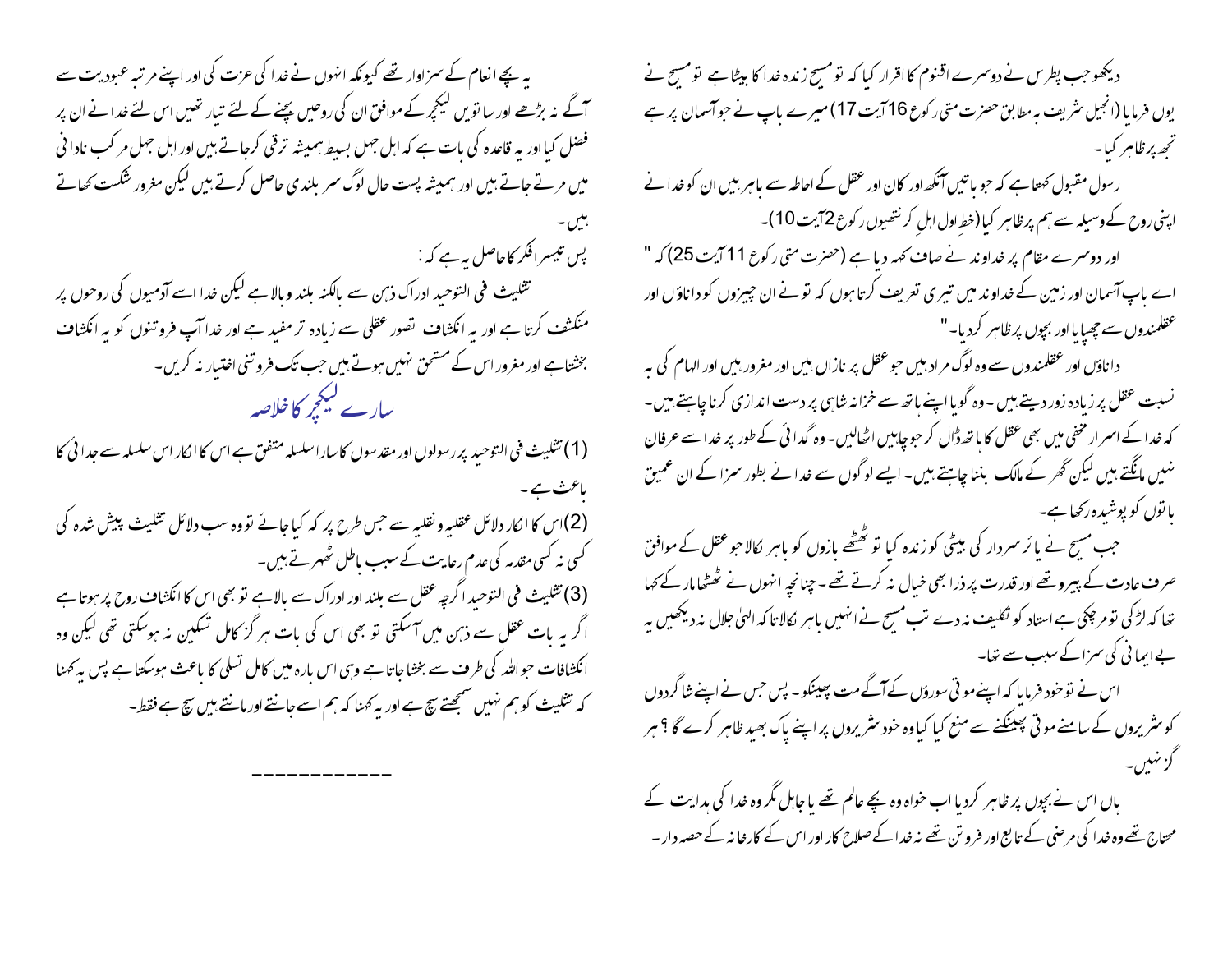دیکھو جب پطرس نے دوسرے اقنوم کا اقرار کیا کہ تو مسیح زندہ خدا کا بیٹا ہے تو مسیح نے یوں فرمایا (انجیل شریف بہ مطابق حضرت متی رکوع 16 آیت 17) میرے باپ نے جو آسمان پر ہے تجھ پر ظاہر کیا۔

رسول مقبول کہتا ہے کہ جو باتیں آنکھ اور کان اور عقل کے احاطہ سے باہر ہیں ان کو خدا نے اپنی روح کے وسیلہ سے ہم پر ظاہر کیا (خطِ اول اہل کرنتھیوں رکوع 2 آیت 10)۔

اور دوسرے مقام پر خداوند نے صاف کہہ دیا ہے (حضرت متی رکوع 11 آیت 25) کہ " اے باپ آسمان اور زمین کے خداوند میں تیری تعریف کرتا ہوں کہ تو نے ان چیزوں کو داناؤں اور عقلمندوں سے چھپایا اور بچوں پر ظاہر کردیا۔ "

داناؤں اور عقلمندوں سے وہ لوگ مراد ہیں جو عقل پر نازاں ہیں اور مغرور ہیں اور الہام کی بہ نسبت عقل پر زیادہ زور دیتے ہیں۔ وہ گویا اپنے ہاتھ سے خزانہ شاہی پر دست اندازی کرنا چاہتے ہیں۔ کہ خدا کے اسرار مخفی میں بھی عقل کا ہاتھ ڈال کر جو چاہیں اٹھالیں۔ وہ گدائی کے طور پر خدا سے عرفان نہیں مانگتے ہیں لیکن گھر کے مالک بننا چاہتے ہیں۔ ایسے لوگوں سے خدا نے بطور سزا کے ان عمیق باتوں کو پوشیدہ رکھا ہے۔

جب مسیح نے یائر سردار کی بیٹی کو زندہ کیا تو ٹھٹھے بازوں کو باہر نکالا جو عقل کے موافق صرف عادت کے پیرو تھے اور قدرت پر ذرا بھی خیال نہ کرتے تھے۔ چنانچہ انہوں نے ٹھٹھا مار کے کہا تھا کہ لڑکی تو مرچکی ہے استاد کو تکلیف نہ دے تب مسیح نے انہیں باہر نکالا تا کہ الہٰی جلال نہ دیکھیں یہ بے ایمانی کی سزا کے سبب سے تھا۔

اس نے تو خود فرمایا کہ اپنے موتی سوروں کے آگے مت پھینکو۔ پس جس نے اپنے شاگردوں کو شریروں کے سامنے موتی پھینکنے سے منع کیا کیا وہ خود شریروں پر اپنے پاک بھید ظاہر کرے گا؟ ہر گز نہیں۔

ہاں اس نے بچوں پر ظاہر کردیا اب خواہ وہ بچے عالم تھے یا جاہل مگر وہ خدا کی ہدایت کے محتاج تھے وہ خدا کی مرضی کے تابع اور فروتن تھے نہ خدا کے صلاح کار اور اس کے کارخانہ کے حصہ دار۔

یہ بچے انعام کے سزاوار تھے کیونکہ انہوں نے خدا کی عزت کی اور اپنے مرتبہ عبودیت سے آگے نہ بڑھے اور ساتویں لیکچر کے موافق ان کی روحیں بچنے کے لئے تیار تھیں اس لئے خدا نے ان پر فضل کیا اور یہ قاعدہ کی بات ہے کہ اہل جہل بسیط ہمیشہ ترقی کرجاتے ہیں اور اہل جہل مرکب نادانی میں مرتے جاتے ہیں اور ہمیشہ پست حال لوگ سر بلندی حاصل کرتے ہیں لیکن مغرور شکست کھاتے ہیں۔

پس تیسرا فکر کا حاصل یہ ہے کہ:

تثلیث فی التوحید ادراک ذہن سے بالکنہ بلند وبالا ہے لیکن خدا اسے آدمیوں کی روحوں پر منکشف کرتا ہے اور یہ انکشاف تصور عقلی سے زیادہ تر مفید ہے اور خدا آپ فروتنوں کو یہ انکشاف بخشتا ہے اور مغرور اس کے مستحق نہیں ہوتے ہیں جب تک فروتنی اختیار نہ کریں۔

## سارے لیکچر کا خلاصہ

(1) تثلیث فی التوحید پر رسولوں اور مقدسوں کا سارا سلسلہ متفق ہے اس کا انکار اس سلسلہ سے جدائی کا باعث ہے۔

(2) اس کا انکار دلائل عقلیہ ونقلیہ سے جس طرح پر کہ کیا جائے تو وہ سب دلائل تثلیث پیش شدہ کی کسی نہ کسی مقدمہ کی عدم رعایت کے سبب باطل ٹھہرتے ہیں۔

(3) تثلیث فی التوحید اگرچہ عقل سے بلند اور ادراک سے بالا ہے تو بھی اس کا انکشاف روح پر ہوتا ہے اگر یہ بات عقل سے ذہن میں آسکتی تو بھی اس کی بات ہر گز کامل تسکین نہ ہوسکتی تھی لیکن وہ انکشافات جو اللہ کی طرف سے بخشا جاتا ہے وہی اس بارہ میں کامل تسلی کا باعث ہوسکتا ہے پس یہ کہنا کہ تثلیث کو ہم نہیں سمجھتے سچ ہے اور یہ کہنا کہ ہم اسے جانتے اور مانتے ہیں سچ ہے فقط۔

------------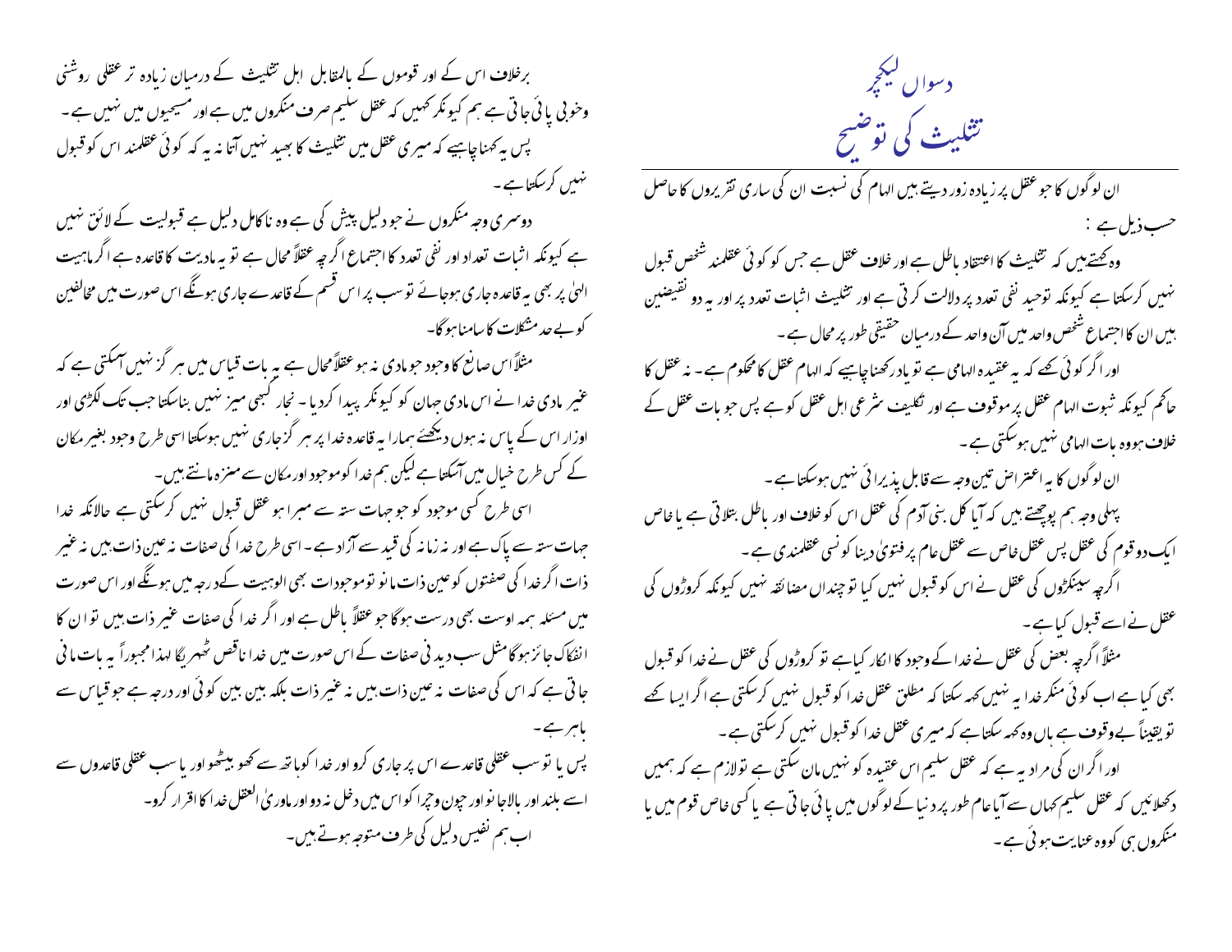# دسواں لیکچر

## تثلیث کی توضیح

ان لوگوں کا جو عقل پر زیادہ زور دیتے ہیں الہام کی نسبت ان کی ساری تقریروں کا حاصل حسب ذیل ہے :

وہ کہتے ہیں کہ تثلیث کا اعتقاد باطل ہے اور خلاف عقل ہے جس کو کوئی عقلمند شخص قبول نہیں کرسکتا ہے کیونکہ توحید نفی تعدد پر دلالت کرتی ہے اور تثلیث اثبات تعدد پر اور یہ دو نقیضین ہیں ان کا اجتماع شخص واحد میں آن واحد کے درمیان حقیقی طور پر محال ہے ۔

اور اگر کوئی کہے کہ یہ عقیدہ الہامی ہے تو یاد رکھنا چاہیے کہ الہام عقل کا محکوم ہے ۔ نہ عقل کا حاکم کیونکہ ثبوت الہام عقل پر موقوف ہے اور تکلیف شرعی اہل عقل کو ہے پس جو بات عقل کے خلاف ہووہ بات الہامی نہیں ہوسکتی ہے ۔

ان لوگوں کا یہ اعتراض تین وجہ سے قابل پذیرائی نہیں ہوسکتا ہے ۔

پہلی وجہ ہم پوچھتے ہیں کہ آیا کل بنی آدم کی عقل اس کو خلاف اور باطل بتلاتی ہے یا خاص ایک دو قوم کی عقل پس عقل خاص سے عقل عام پر فتویٰ دینا کونسی عقلمندی ہے ۔

اگرچہ سینکڑوں کی عقل نے اس کو قبول نہیں کیا تو چنداں مضائقہ نہیں کیونکہ کروڑوں کی عقل نے اسے قبول کیا ہے ۔

مثلاً اگرچہ بعض کی عقل نے خدا کے وجود کا انکار کیا ہے تو کروڑوں کی عقل نے خدا کو قبول بھی کیا ہے اب کوئی منکر خدا یہ نہیں کہہ سکتا کہ مطلق عقل خدا کو قبول نہیں کرسکتی ہے اگر ایسا کہے تو یقیناً بے وقوف ہے ہاں وہ کہہ سکتا ہے کہ میری عقل خدا کو قبول نہیں کرسکتی ہے ۔

اور اگر ان کی مراد یہ ہے کہ عقل سلیم اس عقیدہ کو نہیں مان سکتی ہے تو لازم ہے کہ ہمیں دکھلائیں کہ عقل سلیم کہاں سے آیا عام طور پر دنیا کے لوگوں میں پائی جاتی ہے یا کسی خاص قوم میں یا منکروں ہی کو وہ عنایت ہوئی ہے ۔

برخلاف اس کے اور قوموں کے بالمقابل اہل تثلیث کے درمیان زیادہ تر عقلی روشنی وخوبی پائی جاتی ہے ہم کیونکر کہیں کہ عقل سلیم صرف منکروں میں ہے اور مسیحیوں میں نہیں ہے ۔ پس یہ کہنا چاہیے کہ میری عقل میں تثلیث کا بھید نہیں آتا نہ یہ کہ کوئی عقلمند اس کو قبول نہیں کرسکتا ہے ۔

دوسری وجہ منکروں نے جو دلیل پیش کی ہے وہ ناکامل دلیل ہے قبولیت کے لائق نہیں ہے کیونکہ اثبات تعداد اور نفی تعدد کا اجتماع اگرچہ عقلاً محال ہے تو یہ مادیت کا قاعدہ ہے اگر ماہیت الہیٰ پر بھی یہ قاعدہ جاری ہوجائے تو سب پر اس قسم کے قاعدے جاری ہونگے اس صورت میں مخالفین کو بے حد مشکلات کا سامنا ہوگا۔

مثلاً اس صانع کا وجود جو مادی نہ ہو عقلاً محال ہے یہ بات قیاس میں ہر گز نہیں آسکتی ہے کہ غیر مادی خدا نے اس مادی جہان کو کیونکر پیدا کردیا ۔ نجار کبھی میز نہیں بناسکتا جب تک لکڑی اور اوزار اس کے پاس نہ ہوں دیکھئے ہمارا یہ قاعدہ خدا پر ہر گز جاری نہیں ہوسکتا اسی طرح وجود بغیر مکان کے کس طرح خیال میں آسکتا ہے لیکن ہم خدا کو موجود اور مکان سے منزہ مانتے ہیں۔

اسی طرح کسی موجود کو جو جہات ستہ سے مبرا ہو عقل قبول نہیں کرسکتی ہے حالانکہ خدا جہات ستہ سے پاک ہے اور نہ زمانہ کی قید سے آزاد ہے ۔ اسی طرح خدا کی صفات نہ عین ذات ہیں نہ غیر ذات اگر خدا کی صفتوں کو عین ذات مانو تو موجودات بھی الوہیت کے درجہ میں ہونگے اور اس صورت میں مسئلہ ہمہ اوست بھی درست ہوگا جو عقلاً باطل ہے اور اگر خدا کی صفات غیر ذات ہیں تو ان کا انفکاک جائز ہوگا مثل سب دیدنی صفات کے اس صورت میں خدا ناقص ٹھہریگا لہذا مجبوراً یہ بات مانی جاتی ہے کہ اس کی صفات نہ عین ذات ہیں نہ غیر ذات بلکہ بین بین کوئی اور درجہ ہے جو قیاس سے باہر ہے ۔

پس یا تو سب عقلی قاعدے اس پر جاری کرو اور خدا کو ہاتھ سے کھو بیٹھو اور یا سب عقلی قاعدوں سے اسے بلند اور بالاجانو اور چون وچرا کو اس میں دخل نہ دو اور ماوریٰ العقل خدا کا اقرار کرو۔

اب ہم نفیس دلیل کی طرف متوجہ ہوتے ہیں۔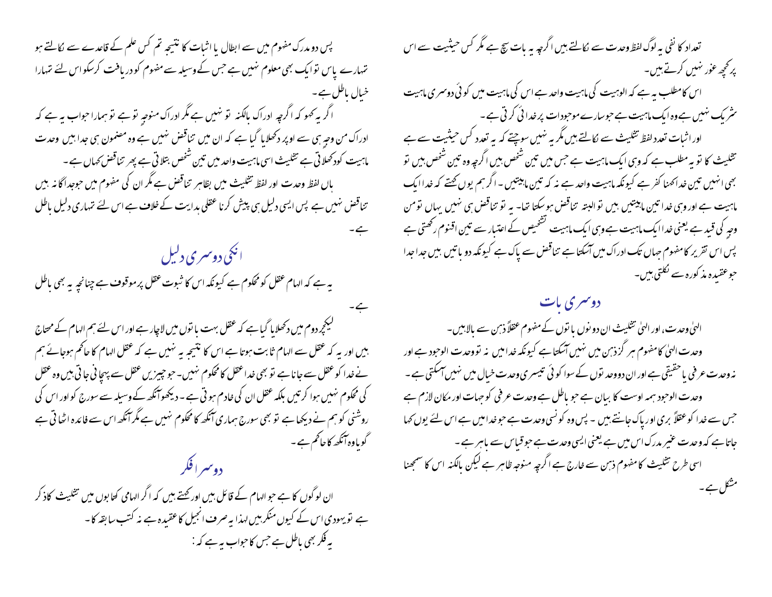تعداد کا نفی یہ لوگ لفظ وحدت سے نکالتے ہیں اگرچہ یہ بات سچ ہے مگر کس حیثیت سے اس پر کچھ غور نہیں کرتے ہیں۔

اس کا مطلب یہ ہے کہ الوہیت کی ماہیت واحد ہے اس کی ماہیت میں کوئی دوسری ماہیت شریک نہیں ہے وہ ایک ماہیت ہے جو سارے موجودات پر خدائی کرتی ہے۔

اور اثبات تعدد لفظ تثلیث سے نکالتے ہیں مگر یہ نہیں سوچتے کہ یہ تعدد کس حیثیت سے ہے تثلیث کا تو یہ مطلب ہے کہ وہی ایک ماہیت ہے جس میں تین شخص ہیں اگرچہ وہ تین شخص ہیں تو بھی انہیں تین خدا کہنا کفر ہے کیونکہ ماہیت واحد ہے نہ کہ تین ماہیتیں۔ اگر ہم یوں کہتے کہ خدا ایک ماہیت ہے اور وہی خدا تین ماہیتیں ہیں تو البتہ تناقض ہوسکتا تھا۔ یہ تو تناقض ہی نہیں یہاں تو من وجہٍ کی قید ہے یعنی خدا ایک ماہیت ہے وہی ایک ماہیت تشخیص کے اعتبار سے تین اقنوم رکھتی ہے پس اس تقریر کا مفہوم جہاں تک ادراک میں آسکتا ہے تناقض سے پاک ہے کیونکہ دو باتیں ہیں جدا جدا جو عقیدہ مذکورہ سے نکلتی ہیں۔

## دوسری بات

الہٰی وحدت، اور الہٰی تثلیث ان دونوں باتوں کے مفہوم عقلاً ذہن سے بالا ہیں۔

وحدت الہٰی کا مفہوم ہر گز ذہن میں نہیں آسکتا ہے کیونکہ خدا میں نہ تو وحدت الوجود ہے اور نہ وحدت عرفی یا حقیقی ہے اور ان دو وحدتوں کے سوا کوئی تیسری وحدت خیال میں نہیں آسکتی ہے۔

وحدت الوجود ہمہ اوست کا بیان ہے جو باطل ہے وحدت عرفی کو جہات اور مکان لازم ہے جس سے خدا کو عقلاً بری اور پاک جانتے ہیں۔ پس وہ کونسی وحدت ہے جو خدا میں ہے اس لئے یوں کہا جاتا ہے کہ وحدت غیر مدرک اس میں ہے یعنی ایسی وحدت ہے جو قیاس سے باہر ہے۔

اسی طرح تثلیث کا مفہوم ذہن سے خارج ہے اگرچہ من وجہٍ ظاہر ہے لیکن بالکنہ اس کا سمجھنا مشکل ہے۔

پس دو مدرک مفہوم میں سے ابطال یا اثبات کا نتیجہ تم کس علم کے قاعدے سے نکالتے ہو تمہارے پاس تو ایک بھی معلوم نہیں ہے جس کے وسیلہ سے مفہوم کو دریافت کرسکو اس لئے تمہارا خیال باطل ہے۔

اگر یہ کہو کہ اگرچہ ادراک بالکنہ تو نہیں ہے مگر ادراک من وجہٍ تو ہے تو ہمارا جواب یہ ہے کہ ادراک من وجہٍ ہی سے اوپر دکھلایا گیا ہے کہ ان میں تناقض نہیں ہے وہ مضمون ہی جدا ہیں وحدت ماہیت کو دکھلاتی ہے تثلیث اسی ماہیت واحد میں تین شخص بتلاتی ہے پھر تناقض کہاں ہے۔

ہاں لفظ وحدت اور لفظ تثلیث میں بظاہر تناقض ہے مگر ان کی مفہوم میں جو جداگانہ ہیں تناقض نہیں ہے پس ایسی دلیل ہی پیش کرنا عقلی ہدایت کے خلاف ہے اس لئے تمہاری دلیل باطل ہے۔

## انکی دوسری دلیل

یہ ہے کہ الہام عقل کو محکوم ہے کیونکہ اس کا ثبوت عقل پر موقوف ہے چنانچہ یہ بھی باطل ہے۔

لیکچر دوم میں دکھلایا گیا ہے کہ عقل بہت باتوں میں لاچار ہے اور اس لئے ہم الہام کے محتاج ہیں اور یہ کہ عقل سے الہام ثابت ہوتا ہے اس کا نتیجہ یہ نہیں ہے کہ عقل الہام کا حاکم ہوجائے ہم نے خدا کو عقل سے جانا ہے تو بھی خدا عقل کا محکوم نہیں۔ جو چیزیں عقل سے پہچانی جاتی ہیں وہ عقل کی محکوم نہیں ہوا کرتیں بلکہ عقل ان کی خادم ہوتی ہے۔ دیکھو آنکھ کے وسیلہ سے سورج کو اور اس کی روشنی کو ہم نے دیکھا ہے تو بھی سورج ہماری آنکھ کا محکوم نہیں ہے مگر آنکھ اس سے فائدہ اٹھاتی ہے گویا وہ آنکھ کا حاکم ہے۔

## دوسرا فکر

ان لوگوں کا ہے جو الہام کے قائل ہیں اور کہتے ہیں کہ اگر الہامی کتابوں میں تثلیث کا ذکر ہے تو یہودی اس کے کیوں منکر ہیں لہذا یہ صرف انجیل کا عقیدہ ہے نہ کتب سابقہ کا۔

یہ فکر بھی باطل ہے جس کا جواب یہ ہے کہ: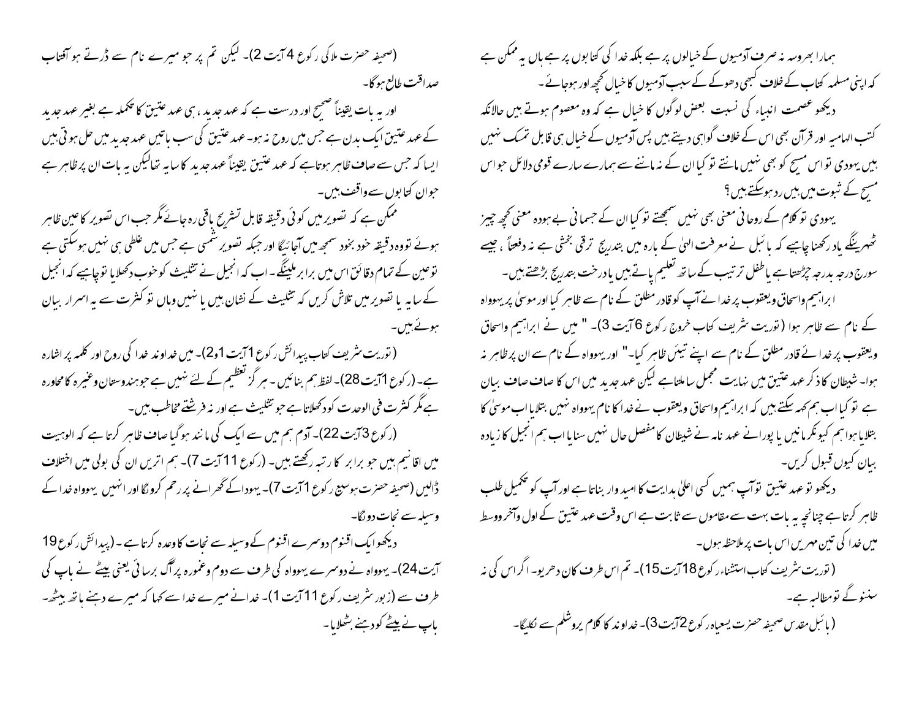ہمارا بھروسہ نہ صرف آدمیوں کے خیالوں پر ہے بلکہ خدا کی کتابوں پر ہے ہاں یہ ممکن ہے کہ اپنی مسلمہ کتاب کے خلاف کبھی دھوکے کے سبب آدمیوں کا خیال کچھ اور ہوجائے۔

دیکھو عصمت انبیاء کی نسبت بعض لوگوں کا خیال ہے کہ وہ معصوم ہوتے ہیں حالانکہ کتب الہامیہ اور قرآن بھی اس کے خلاف گواہی دیتے ہیں پس آدمیوں کے خیال ہی قابل تمسک نہیں ہیں یہودی تو اس مسیح کو بھی نہیں مانتے تو کیا ان کے نہ ماننے سے ہمارے سارے قومی دلائل جو اس مسیح کے ثبوت میں ہیں رد ہوسکتے ہیں؟

یہودی تو کلام کے روحانی معنی بھی نہیں سمجھتے تو کیا ان کے جسمانی بے ہودہ معنی کچھ چیز ٹھہرینگے یاد رکھنا چاہیے کہ بائبل نے معرفت الہیٰ کے بارہ میں بتدریج ترقی بخشی ہے نہ دفعتاً ، جیسے سورج درجہ بدرجہ چڑھتا ہے یا طفل ترتیب کے ساتھ تعلیم پاتے ہیں یا درخت بتدریج بڑھتے ہیں۔

ابراہیم واسحاق ویعقوب پر خدا نے آپ کو قادر مطلق کے نام سے ظاہر کیا اور موسیٰ پر یہوواہ کے نام سے ظاہر ہوا (توریت شریف کتاب خروج رکوع 6 آیت 3)۔ "میں نے ابراہیم واسحاق ویعقوب پر خدائے قادر مطلق کے نام سے اپنے تیئں ظاہر کیا۔" اور یہوواہ کے نام سے ان پر ظاہر نہ ہوا۔ شیطان کا ذکر عہد عتیق میں نہایت مجمل سا ملتا ہے لیکن عہد جدید میں اس کا صاف صاف بیان ہے تو کیا اب ہم کہہ سکتے ہیں کہ ابراہیم واسحاق ویعقوب نے خدا کا نام یہوواہ نہیں بتلایا اب موسیٰ کا بتلایا ہوا ہم کیونکر مانیں یا پورانے عہد نامہ نے شیطان کا مفصل حال نہیں سنایا اب ہم انجیل کا زیادہ بیان کیوں قبول کریں۔

دیکھو تو عہد عتیق تو آپ ہمیں کسی اعلیٰ ہدایت کا امیدوار بناتا ہے اور آپ کو تکمیل طلب ظاہر کرتا ہے چنانچہ یہ بات بہت سے مقاموں سے ثابت ہے اس وقت عہد عتیق کے اول وآخر ووسط میں خدا کی تین مہریں اس بات پر ملاحظہ ہوں۔

(توریت شریف کتاب استثناء رکوع 18 آیت 15)۔ تم اس طرف کان دھریو۔ اگر اس کی نہ سنوگے تو مطالبہ ہے۔

(بائبل مقدس صحیفہ حضرت یسعیاہ رکوع 2 آیت 3)۔ خداوند کا کلام یروشلم سے نکلیگا۔

(صحیفہ حضرت ملاکی رکوع 4 آیت 2)۔ لیکن تم پر جو میرے نام سے ڈرتے ہو آفتاب صداقت طالع ہوگا۔

اور یہ بات یقیناً صحیح اور درست ہے کہ عہد جدید، ہی عہد عتیق کا تکملہ ہے بغیر عہد جدید کے عہد عتیق ایک بدن ہے جس میں روح نہ ہو۔ عہد عتیق کی سب باتیں عہد جدید میں حل ہوتی ہیں ایسا کہ جس سے صاف ظاہر ہوتا ہے کہ عہد عتیق یقیناً عہد جدید کا سایہ تھا لیکن یہ بات ان پر ظاہر ہے جو ان کتابوں سے واقف ہیں۔

ممکن ہے کہ تصویر میں کوئی دقیقہ قابل تشریح باقی رہ جائے مگر جب اس تصویر کا عین ظاہر ہوئے تو وہ دقیقہ خود بخود سمجھ میں آجائیگا اور جبکہ تصویر شمسی ہے جس میں غلطی ہی نہیں ہوسکتی ہے تو عین کے تمام دقائق اس میں برابر ملینگے۔ اب کہ انجیل نے تثلیث کو خوب دکھلایا تو چاہیے کہ انجیل کے سایہ یا تصویر میں تلاش کریں کہ تثلیث کے نشان ہیں یا نہیں وہاں تو کثرت سے یہ اسرار بیان ہوئے ہیں۔

(توریت شریف کتاب پیدائش رکوع 1 آیت 1و2)۔ میں خداوند خدا کی روح اور کلمہ پر اشارہ ہے۔ (رکوع 1 آیت 28)۔ لفظ ہم بنائیں۔ ہرگز تعظیم کے لئے نہیں ہے جو ہندوستان وغیرہ کا محاورہ ہے مگر کثرت فی الوحدت کو دکھلاتا ہے جو تثلیث ہے اور نہ فرشتے مخاطب ہیں۔

(رکوع 3 آیت 22)۔ آدم ہم میں سے ایک کی مانند ہوگیا صاف ظاہر کرتا ہے کہ الوہیت میں اقانیم ہیں جو برابر کا رتبہ رکھتے ہیں۔ (رکوع 11 آیت 7)۔ ہم اتریں ان کی بولی میں اختلاف ڈالیں (صحیفہ حضرت ہوسیع رکوع 1 آیت 7)۔ یہوداکے گھرانے پر رحم کرونگا اور انہیں یہوواہ خدا کے وسیلہ سے نجات دونگا۔

دیکھو ایک اقنوم دوسرے اقنوم کے وسیلہ سے نجات کا وعدہ کرتا ہے۔ (پیدائش رکوع 19 آیت 24)۔ یہوواہ نے دوسرے یہوواہ کی طرف سے سدوم وعمورہ پر آگ برسائی یعنی بیٹے نے باپ کی طرف سے (زبور شریف رکوع 11 آیت 1)۔ خدا نے میرے خدا سے کہا کہ میرے دہنے ہاتھ بیٹھ۔ باپ نے بیٹے کو دہنے بٹھلایا۔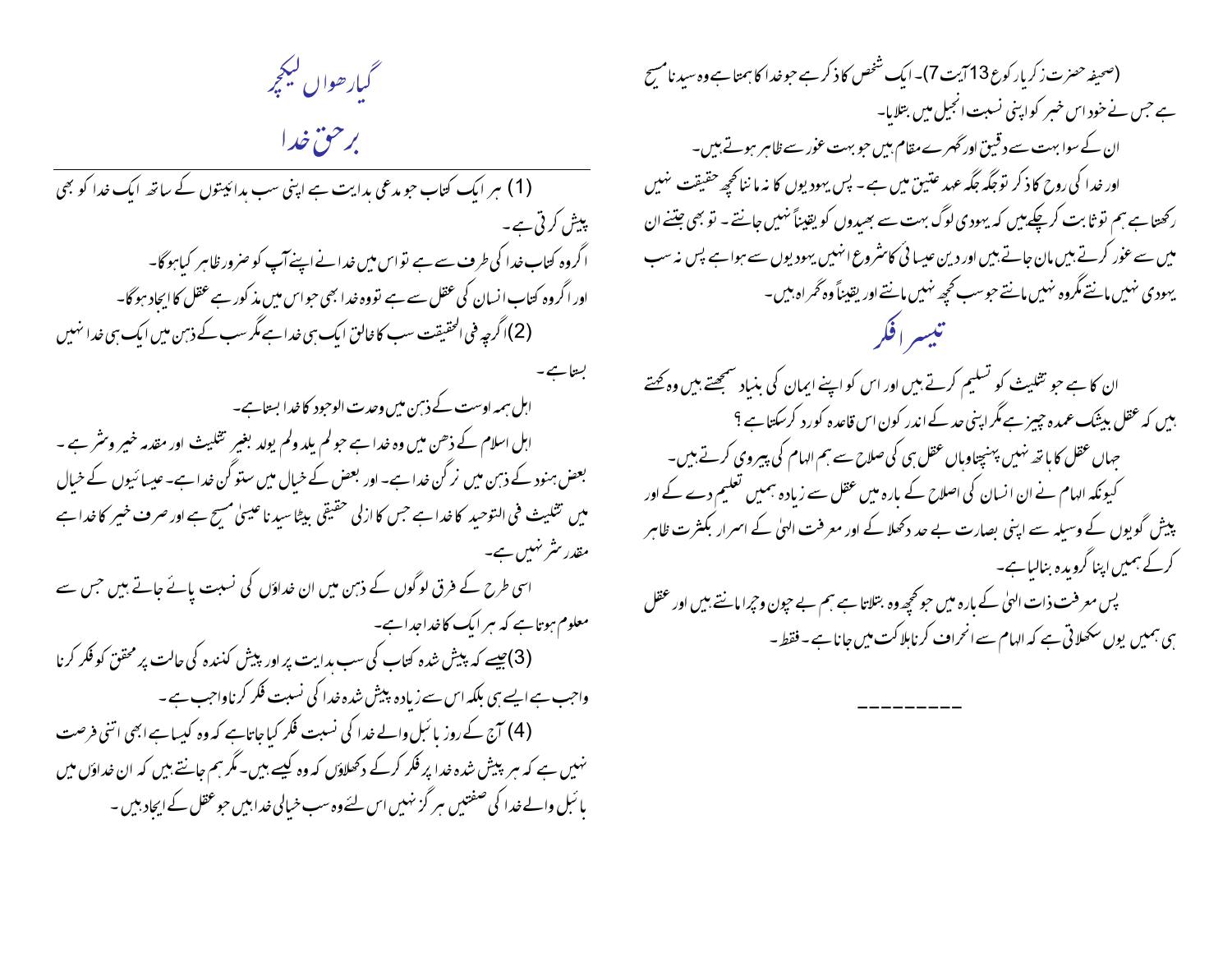(صحیفہ حضرت زکریا رکوع 13آیت 7)۔ ایک شخص کا ذکر ہے جو خدا کا ہمتا ہے وہ سیدنا مسیح ہے جس نے خود اس خبر کو اپنی نسبت انجیل میں بتلایا۔

ان کے سوا بہت سے دقیق اور گہرے مقام ہیں جو بہت غور سے ظاہر ہوتے ہیں۔

اور خدا کی روح کا ذکر تو جگہ جگہ عہد عتیق میں ہے۔ پس یہودیوں کا نہ ماننا کچھ حقیقت نہیں رکھتا ہے ہم تو ثابت کر چکے ہیں کہ یہودی لوگ بہت سے بھیدوں کو یقیناً نہیں جانتے۔ تو بھی جتنے ان میں سے غور کرتے ہیں مان جاتے ہیں اور دین عیسائی کا شروع انہیں یہودیوں سے ہوا ہے پس نہ سب یہودی نہیں مانتے مگر وہ نہیں مانتے جو سب کچھ نہیں مانتے اور یقیناً وہ گمراہ ہیں۔

## تیسرا فکر

ان کا ہے جو تثلیث کو تسلیم کرتے ہیں اور اس کو اپنے ایمان کی بنیاد سمجھتے ہیں وہ کہتے ہیں کہ عقل بیشک عمدہ چیز ہے مگر اپنی حد کے اندر کون اس قاعدہ کو رد کر سکتا ہے ؟

جہاں عقل کا ہاتھ نہیں پہنچتا وہاں عقل ہی کی صلاح سے ہم الہام کی پیروی کرتے ہیں۔

کیونکہ الہام نے ان انسان کی اصلاح کے بارہ میں عقل سے زیادہ ہمیں تعلیم دے کے اور پیش گوئیوں کے وسیلہ سے اپنی بصارت بے حد دکھلا کے اور معرفت الہیٰ کے اسرار بکثرت ظاہر کرکے ہمیں اپنا گرویدہ بنالیا ہے۔

پس معرفت ذات الہیٰ کے بارہ میں جو کچھ وہ بتلاتا ہے ہم بے چون وچرا مانتے ہیں اور عقل ہی ہمیں یوں سکھلاتی ہے کہ الہام سے انحراف کرنا ہلاکت میں جانا ہے۔ فقط۔

---------

# گیارھواں لیکچر

## برحق خدا

(1) ہر ایک کتاب جو مدعی ہدایت ہے اپنی سب ہدائیتوں کے ساتھ ایک خدا کو بھی پیش کرتی ہے۔

اگر وہ کتاب خدا کی طرف سے ہے تو اس میں خدا نے اپنے آپ کو ضرور ظاہر کیا ہوگا۔

اور اگر وہ کتاب انسان کی عقل سے ہے تو وہ خدا بھی جو اس میں مذکور ہے عقل کا ایجاد ہوگا۔

(2) اگرچہ فی الحقیقت سب کا خالق ایک ہی خدا ہے مگر سب کے ذہن میں ایک ہی خدا نہیں بستا ہے۔

اہل ہمہ اوست کے ذہن میں وحدت الوجود کا خدا بستا ہے۔

اہل اسلام کے ذھن میں وہ خدا ہے جو لم یلد ولم یولد بغیر تثلیث اور مقدر خیر وشر ہے۔ بعض ہنود کے ذہن میں نرگن خدا ہے۔ اور بعض کے خیال میں ستوگن خدا ہے۔ عیسائیوں کے خیال میں تثلیث فی التوحید کا خدا ہے جس کا ازلی حقیقی بیٹا سیدنا عیسیٰ مسیح ہے اور صرف خیر کا خدا ہے مقدر شر نہیں ہے۔

اسی طرح کے فرق لوگوں کے ذہن میں ان خداؤں کی نسبت پائے جاتے ہیں جس سے معلوم ہوتا ہے کہ ہر ایک کا خدا جدا ہے۔

(3) جیسے کہ پیش شدہ کتاب کی سب ہدایت پر اور پیش کنندہ کی حالت پر محقق کو فکر کرنا واجب ہے ایسے ہی بلکہ اس سے زیادہ پیش شدہ خدا کی نسبت فکر کرنا واجب ہے۔

(4) آج کے روز بائبل والے خدا کی نسبت فکر کیا جاتا ہے کہ وہ کیسا ہے ابھی اتنی فرصت نہیں ہے کہ ہر پیش شدہ خدا پر فکر کرکے دکھلاؤں کہ وہ کیسے ہیں۔ مگر ہم جانتے ہیں کہ ان خداؤں میں بائبل والے خدا کی صفتیں ہر گز نہیں اس لئے وہ سب خیالی خدا ہیں جو عقل کے ایجاد ہیں۔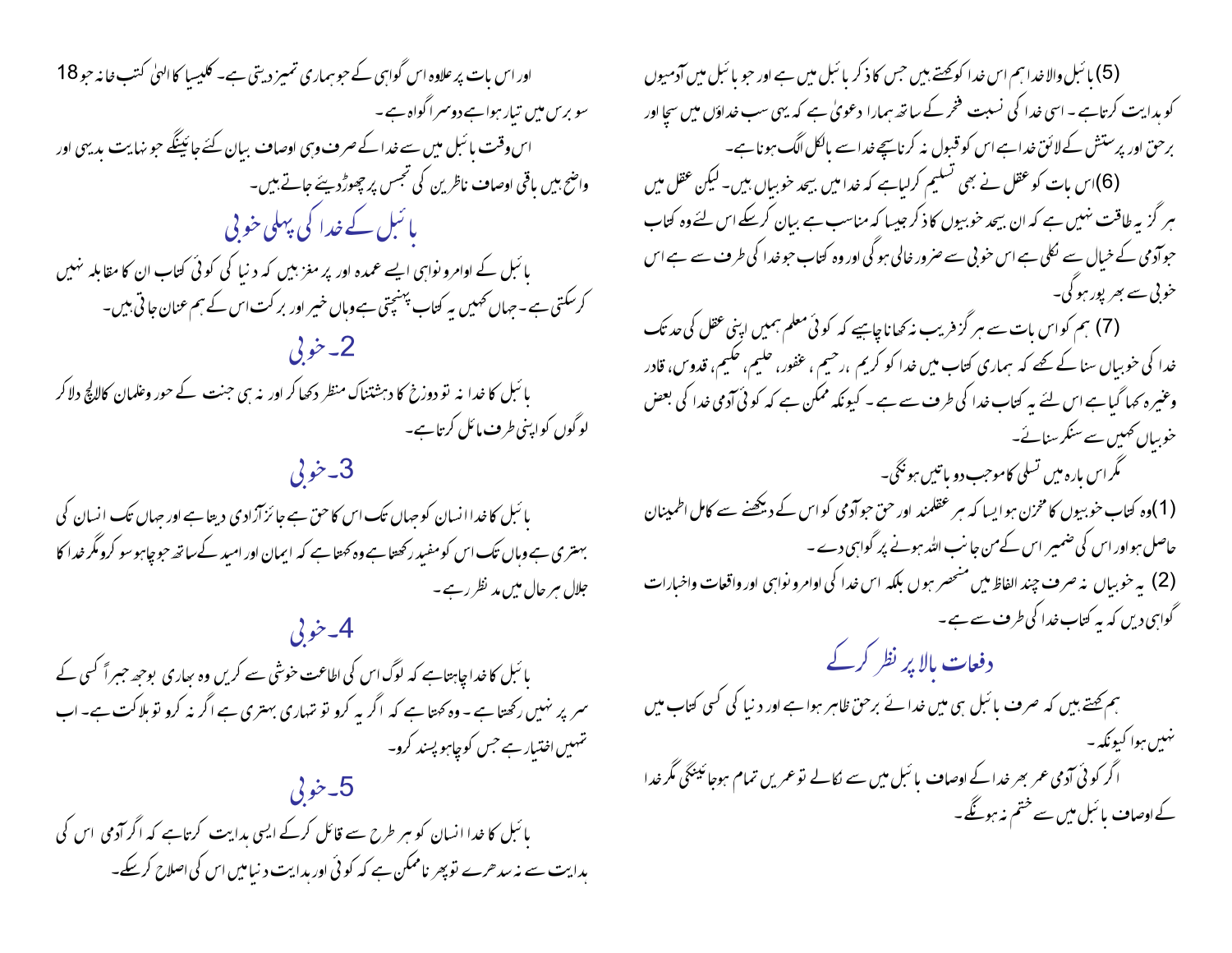(5) بائبل والاخدا ہم اس خدا کوکہتے ہیں جس کا ذکر بائبل میں ہے اور جو بائبل میں آدمیوں کو ہدایت کرتاہے ۔ اسی خدا کی نسبت فخر کے ساتھ ہمارا دعویٰ ہے کہ یہی سب خداؤں میں سچا اور برحق اور پرستش کے لائق خدا ہے اس کو قبول نہ کرنا سچے خدا سے بالکل الگ ہونا ہے۔

(6)اس بات کو عقل نے بھی تسلیم کرلیاہے کہ خدا میں بیحد خوبیاں ہیں۔ لیکن عقل میں ہر گز یہ طاقت نہیں ہے کہ ان بیحد خوبیوں کا ذکر جیسا کہ مناسب ہے بیان کرسکے اس لئے وہ کتاب جو آدمی کے خیال سے نکلی ہے اس خوبی سے ضرور خالی ہو گی اور وہ کتاب جو خدا کی طرف سے ہے اس خوبی سے بھر پور ہو گی۔

(7) ہم کو اس بات سے ہر گز فریب نہ کھانا چاہیے کہ کوئی معلم ہمیں اپنی عقل کی حد تک خدا کی خوبیاں سنا کے کہے کہ ہماری کتاب میں خدا کو کریم ،رحیم ، غفور، حلیم، حکیم، قدوس، قادر وغیرہ کہا گیا ہے اس لئے یہ کتاب خدا کی طرف سے ہے ۔ کیونکہ ممکن ہے کہ کوئی آدمی خدا کی بعض خوبیاں کہیں سے سنکر سنائے۔

مگر اس بارہ میں تسلی کا موجب دو باتیں ہونگی۔

(1)وہ کتاب خوبیوں کا مخزن ہو ایسا کہ ہر عقلمند اور حق جو آدمی کو اس کے دیکھنے سے کامل اطمینان حاصل ہو اور اس کی ضمیر اس کے من جانب اللہ ہونے پر گواہی دے ۔

(2) یہ خوبیاں نہ صرف چند الفاظ میں منحصر ہوں بلکہ اس خدا کی اوامر ونواہی اور واقعات واخبارات گواہی دیں کہ یہ کتاب خدا کی طرف سے ہے ۔

## دفعات بالا پر نظر کرکے

ہم کہتے ہیں کہ صرف بائبل ہی میں خدائے برحق ظاہر ہوا ہے اور دنیا کی کسی کتاب میں نہیں ہوا کیونکہ ۔

اگر کوئی آدمی عمر بھر خدا کے اوصاف بائبل میں سے نکالے تو عمریں تمام ہوجائینگی مگر خدا کے اوصاف بائبل میں سے ختم نہ ہونگے ۔

اور اس بات پر علاوہ اس گواہی کے جو ہماری تمیز دیتی ہے۔ کلیسیا کا الہیٰ کتب خانہ جو 18 سو برس میں تیار ہوا ہے دوسرا گواہ ہے ۔

اس وقت بائبل میں سے خدا کے صرف وہی اوصاف بیان کئے جائینگے جو نہایت بدیہی اور واضح ہیں باقی اوصاف ناظرین کی تجسس پر چھوڑدیئے جاتے ہیں۔

## بائبل کے خدا کی پہلی خوبی

بائبل کے اوامر ونواہی ایسے عمدہ اور پر مغز ہیں کہ دنیا کی کوئی کتاب ان کا مقابلہ نہیں کرسکتی ہے۔ جہاں کہیں یہ کتاب پہنچتی ہے وہاں خیر اور برکت اس کے ہم عنان جاتی ہیں۔

## 2۔ خوبی

بائبل کا خدا نہ تو دوزخ کا دہشتناک منظر دکھا کر اور نہ ہی جنت کے حور وغلمان کا لالچ دلا کر لوگوں کو اپنی طرف مائل کرتا ہے۔

## 3۔خوبی

بائبل کا خدا انسان کو جہاں تک اس کا حق ہے جائز آزادی دیتا ہے اور جہاں تک انسان کی بہتری ہے وہاں تک اس کو مفید رکھتا ہے وہ کہتا ہے کہ ایمان اور امید کے ساتھ جو چاہو سو کرو مگر خدا کا جلال ہر حال میں مد نظر رہے ۔

## 4۔خوبی

بائبل کا خدا چاہتاہے کہ لوگ اس کی اطاعت خوشی سے کریں وہ بھاری بوجھ جبراً کسی کے سر پر نہیں رکھتا ہے ۔ وہ کہتا ہے کہ اگر یہ کرو تو تمہاری بہتری ہے اگر نہ کرو تو ہلاکت ہے۔ اب تمہیں اختیار ہے جس کو چاہو پسند کرو۔

## 5۔خوبی

بائبل کا خدا انسان کو ہر طرح سے قائل کرکے ایسی ہدایت کرتاہے کہ اگر آدمی اس کی ہدایت سے نہ سدھرے تو پھر ناممکن ہے کہ کوئی اور ہدایت دنیا میں اس کی اصلاح کرسکے۔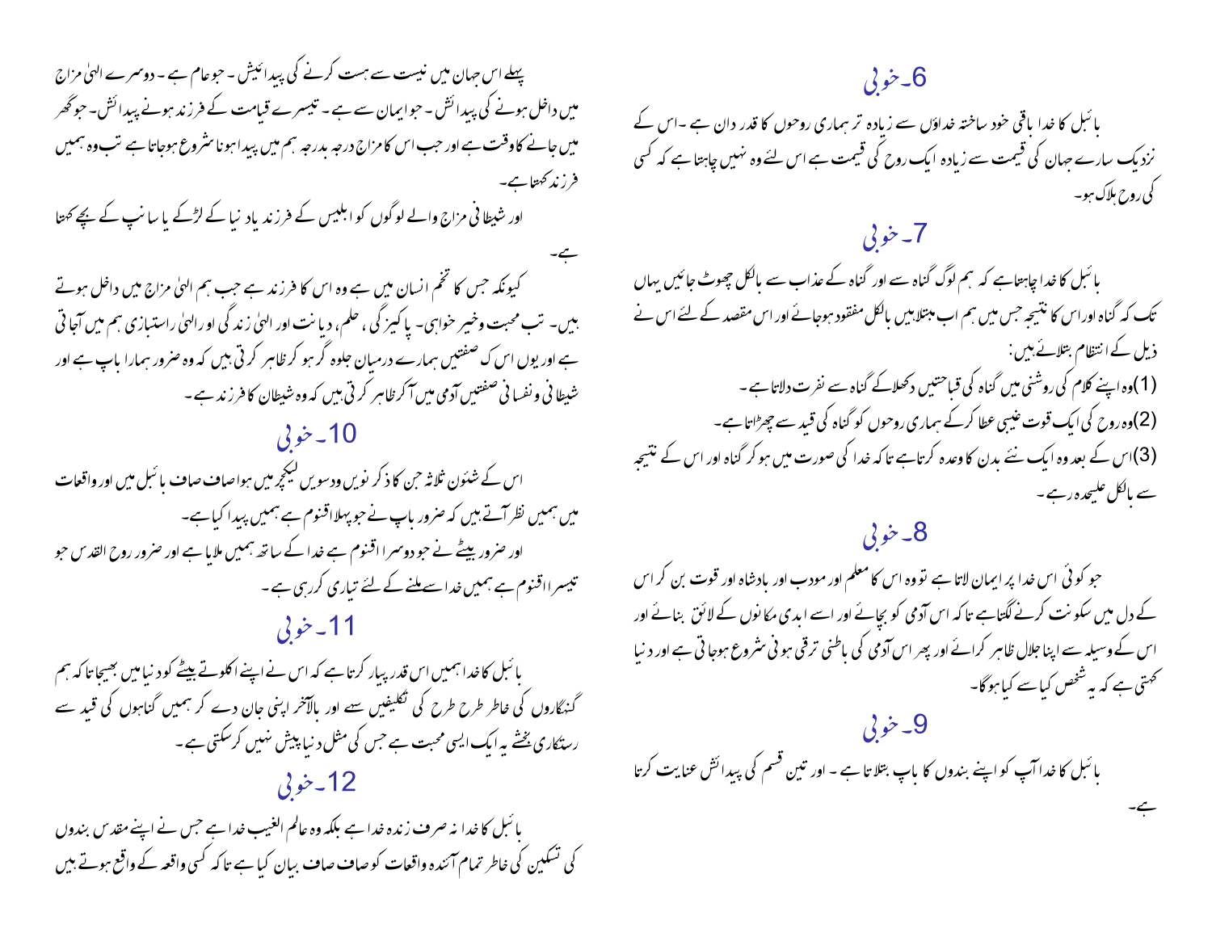## 6۔خوبی

بائبل کا خدا باقی خود ساختہ خداؤں سے زیادہ تر ہماری روحوں کا قدر دان ہے ۔اس کے نزدیک سارے جہان کی قیمت سے زیادہ ایک روح کی قیمت ہے اس لئے وہ نہیں چاہتا ہے کہ کسی کی روح ہلاک ہو۔

## 7۔خوبی

بائبل کا خدا چاہتاہے کہ ہم لوگ گناہ سے اور گناہ کے عذاب سے بالکل چھوٹ جائیں یہاں تک کہ گناہ اوراس کا نتیجہ جس میں ہم اب مبتلاہیں بالکل مفقود ہوجائے اور اس مقصد کے لئے اس نے ذیل کے انتظام بتلائے ہیں:

(1)وہ اپنے کلام کی روشنی میں گناہ کی قباحتیں دکھلاکے گناہ سے نفرت دلاتا ہے۔

(2)وہ روح کی ایک قوت غیبی عطا کرکے ہماری روحوں کو گناہ کی قید سے چھڑاتا ہے۔

(3)اس کے بعد وہ ایک نئے بدن کا وعدہ کرتاہے تاکہ خدا کی صورت میں ہوکر گناہ اور اس کے نتیجہ سے بالکل علیحدہ رہے۔

## 8۔خوبی

جو کوئی اس خدا پر ایمان لاتا ہے تو وہ اس کا معلم اور مودب اور بادشاہ اور قوت بن کر اس کے دل میں سکونت کرنے لگتاہے تاکہ اس آدمی کو بچائے اور اسے ابدی مکانوں کے لائق بنائے اور اس کے وسیلہ سے اپنا جلال ظاہر کرائے اور پھر اس آدمی کی باطنی ترقی ہونی شروع ہوجاتی ہے اور دنیا کہتی ہے کہ یہ شخص کیا سے کیا ہوگا۔

## 9۔خوبی

بائبل کا خدا آپ کو اپنے بندوں کا باپ بتلاتا ہے ۔ اور تین قسم کی پیدائش عنایت کرتا ہے۔

پہلے اس جہان میں نیست سے ہست کرنے کی پیدائیش ۔ جو عام ہے ۔ دوسرے الہیٰ مزاج میں داخل ہونے کی پیدائش ۔ جو ایمان سے ہے ۔ تیسرے قیامت کے فرزند ہونے پیدائش۔ جو گھر میں جانے کا وقت ہے اور جب اس کا مزاج درجہ بدرجہ ہم میں پیدا ہونا شروع ہوجاتا ہے تب وہ ہمیں فرزند کہتا ہے۔

اور شیطانی مزاج والے لوگوں کو ابلیس کے فرزند یا دنیا کے لڑکے یا سانپ کے بچے کہتا ہے۔

کیونکہ جس کا تخم انسان میں ہے وہ اس کا فرزند ہے جب ہم الہیٰ مزاج میں داخل ہوتے ہیں۔ تب محبت وخیر خواہی۔ پاکیزگی، حلم، دیانت اور الہیٰ زندگی اور الہیٰ راستبازی ہم میں آجاتی ہے اور یوں اس کی صفتیں ہمارے درمیان جلوہ گر ہو کر ظاہر کرتی ہیں کہ وہ ضرور ہمارا باپ ہے اور شیطانی ونفسانی صفتیں آدمی میں آکر ظاہر کرتی ہیں کہ وہ شیطان کا فرزند ہے۔

## 10۔خوبی

اس کے شئون ثلاثہ جن کا ذکر نویں ودسویں لیکچر میں ہوا صاف صاف بائبل میں اور واقعات میں ہمیں نظر آتے ہیں کہ ضرور باپ نے جو پہلا اقنوم ہے ہمیں پیدا کیا ہے۔

اور ضرور بیٹے نے جو دوسرا اقنوم ہے خدا کے ساتھ ہمیں ملایا ہے اور ضرور روح القدس جو تیسرا اقنوم ہے ہمیں خدا سے ملنے کے لئے تیاری کررہی ہے۔

## 11۔خوبی

بائبل کا خدا ہمیں اس قدر پیار کرتا ہے کہ اس نے اپنے اکلوتے بیٹے کو دنیا میں بھیجا تاکہ ہم گنہگاروں کی خاطر طرح طرح کی تکلیفیں سہے اور بالآخر اپنی جان دے کر ہمیں گناہوں کی قید سے رستگاری بخشے یہ ایک ایسی محبت ہے جس کی مثل دنیا پیش نہیں کرسکتی ہے۔

## 12۔خوبی

بائبل کا خدا نہ صرف زندہ خدا ہے بلکہ وہ عالم الغیب خدا ہے جس نے اپنے مقدس بندوں کی تسکین کی خاطر تمام آئندہ واقعات کو صاف صاف بیان کیا ہے تاکہ کسی واقعہ کے واقع ہوتے ہیں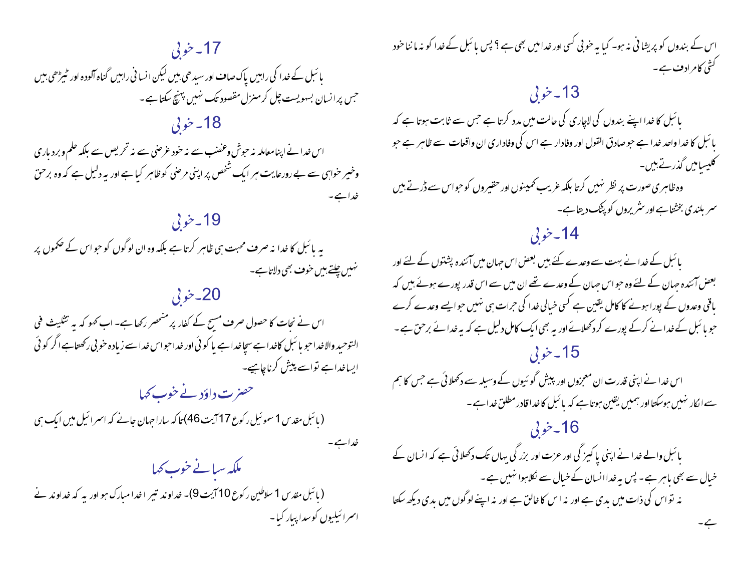اس کے بندوں کو پریشانی نہ ہو۔ کیا یہ خوبی کسی اور خدا میں بھی ہے ؟ پس بائبل کے خدا کو نہ ماننا خود کشی کا مرادف ہے ۔

## 13۔ خوبی

بائبل کا خدا اپنے بندوں کی لاچاری کی حالت میں مدد کرتا ہے جس سے ثابت ہوتا ہے کہ بائبل کا خدا واحد خدا ہے جو صادق القول اور وفادار ہے اس کی وفاداری ان واقعات سے ظاہر ہے جو کلیسیا میں گذرتے ہیں۔

وہ ظاہری صورت پر نظر نہیں کرتا بلکہ غریب کمینوں اور حقیروں کو جو اس سے ڈرتے ہیں سر بلندی بخشتا ہے اور شریروں کو پٹک دیتا ہے۔

## 14۔ خوبی

بائبل کے خدا نے بہت سے وعدے کئے ہیں بعض اس جہان میں آئندہ پشتوں کے لئے اور بعض آئندہ جہان کے لئے وہ جو اس جہان کے وعدے تھے ان میں سے اس قدر پورے ہوئے ہیں کہ باقی وعدوں کے پورا ہونے کا کامل یقین ہے کسی خیالی خدا کی جرات ہی نہیں جو ایسے وعدے کرے جو بائبل کے خدا نے کرکے پورے کردکھلائے اور یہ بھی ایک کامل دلیل ہے کہ یہ خدائے برحق ہے ۔

## 15۔ خوبی

اس خدا نے اپنی قدرت ان معجزوں اور پیش گوئیوں کے وسیلہ سے دکھلائی ہے جس کا ہم سے انکار نہیں ہوسکتا اور ہمیں یقین ہوتا ہے کہ بائبل کا خدا قادر مطلق خدا ہے ۔

## 16۔ خوبی

بائبل والے خدا نے اپنی پاکیزگی اور عزت اور بزرگی یہاں تک دکھلائی ہے کہ انسان کے خیال سے بھی باہر ہے ۔ پس یہ خدا انسان کے خیال سے نکلا ہوا نہیں ہے ۔

نہ تو اس کی ذات میں بدی ہے اور نہ اس کا خالق ہے اور نہ اپنے لوگوں میں بدی دیکھ سکتا ہے ۔

## 17۔ خوبی

بائبل کے خدا کی راہیں پاک صاف اور سیدھی ہیں لیکن انسانی راہیں گناہ آلودہ اور ٹیڑھی ہیں جس پر انسان بسہولیت چل کر منزل مقصود تک نہیں پہنچ سکتا ہے ۔

## 18۔ خوبی

اس خدا نے اپنا معاملہ نہ جوش وغضب سے نہ خود غرضی سے نہ تحریص سے بلکہ حلم وبردباری وخیر خواہی سے بے رورعایت ہر ایک شخص پر اپنی مرضی کو ظاہر کیا ہے اور یہ دلیل ہے کہ وہ برحق خدا ہے ۔

## 19۔ خوبی

یہ بائبل کا خدا نہ صرف محبت ہی ظاہر کرتا ہے بلکہ وہ ان لوگوں کو جو اس کے حکموں پر نہیں چلتے ہیں خوف بھی دلاتا ہے۔

## 20۔ خوبی

اس نے نجات کا حصول صرف مسیح کے کفار پر منحصر رکھا ہے۔ اب کہو کہ یہ تثلیث فی التوحید والا خدا جو بائبل کا خدا ہے سچا خدا ہے یا کوئی اور خدا جو اس خدا سے زیادہ خوبی رکھتا ہے اگر کوئی ایسا خدا ہے تو اسے پیش کرنا چاہیے۔

## حضرت داؤد نے خوب کہا

(بائبل مقدس 1 سموئیل رکوع 17 آیت 46)تاکہ سارا جہان جانے کہ اسرائیل میں ایک ہی خدا ہے ۔

## ملکہ سبا نے خوب کہا

(بائبل مقدس 1 سلاطین رکوع 10 آیت 9)۔ خداوند تیرا خدا مبارک ہو اور یہ کہ خداوند نے اسرائیلیوں کو سدا پیار کیا ۔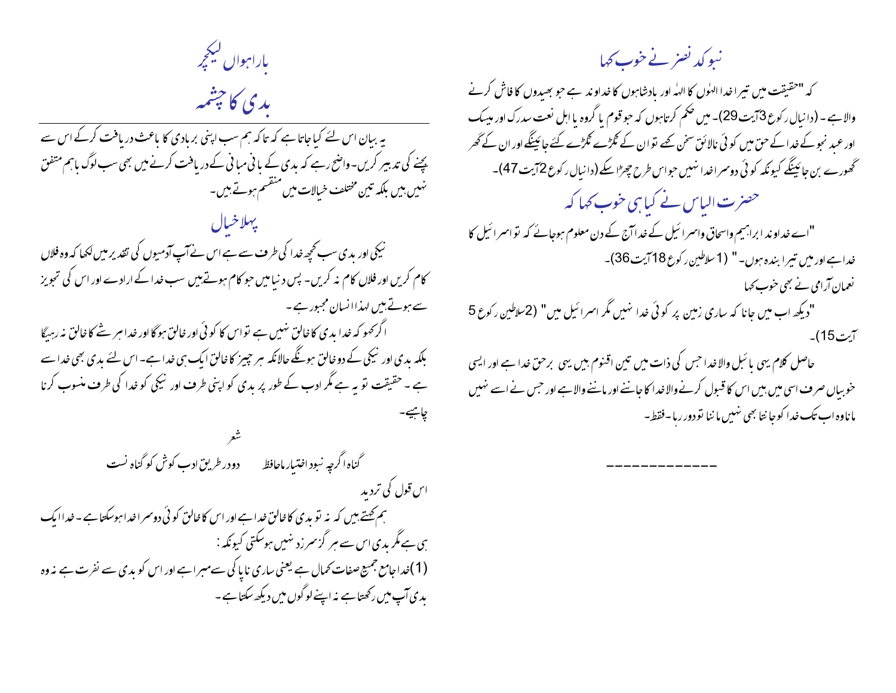## نبوکد نصر نے خوب کہا

کہ "حقیقت میں تیرا خدا الہٰوں کا الہٰ اور بادشاہوں کا خداوند ہے جو بھیدوں کا فاش کرنے والا ہے ۔ (دانیال رکوع 3آیت 29)۔ میں حکم کرتاہوں کہ جو قوم یا گروہ یا اہل نعت سدرک اور میسک اور عبد نجو کے خدا کے حق میں کوئی نالائق سخن کہے تو ان کے ٹکڑے ٹکڑے کئے جائینگے اور ان کے گھر گھورے بن جائینگے کیونکہ کوئی دوسرا خدا نہیں جو اس طرح چھڑا سکے (دانیال رکوع 2آیت 47)۔

## حضرت الیاس نے کیا ہی خوب کہا کہ

"اے خداوند ابراہیم واسحاق واسرائیل کے خدا آج کے دن معلوم ہوجائے کہ تو اسرائیل کا خدا ہے اور میں تیرا بندہ ہوں۔" (1سلاطین رکوع 18آیت 36)۔

نعمان آرامی نے بھی خوب کہا

"دیکھ اب میں جانا کہ ساری زمین پر کوئی خدا نہیں مگر اسرائیل میں" (2سلاطین رکوع 5 آیت 15)۔

حاصل کلام یہی بائبل والا خدا جس کی ذات میں تین اقنوم ہیں یہی برحق خدا ہے اور ایسی خوبیاں صرف اسی میں ہیں اس کا قبول کرنے والا خدا کا جاننے اور ماننے والا ہے اور جس نے اسے نہیں مانا وہ اب تک خدا کو جانتا بھی نہیں ماننا تو دور رہا ۔فقط۔

---

# باراہواں لیکچر

# بدی کا چشمہ

یہ بیان اس لئے کیا جاتا ہے کہ تاکہ ہم سب اپنی بربادی کا باعث دریافت کرکے اس سے بچنے کی تدبیر کریں۔ واضح رہے کہ بدی کے بانی مبانی کے دریافت کرنے میں بھی سب لوگ باہم متفق نہیں ہیں بلکہ تین مختلف خیالات میں منقسم ہوتے ہیں۔

## پہلا خیال

نیکی اور بدی سب کچھ خدا کی طرف سے ہے اس نے آپ آدمیوں کی تقدیر میں لکھا کہ وہ فلاں کام کریں اور فلاں کام نہ کریں۔ پس دنیا میں جو کام ہوتے ہیں سب خدا کے ارادے اور اس کی تجویز سے ہوتے ہیں لہذا انسان مجبور ہے۔

اگر کہو کہ خدا بدی کا خالق نہیں ہے تو اس کا کوئی اور خالق ہوگا اور خدا ہر شے کا خالق نہ رہیگا بلکہ بدی اور نیکی کے دو خالق ہونگے حالانکہ ہر چیز کا خالق ایک ہی خدا ہے۔ اس لئے بدی بھی خدا سے ہے ۔ حقیقت تو یہ ہے مگر ادب کے طور پر بدی کو اپنی طرف اور نیکی کو خدا کی طرف منسوب کرنا چاہیے۔

شعر

گناہ اگرچہ نبود اختیار ماحافظ    دو در طریق ادب کوش کو گناہ نست

اس قول کی تردید

ہم کہتے ہیں کہ نہ تو بدی کا خالق خدا ہے اور اس کا خالق کوئی دوسرا خدا ہوسکتا ہے ۔ خدا ایک ہی ہے مگر بدی اس سے ہر گز سرزد نہیں ہوسکتی کیونکہ :

(1) خدا جامع جمیع صفات کمال ہے یعنی ساری ناپاکی سے مبرا ہے اور اس کو بدی سے نفرت ہے نہ وہ بدی آپ میں رکھتا ہے نہ اپنے لوگوں میں دیکھ سکتا ہے ۔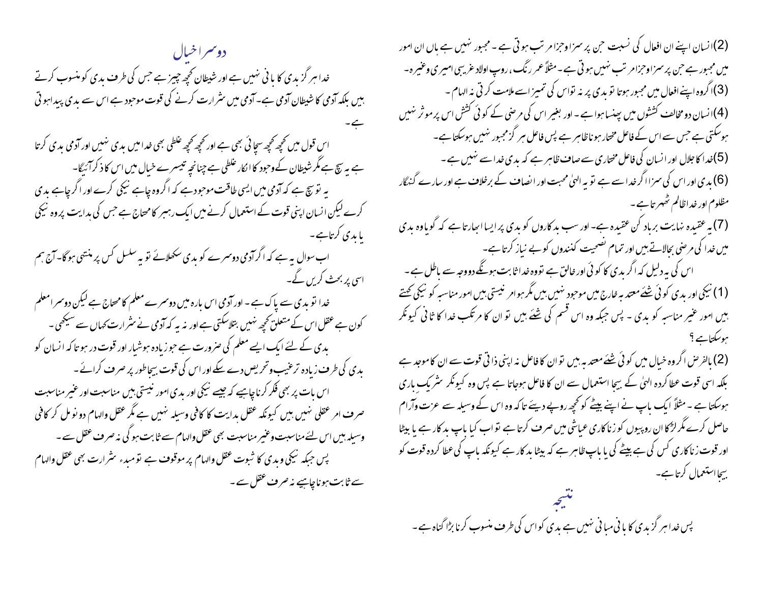(2) انسان اپنے ان افعال کی نسبت جن پر سزا وجزا مرتب ہوتی ہے ۔ مجبور نہیں ہے ہاں ان امور میں مجبور ہے جن پر سزا وجزا مرتب نہیں ہوتی ہے ۔ مثلاً عمر رنگ ، روپ اولاد غریبی امیری وغیرہ۔

(3) اگر وہ اپنے افعال میں مجبور ہوتا تو بدی پر نہ تو اس کی تمیز اسے ملامت کرتی نہ الہام ۔

(4) انسان دو مخالف کششوں میں پھنسا ہوا ہے ۔ اور بغیر اس کی مرضی کے کوئی کشش اس پر موثر نہیں ہوسکتی ہے جس سے اس کے فاعل مختار ہونا ظاہر ہے پس فاعل ہر گز مجبور نہیں ہوسکتا ہے۔

(5) خدا کا جلال اور انسان کی فاعل مختاری سے صاف ظاہر ہے کہ بدی خدا سے نہیں ہے ۔

(6) بدی اور اس کی سزا اگر خدا سے ہے تو یہ الہیٰ محبت اور انصاف کے برخلاف ہے اور سارے گنہگار مظلوم اور خدا ظالم ٹھہر تا ہے ۔

(7) یہ عقیدہ نہایت برباد کن عقیدہ ہے ۔ اور سب بدکاروں کو بدی پر ایسا ابھارتا ہے کہ گویا وہ بدی میں خدا کی مرضی بجالاتے ہیں اور تمام نصیحت کنندوں کو بے نیاز کرتا ہے ۔

اس کی یہ دلیل کہ اگر بدی کا کوئی اور خالق ہے تو وہ خدا ثابت ہونگے دو وجہ سے باطل ہے ۔

(1) نیکی اور بدی کوئی شئے معتد بہ خارج میں موجود نہیں ہیں مگر ہو امر نیستی ہیں امور مناسبہ کو نیکی کہتے ہیں امور غیر مناسبہ کو بدی ۔ پس جبکہ وہ اس قسم کی شئے ہیں تو ان کا مرتکب خدا کا ثانی کیونکر ہوسکتا ہے ؟

(2) بالفرض اگر وہ خیال میں کوئی شئے معتد بہ ہیں تو ان کا فاعل نہ اپنی ذاتی قوت سے ان کا موجد ہے بلکہ اسی قوت عطا کردہ الہیٰ کے بیجا استعمال سے ان کا فاعل ہوجاتا ہے پس وہ کیونکر شریک باری ہوسکتا ہے ۔ مثلاً ایک باپ نے اپنے بیٹے کو کچھ روپے دیئے تاکہ وہ اس کے وسیلہ سے عزت وآرام حاصل کرے مگر لڑکا ان روپیوں کو زناکاری عیاشی میں صرف کرتا ہے تو اب کیا باپ بدکار ہے یا بیٹا اور قوت زناکاری کس کی ہے بیٹے کی یا باپ ظاہر ہے کہ بیٹا بدکار ہے کیونکہ باپ کی عطا کردہ قوت کو بیجا استعمال کرتا ہے۔

## نتیجہ

پس خدا ہر گز بدی کا بانی مبانی نہیں ہے بدی کو اس کی طرف منسوب کرنا بڑا گناہ ہے ۔

## دوسرا خیال

خدا ہر گز بدی کا بانی نہیں ہے اور شیطان کچھ چیز ہے جس کی طرف بدی کو منسوب کرتے ہیں بلکہ آدمی کا شیطان آدمی ہے ۔ آدمی میں شرارت کرنے کی قوت موجود ہے اس سے بدی پیدا ہوتی ہے ۔

اس قول میں کچھ کچھ سچائی بھی ہے اور کچھ کچھ غلطی بھی خدا میں بدی نہیں اور آدمی بدی کرتا ہے یہ سچ ہے مگر شیطان کے وجود کا انکار غلطی ہے چنانچہ تیسرے خیال میں اس کا ذکر آئیگا۔

یہ تو سچ ہے کہ آدمی میں ایسی طاقت موجود ہے کہ اگر وہ چاہے نیکی کرے اور اگر چاہے بدی کرے لیکن انسان اپنی قوت کے استعمال کرنے میں ایک رہبر کا محتاج ہے جس کی ہدایت پر وہ نیکی یا بدی کرتا ہے ۔

اب سوال یہ ہے کہ اگر آدمی دوسرے کو بدی سکھلائے تو یہ سلسل کس پر منتہی ہوگا۔ آج ہم اسی پر بحث کریں گے۔

خدا تو بدی سے پاک ہے ۔ اور آدمی اس بارہ میں دوسرے معلم کا محتاج ہے لیکن دوسرا معلم کون ہے عقل اس کے متعلق کچھ نہیں بتلاسکتی ہے اور نہ یہ کہ آدمی نے شرارت کہاں سے سیکھی ۔

بدی کے لئے ایک ایسے معلم کی ضرورت ہے جو زیادہ ہوشیار اور قوت در ہو تا کہ انسان کو بدی کی طرف زیادہ ترغیب وتحریص دے سکے اور اس کی قوت بیجا طور پر صرف کرائے ۔

اس بات پر بھی فکر کرنا چاہیے کہ جیسے نیکی اور بدی امور نیستی ہیں مناسبت اور غیر مناسبت صرف امر عقلی نہیں ہیں کیونکہ عقل ہدایت کا کافی وسیلہ نہیں ہے مگر عقل والہام دونوں مل کر کافی وسیلہ ہیں اس لئے مناسبت وغیر مناسبت بھی عقل والہام سے ثابت ہوگی نہ صرف عقل سے ۔

پس جبکہ نیکی وبدی کا ثبوت عقل والہام پر موقوف ہے تو مبدء شرارت بھی عقل والہام سے ثابت ہونا چاہیے نہ صرف عقل سے ۔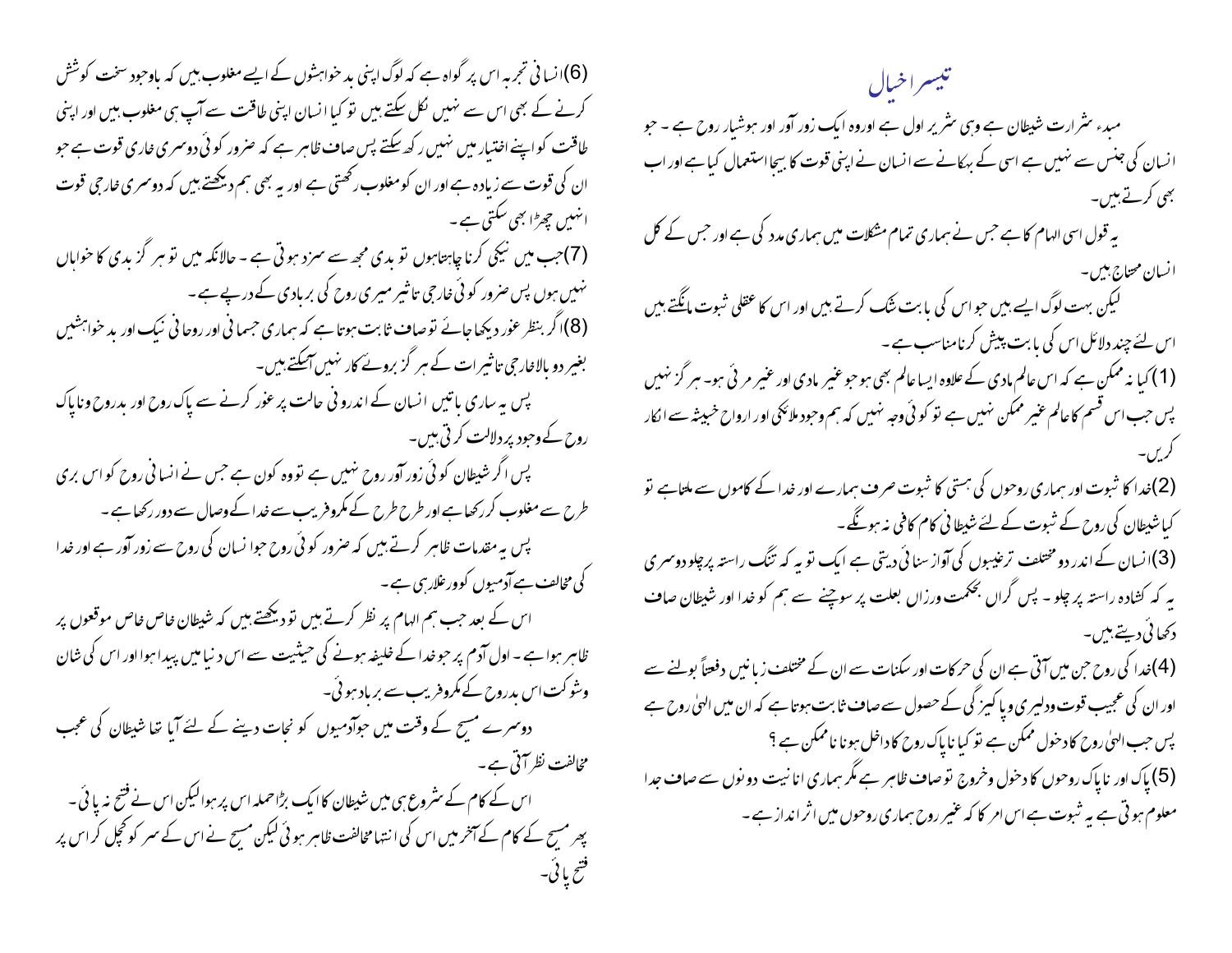## تیسرا خیال

مبدءِ شرارت شیطان ہے وہی شریر اول ہے اوروہ ایک زور آور اور ہوشیار روح ہے ۔ جو انسان کی جنس سے نہیں ہے اسی کے بہکانے سے انسان نے اپنی قوت کا بیجا استعمال کیا ہے اور اب بھی کرتے ہیں۔

یہ قول اسی الہام کا ہے جس نے ہماری تمام مشکلات میں ہماری مدد کی ہے اور جس کے کل انسان محتاج ہیں۔

لیکن بہت لوگ ایسے ہیں جو اس کی بابت شک کرتے ہیں اور اس کا عقلی ثبوت مانگتے ہیں اس لئے چند دلائل اس کی بابت پیش کرنا مناسب ہے ۔

(1) کیا نہ ممکن ہے کہ اس عالم مادی کے علاوہ ایسا عالم بھی ہو جو غیر مادی اور غیر مرئی ہو۔ ہر گز نہیں پس جب اس قسم کا عالم غیر ممکن نہیں ہے تو کوئی وجہ نہیں کہ ہم وجود ملائکی اور ارواح خبیثہ سے انکار کریں۔

(2) خدا کا ثبوت اور ہماری روحوں کی ہستی کا ثبوت صرف ہمارے اور خدا کے کاموں سے ملتا ہے تو کیا شیطان کی روح کے ثبوت کے لئے شیطانی کام کافی نہ ہوں گے ۔

(3) انسان کے اندر دو مختلف ترغیبوں کی آواز سنائی دیتی ہے ایک تو یہ کہ تنگ راستہ پر چلو دوسری یہ کہ کشادہ راستہ پر چلو ۔ پس گراں بحکمت ورزاں بعلت پر سوچنے سے ہم کو خدا اور شیطان صاف دکھائی دیتے ہیں۔

(4) خدا کی روح جن میں آتی ہے ان کی حرکات اور سکنات سے ان کے مختلف زبانیں دفعتاً بولنے سے اور ان کی عجیب قوت ودلیری و پاکیزگی کے حصول سے صاف ثابت ہوتا ہے کہ ان میں الہیٰ روح ہے پس جب الہیٰ روح کا دخول ممکن ہے تو کیا ناپاک روح کا داخل ہونا ناممکن ہے ؟

(5) پاک اور ناپاک روحوں کا دخول وخروج تو صاف ظاہر ہے مگر ہماری انانیت دونوں سے صاف جدا معلوم ہوتی ہے یہ ثبوت ہے اس امر کا کہ غیر روح ہماری روحوں میں اثر انداز ہے ۔

(6) انسانی تجربہ اس پر گواہ ہے کہ لوگ اپنی بد خواہشوں کے ایسے مغلوب ہیں کہ باوجود سخت کوشش کرنے کے بھی اس سے نہیں نکل سکتے ہیں تو کیا انسان اپنی طاقت سے آپ ہی مغلوب ہیں اور اپنی طاقت کو اپنے اختیار میں نہیں رکھ سکتے پس صاف ظاہر ہے کہ ضرور کوئی دوسری خاری قوت ہے جو ان کی قوت سے زیادہ ہے اور ان کو مغلوب رکھتی ہے اور یہ بھی ہم دیکھتے ہیں کہ دوسری خارجی قوت انہیں چھڑا بھی سکتی ہے ۔

(7) جب میں نیکی کرنا چاہتا ہوں تو بدی مجھ سے سرزد ہوتی ہے ۔ حالانکہ میں تو ہر گز بدی کا خواہاں نہیں ہوں پس ضرور کوئی خارجی تاثیر میری روح کی بربادی کے درپے ہے ۔

(8) اگر بنظر غور دیکھا جائے تو صاف ثابت ہوتا ہے کہ ہماری جسمانی اور روحانی نیک اور بد خواہشیں بغیر دو بالاخارجی تاثیرات کے ہر گز بروئے کار نہیں آسکتے ہیں۔

پس یہ ساری باتیں انسان کے اندرونی حالت پر غور کرنے سے پاک روح اور بدروح وناپاک روح کے وجود پر دلالت کرتی ہیں۔

پس اگر شیطان کوئی زور آور روح نہیں ہے تو وہ کون ہے جس نے انسانی روح کو اس بری طرح سے مغلوب کر رکھا ہے اور طرح طرح کے مکروفریب سے خدا کے وصال سے دور رکھا ہے ۔

پس یہ مقدمات ظاہر کرتے ہیں کہ ضرور کوئی روح جو انسان کی روح سے زور آور ہے اور خدا کی مخالف ہے آدمیوں کو ورغلارہی ہے ۔

اس کے بعد جب ہم الہام پر نظر کرتے ہیں تو دیکھتے ہیں کہ شیطان خاص خاص موقعوں پر ظاہر ہوا ہے ۔ اول آدم پر جو خدا کے خلیفہ ہونے کی حیثیت سے اس دنیا میں پیدا ہوا اور اس کی شان وشوکت اس بدروح کے مکروفریب سے برباد ہوئی۔

دوسرے مسیح کے وقت میں جو آدمیوں کو نجات دینے کے لئے آیا تھا شیطان کی عجب مخالفت نظر آتی ہے ۔

اس کے کام کے شروع ہی میں شیطان کا ایک بڑا حملہ اس پر ہوا لیکن اس نے فتح نہ پائی ۔ پھر مسیح کے کام کے آخر میں اس کی انتہا مخالفت ظاہر ہوئی لیکن مسیح نے اس کے سر کو کچل کر اس پر فتح پائی۔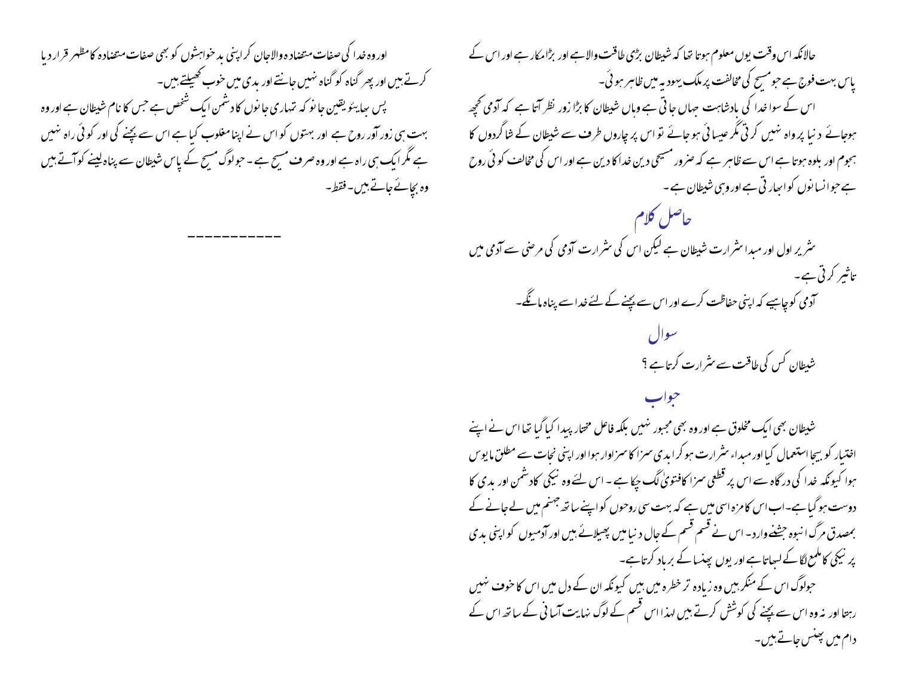حالانکہ اس وقت یوں معلوم ہوتا تھا کہ شیطان بڑی طاقت والا ہے اور بڑا مکار ہے اور اس کے پاس بہت فوج ہے جو مسیح کی مخالفت پر ملک یہودیہ میں ظاہر ہوئی۔

اس کے سوا خدا کی بادشاہت جہاں جاتی ہے وہاں شیطان کا بڑا زور نظر آتا ہے کہ آدمی کچھ ہوجائے دنیا پرواہ نہیں کرتی مگر عیسائی ہو جائے تو اس پر چاروں طرف سے شیطان کے شاگردوں کا ہجوم اور بلوہ ہوتا ہے اس سے ظاہر ہے کہ ضرور مسیحی دین خدا کا دین ہے اور اس کی مخالف کوئی روح ہے جو انسانوں کو ابھارتی ہے اور وہی شیطان ہے۔

## حاصل کلام

شریر اول اور مبدا شرارت شیطان ہے لیکن اس کی شرارت آدمی کی مرضی سے آدمی میں تاثیر کرتی ہے۔

آدمی کو چاہیے کہ اپنی حفاظت کرے اور اس سے بچنے کے لئے خدا سے پناہ مانگے۔

## سوال

شیطان کس کی طاقت سے شرارت کرتا ہے ؟

## جواب

شیطان بھی ایک مخلوق ہے اور وہ بھی مجبور نہیں بلکہ فاعل مختار پیدا کیا گیا تھا اس نے اپنے اختیار کو بیجا استعمال کیا اور مبداء شرارت ہو کر ابدی سزا کا سزاوار ہوا اور اپنی نجات سے مطلق مایوس ہوا کیونکہ خدا کی درگاہ سے اس پر قطعی سزا کا فتویٰ لگ چکا ہے۔ اس لئے وہ نیکی کا دشمن اور بدی کا دوست ہو گیا ہے۔ اب اس کا مزہ اسی میں ہے کہ بہت سی روحوں کو اپنے ساتھ جہنم میں لے جانے کے بمصدق مرگ انبوہ جشنے وارد۔ اس نے قسم قسم کے جال دنیا میں پھیلائے ہیں اور آدمیوں کو اپنی بدی پر نیکی کا ملمع لگا کے لبھاتا ہے اور یوں پھنسا کے برباد کرتا ہے۔

جولوگ اس کے منکر ہیں وہ زیادہ تر خطرہ میں ہیں کیونکہ ان کے دل میں اس کا خوف نہیں رہتا اور نہ وہ اس سے بچنے کی کوشش کرتے ہیں لہذا اس قسم کے لوگ نہایت آسانی کے ساتھ اس کے دام میں پھنس جاتے ہیں۔

اور وہ خدا کی صفات متضادہ والاجان کر اپنی بد خواہشوں کو بھی صفات متضادہ کا مظہر قرار دیا کرتے ہیں اور پھر گناہ کو گناہ نہیں جانتے اور بدی میں خوب کھیلتے ہیں۔

پس بھائیو یقین جانو کہ تمہاری جانوں کا دشمن ایک شخص ہے جس کا نام شیطان ہے اور وہ بہت ہی زور آور روح ہے اور بہتوں کو اس نے اپنا مغلوب کیا ہے اس سے بچنے کی اور کوئی راہ نہیں ہے مگر ایک ہی راہ ہے اور وہ صرف مسیح ہے۔ جو لوگ مسیح کے پاس شیطان سے پناہ لینے کو آتے ہیں وہ بچائے جاتے ہیں۔ فقط۔

---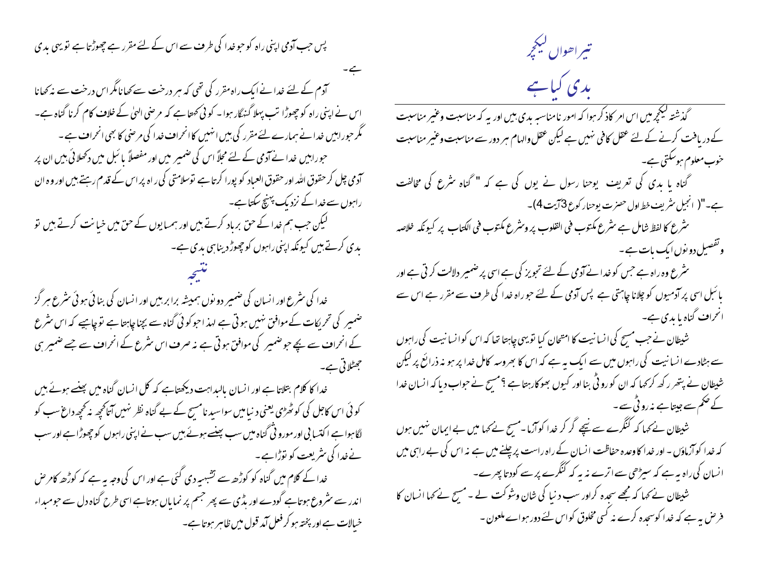# تیراھواں لیکچر

## بدی کیا ہے

گذشتہ لیکچر میں اس امر کا ذکر ہوا کہ امور نامناسبہ بدی ہیں اور یہ کہ مناسبت وغیر مناسبت کے دریافت کرنے کے لئے عقل کافی نہیں ہے لیکن عقل والہام ہر دو سے مناسبت وغیر مناسبت خوب معلوم ہوسکتی ہے۔

گناہ یا بدی کی تعریف یوحنا رسول نے یوں کی ہے کہ " گناہ شرع کی مخالفت ہے۔"( انجیل شریف خط اول حضرت یوحنار کوع 3آیت 4)۔

شرع کا لفظ شامل ہے شرع مکتوب فی القلوب پر وشرع مکتوب فی الکتاب پر کیونکہ خلاصہ وتفصیل دونوں ایک بات ہے۔

شرع وہ راہ ہے جس کو خدا نے آدمی کے لئے تجویز کی ہے اسی پر ضمیر دلالت کرتی ہے اور بائبل اسی پر آدمیوں کو چلانا چاہتی ہے پس آدمی کے لئے جو راہ خدا کی طرف سے مقرر ہے اس سے انحراف گناہ یا بدی ہے۔

شیطان نے جب مسیح کی انسانیت کا امتحان کیا تو یہی چاہتا تھا کہ اس کو انسانیت کی راہوں سے ہٹادے انسانیت کی راہوں میں سے ایک یہ ہے کہ اس کا بھروسہ کامل خدا پر ہو نہ ذرائع پر لیکن شیطان نے پتھر رکھ کر کہا کہ ان کو روٹی بنا اور کیوں بھوکا رہتا ہے ؟ مسیح نے جواب دیا کہ انسان خدا کے حکم سے جیتا ہے نہ روٹی سے۔

شیطان نے کہا کہ کنگرے سے نیچے گر کر خدا کو آزما۔ مسیح نے کہا میں بے ایمان نہیں ہوں کہ خدا کو آزماؤں۔ اور خدا کا وعدہ حفاظت انسان کے راہ راست پر چلنے میں ہے نہ اس کی بے راہی میں انسان کی راہ یہ ہے کہ سیڑھی سے اترے نہ یہ کہ کنگرے پر سے کودتا پھرے۔

شیطان نے کہا کہ مجھے سجدہ کر اور سب دنیا کی شان وشوکت لے۔ مسیح نے کہا انسان کا فرض یہ ہے کہ خدا کو سجدہ کرے نہ کسی مخلوق کو اس لئے دور ہوا ے ملعون۔

پس جب آدمی اپنی راہ کو جو خدا کی طرف سے اس کے لئے مقرر ہے چھوڑتا ہے تو یہی بدی ہے۔

آدم کے لئے خدا نے ایک راہ مقرر کی تھی کہ ہر درخت سے کھانا مگر اس درخت سے نہ کھانا اس نے اپنی راہ کو چھوڑا تب پہلا گنہگار ہوا۔ کوئی کہتا ہے کہ مرضی الہٰی کے خلاف کام کرنا گناہ ہے۔ مگر جو راہیں خدا نے ہمارے لئے مقرر کی ہیں انہیں کا انحراف خدا کی مرضی کا بھی انحراف ہے۔

جو راہیں خدا نے آدمی کے لئے مجلاً اس کی ضمیر میں اور مفصلاً بائبل میں دکھلائی ہیں ان پر آدمی چل کر حقوق اللہ اور حقوق العباد کو پورا کرتا ہے توسلامتی کی راہ پر اس کے قدم رہتے ہیں اور وہ ان راہوں سے خدا کے نزدیک پہنچ سکتا ہے۔

لیکن جب ہم خدا کے حق برباد کرتے ہیں اور ہمسایوں کے حق میں خیانت کرتے ہیں تو بدی کرتے ہیں کیونکہ اپنی راہوں کو چھوڑ دیناہی بدی ہے۔

## نتیجہ

خدا کی شرع اور انسان کی ضمیر دونوں ہمیشہ برابر ہیں اور انسان کی بنائی ہوئی شرع ہر گز ضمیر کی تحریکات کے موافق نہیں ہوتی ہے لہذا جو کوئی گناہ سے بچنا چاہتا ہے تو چاہیے کہ اس شرع کے انحراف سے بچے جو ضمیر کی موافق ہوتی ہے نہ صرف اس شرع کے انحراف سے جسے ضمیر ہی جھٹلاتی ہے۔

خدا کا کلام بتلاتا ہے اور انسان بالبداہت دیکھتاہے کہ کل انسان گناہ میں پھنسے ہوئے ہیں کوئی اس کاجل کی کوٹھڑی یعنی دنیا میں سوا سیدنا مسیح کے بے گناہ نظر نہیں آتا کچھ نہ کچھ داغ سب کو لگا ہوا ہے اکتسابی اور موروثی گناہ میں سب پھنسے ہوئے ہیں سب نے اپنی راہوں کو چھوڑا ہے اور سب نے خدا کی شریعت کو توڑا ہے۔

خدا کے کلام میں گناہ کو کوڑھ سے تشبیہ دی گئی ہے اور اس کی وجہ یہ ہے کہ کوڑھ کا مرض اندر سے شروع ہوتا ہے گودے اور ہڈی سے پھر جسم پر نمایاں ہوتا ہے اسی طرح گناہ دل سے جو مبداء خیالات ہے اور پختہ ہو کر فعل آمد قول میں ظاہر ہوتا ہے۔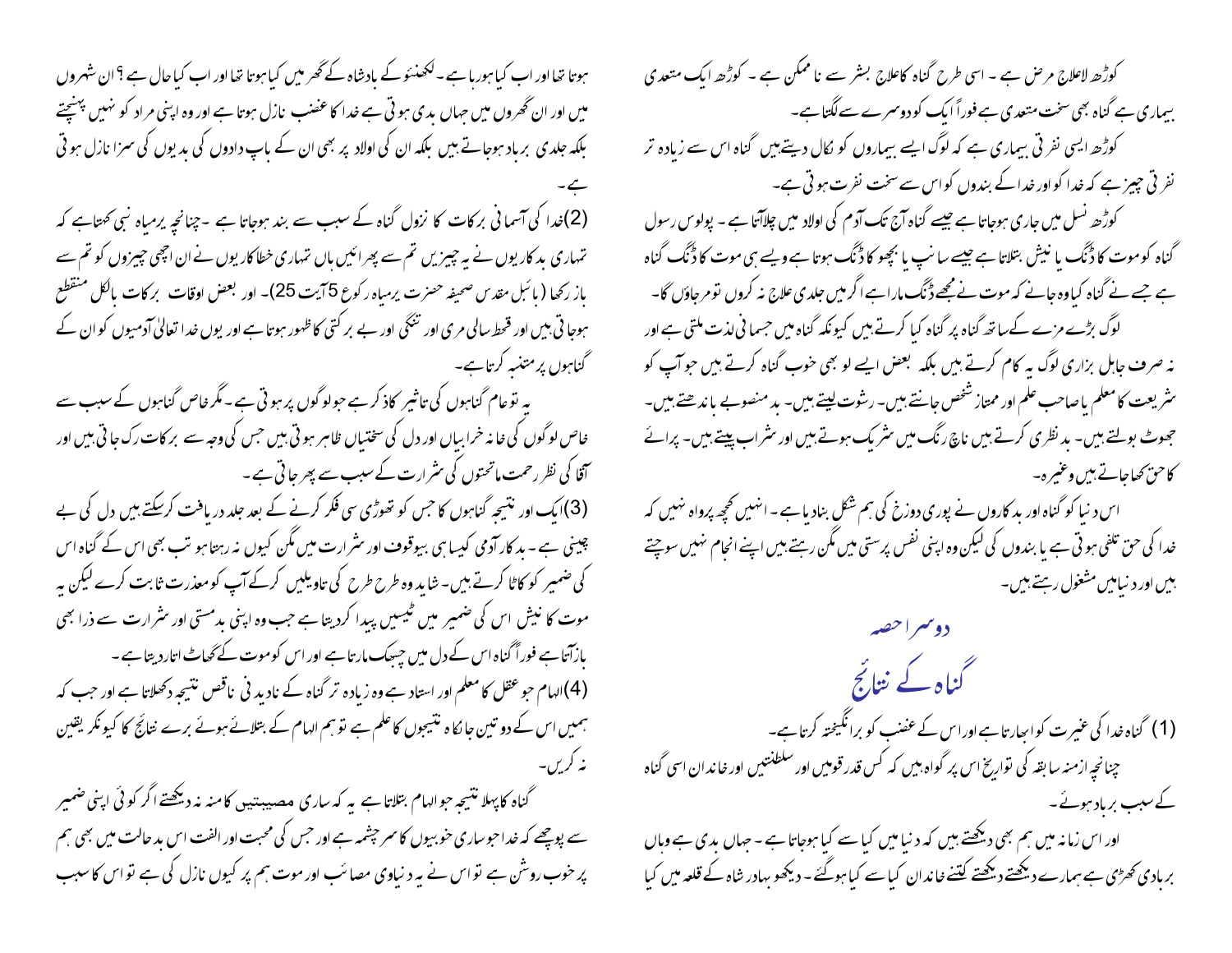کوڑھ لاعلاج مرض ہے ۔ اسی طرح گناہ کا علاج بشر سے نا ممکن ہے ۔ کوڑھ ایک متعدی بیماری ہے گناہ بھی سخت متعدی ہے فوراً ایک کو دوسرے سے لگتا ہے۔

کوڑھ ایسی نفرتی بیماری ہے کہ لوگ ایسے بیماروں کو نکال دیتے ہیں گناہ اس سے زیادہ تر نفرتی چیز ہے کہ خدا کو اور خدا کے بندوں کو اس سے سخت نفرت ہوتی ہے۔

کوڑھ نسل میں جاری ہوجاتا ہے جیسے گناہ آج تک آدم کی اولاد میں چلاآتا ہے ۔ پولوس رسول گناہ کو موت کا ڈنگ یا نیش بتلاتا ہے جیسے سانپ یا بچھو کا ڈنگ ہوتا ہے ویسے ہی موت کا ڈنگ گناہ ہے جسے نے گناہ کیا وہ جانے کہ موت نے مجھے ڈنگ مارا ہے اگر میں جلدی علاج نہ کروں تو مرجاؤں گا۔

لوگ بڑے مزے کے ساتھ گناہ پر گناہ کیا کرتے ہیں کیونکہ گناہ میں جسمانی لذت ملتی ہے اور نہ صرف جاہل بزاری لوگ یہ کام کرتے ہیں بلکہ بعض ایسے لو بھی خوب گناہ کرتے ہیں جو آپ کو شریعت کا معلم یا صاحب علم اور ممتاز شخص جانتے ہیں۔ رشوت لیتے ہیں۔ بد منصوبے باندھتے ہیں۔ جھوٹ بولتے ہیں۔ بد نظری کرتے ہیں ناچ رنگ میں شریک ہوتے ہیں اور شراب پیتے ہیں۔ پرائے کا حق کھاجاتے ہیں وغیرہ۔

اس دنیا کو گناہ اور بدکاروں نے پوری دوزخ کی ہم شکل بنادیا ہے ۔ انہیں کچھ پرواہ نہیں کہ خدا کی حق تلفی ہوتی ہے یا بندوں کی لیکن وہ اپنی نفس پرستی میں مگن رہتے ہیں اپنے انجام نہیں سوچتے ہیں اور دنیا میں مشغول رہتے ہیں۔

## دوسرا حصہ

# گناہ کے نتائج

(1) گناہ خدا کی غیرت کو ابھارتا ہے اور اس کے غضب کو برانگیختہ کرتا ہے۔

چنانچہ ازمنہ سابقہ کی تواریخ اس پر گواہ ہیں کہ کس قدر قومیں اور سلطنتیں اور خاندان اسی گناہ کے سبب برباد ہوئے۔

اور اس زمانہ میں ہم بھی دیکھتے ہیں کہ دنیا میں کیا سے کیا ہوجاتا ہے ۔ جہاں بدی ہے وہاں بربادی کھڑی ہے ہمارے دیکھتے دیکھتے کتنے خاندان کیا سے کیا ہوگئے ۔ دیکھو بہادر شاہ کے قلعہ میں کیا ہوتا تھا اور اب کیا ہورہا ہے ۔ لکھنئو کے بادشاہ کے گھر میں کیا ہوتا تھا اور اب کیا حال ہے ؟ ان شہروں میں اور ان گھروں میں جہاں بدی ہوتی ہے خدا کا غضب نازل ہوتا ہے اور وہ اپنی مراد کو نہیں پہنچتے بلکہ جلدی برباد ہوجاتے ہیں بلکہ ان کی اولاد پر بھی ان کے باپ دادوں کی بدیوں کی سزا نازل ہوتی ہے۔

(2)خدا کی آسمانی برکات کا نزول گناہ کے سبب سے بند ہوجاتا ہے ۔چنانچہ یرمیاہ نبی کہتا ہے کہ تمہاری بدکاریوں نے یہ چیزیں تم سے پھرائیں ہاں تمہاری خطاکاریوں نے ان اچھی چیزوں کو تم سے باز رکھا ( بائبل مقدس صحیفہ حضرت یرمیاہ رکوع 5آیت 25)۔ اور بعض اوقات برکات بالکل منقطع ہوجاتی ہیں اور قحط سالی مری اور تنگی اور بے برکتی کا ظہور ہوتا ہے اور یوں خدا تعالیٰ آدمیوں کو ان کے گناہوں پر متنبہ کرتا ہے۔

یہ تو عام گناہوں کی تاثیر کا ذکر ہے جو لوگوں پر ہوتی ہے ۔مگر خاص گناہوں کے سبب سے خاص لوگوں کی خانہ خرابیاں اور دل کی سختیاں ظاہر ہوتی ہیں جس کی وجہ سے برکات رک جاتی ہیں اور آقا کی نظر رحمت ماتحتوں کی شرارت کے سبب سے پھر جاتی ہے ۔

(3)ایک اور نتیجہ گناہوں کا جس کو تھوڑی سی فکر کرنے کے بعد جلد دریافت کرسکتے ہیں دل کی بے چینی ہے ۔ بدکار آدمی کیسا ہی بیوقوف اور شرارت میں مگن کیوں نہ رہتا ہو تب بھی اس کے گناہ اس کی ضمیر کو کاٹا کرتے ہیں۔ شاید وہ طرح طرح کی تاویلیں کرکے آپ کو معذرت ثابت کرے لیکن یہ موت کا نیش اس کی ضمیر میں ٹیسیں پیدا کردیتا ہے جب وہ اپنی بدمستی اور شرارت سے ذرا بھی بازآتا ہے فوراً گناہ اس کے دل میں چبھک مارتا ہے اور اس کو موت کے گھاٹ اتاردیتا ہے ۔

(4)الہام جو عقل کا معلم اور استاد ہے وہ زیادہ تر گناہ کے نادیدنی ناقص نتیجہ دکھلاتا ہے اور جب کہ ہمیں اس کے دو تین جانکاہ نتیجوں کا علم ہے تو ہم الہام کے بتلائے ہوئے برے نتائج کا کیونکر یقین نہ کریں۔

گناہ کا پہلا نتیجہ جو الہام بتلاتا ہے یہ کہ ساری مصیبتیں کا منہ نہ دیکھتے اگر کوئی اپنی ضمیر سے پوچھے کہ خدا جو ساری خوبیوں کا سرچشمہ ہے اور جس کی محبت اور الفت اس بدحالت میں بھی ہم پر خوب روشن ہے تو اس نے یہ دنیاوی مصائب اور موت ہم پر کیوں نازل کی ہے تو اس کا سبب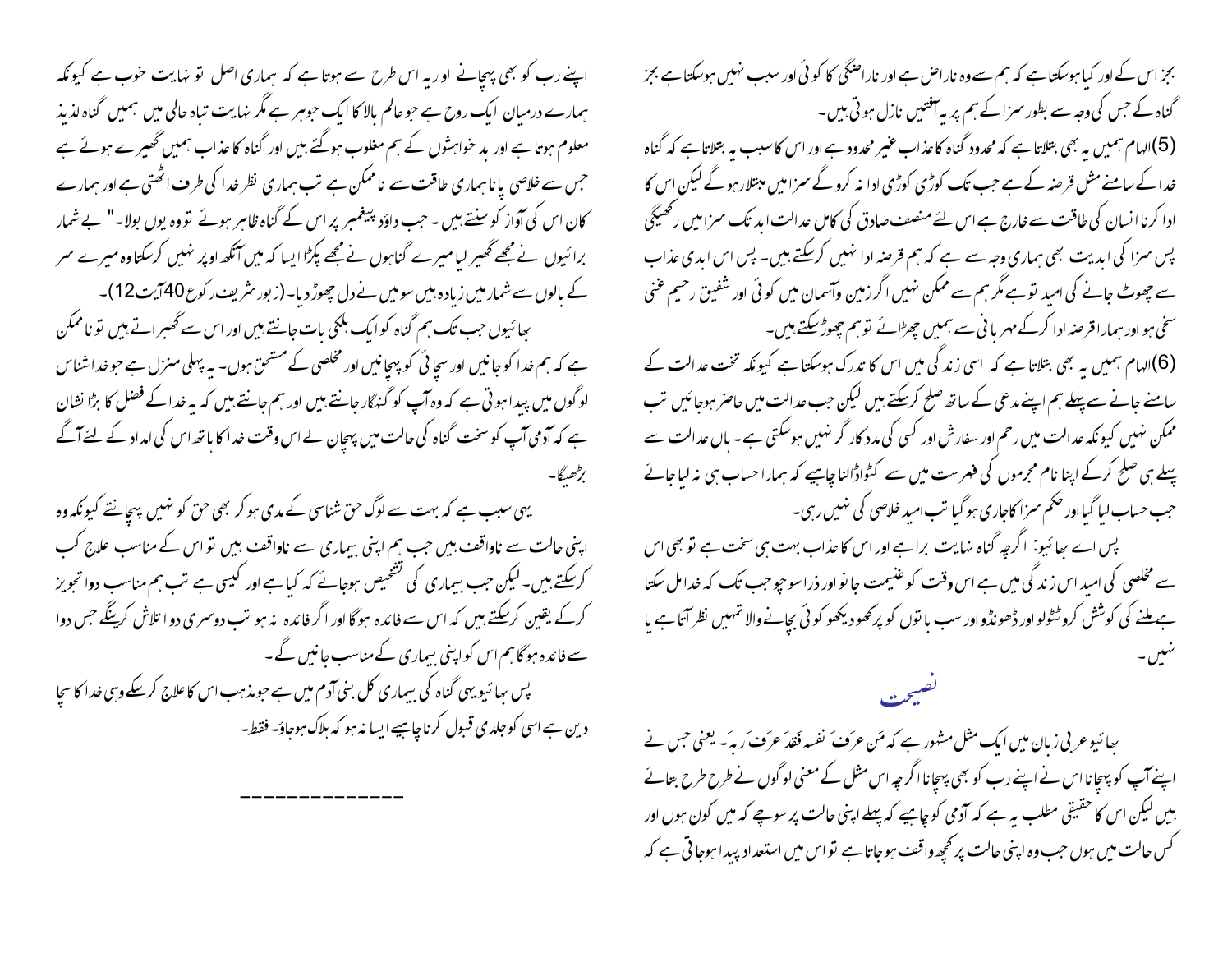بجز اس کے اور کیا ہوسکتا ہے کہ ہم سے وہ ناراض ہے اور ناراضگی کا کوئی اور سبب نہیں ہوسکتا ہے بجز گناہ کے جس کی وجہ سے بطور سزا کے ہم پر یہ آفتیں نازل ہوتی ہیں۔

(5)الہام ہمیں یہ بھی بتلاتا ہے کہ محدود گناہ کا عذاب غیر محدود ہے اور اس کا سبب یہ بتلاتا ہے کہ گناہ خدا کے سامنے مثل قرضہ کے ہے جب تک کوڑی کوڑی ادا نہ کرو گے سزا میں مبتلا رہو گے لیکن اس کا ادا کرنا انسان کی طاقت سے خارج ہے اس لئے منصف صادق کی کامل عدالت ابد تک سزا میں رکھیگی پس سزا کی ابدیت بھی ہماری وجہ سے ہے کہ ہم قرضہ ادا نہیں کرسکتے ہیں۔ پس اس ابدی عذاب سے چھوٹ جانے کی امید تو ہے مگر ہم سے ممکن نہیں اگر زمین وآسمان میں کوئی اور شفیق رحیم غنی سخی ہو اور ہمارا قرضہ ادا کرکے مہربانی سے ہمیں چھڑائے تو ہم چھوڑ سکتے ہیں۔

(6)الہام ہمیں یہ بھی بتلاتا ہے کہ اسی زندگی میں اس کا تدرک ہوسکتا ہے کیونکہ تخت عدالت کے سامنے جانے سے پہلے ہم اپنے مدعی کے ساتھ صلح کرسکتے ہیں لیکن جب عدالت میں حاضر ہوجائیں تب ممکن نہیں کیونکہ عدالت میں رحم اور سفارش اور کسی کی مدد کارگر نہیں ہوسکتی ہے۔ ہاں عدالت سے پہلے ہی صلح کرکے اپنا نام مجرموں کی فہرست میں سے کٹواڈالنا چاہیے کہ ہمارا حساب ہی نہ لیا جائے جب حساب لیا گیا اور حکم سزا کا جاری ہوگیا تب امید خلاصی کی نہیں رہی۔

پس اے بھائیو: اگرچہ گناہ نہایت برا ہے اور اس کا عذاب بہت ہی سخت ہے تو بھی اس سے مخلصی کی امید اس زندگی میں ہے اس وقت کو غنیمت جانو اور ذرا سوچو جب تک کہ خدا مل سکتا ہے ملنے کی کوشش کرو ٹٹولو اور ڈھونڈو اور سب باتوں کو پرکھو دیکھو کوئی بچانے والا تمہیں نظر آتا ہے یا نہیں۔

## نصیحت

بھائیو عربی زبان میں ایک مثل مشہور ہے کہ مَن عرَفَ نَفسہ فَقدَ عرَفَ ربہَ۔ یعنی جس نے اپنے آپ کو پہچانا اس نے اپنے رب کو بھی پہچانا اگرچہ اس مثل کے معنی لوگوں نے طرح طرح بتائے ہیں لیکن اس کا حقیقی مطلب یہ ہے کہ آدمی کو چاہیے کہ پہلے اپنی حالت پر سوچے کہ میں کون ہوں اور کس حالت میں ہوں جب وہ اپنی حالت پر کچھ واقف ہوجاتا ہے تو اس میں استعداد پیدا ہوجاتی ہے کہ اپنے رب کو بھی پہچانے اور یہ اس طرح سے ہوتا ہے کہ ہماری اصل تو نہایت خوب ہے کیونکہ ہمارے درمیان ایک روح ہے جو عالم بالا کا ایک جوہر ہے مگر نہایت تباہ حالی میں ہمیں گناہ لذیذ معلوم ہوتا ہے اور بد خواہشوں کے ہم مغلوب ہوگئے ہیں اور گناہ کا عذاب ہمیں گھیرے ہوئے ہے جس سے خلاصی پانا ہماری طاقت سے ناممکن ہے تب ہماری نظر خدا کی طرف اٹھتی ہے اور ہمارے کان اس کی آواز کو سنتے ہیں۔ جب داؤد پیغمبر پر اس کے گناہ ظاہر ہوئے تو وہ یوں بولا۔" بے شمار برائیوں نے مجھے گھیر لیا میرے گناہوں نے مجھے پکڑا ایسا کہ میں آنکھ اوپر نہیں کرسکتا وہ میرے سر کے بالوں سے شمار میں زیادہ ہیں سو میں نے دل چھوڑ دیا۔(زبور شریف رکوع 40آیت 12)۔

بھائیوں جب تک ہم گناہ کو ایک ہلکی بات جانتے ہیں اور اس سے گھبراتے ہیں تو ناممکن ہے کہ ہم خدا کو جانیں اور سچائی کو پہچانیں اور مخلصی کے مستحق ہوں۔ یہ پہلی منزل ہے جو خدا شناس لوگوں میں پیدا ہوتی ہے کہ وہ آپ کو گنہگار جانتے ہیں اور ہم جانتے ہیں کہ یہ خدا کے فضل کا بڑا نشان ہے کہ آدمی آپ کو سخت گناہ کی حالت میں پہچان لے اس وقت خدا کا ہاتھ اس کی امداد کے لئے آگے بڑھیگا۔

یہی سبب ہے کہ بہت سے لوگ حق شناسی کے مدعی ہوکر بھی حق کو نہیں پہچانتے کیونکہ وہ اپنی حالت سے ناواقف ہیں جب ہم اپنی بیماری سے ناواقف ہیں تو اس کے مناسب علاج کب کرسکتے ہیں۔ لیکن جب بیماری کی تشخیص ہوجائے کہ کیا ہے اور کیسی ہے تب ہم مناسب دوا تجویز کرکے یقین کرسکتے ہیں کہ اس سے فائدہ ہوگا اور اگر فائدہ نہ ہو تب دوسری دوا تلاش کرینگے جس دوا سے فائدہ ہوگا ہم اس کو اپنی بیماری کے مناسب جانیں گے۔

پس بھائیو یہی گناہ کی بیماری کل بنی آدم میں ہے جو مذہب اس کا علاج کرسکے وہی خدا کا سچا دین ہے اسی کو جلدی قبول کرنا چاہیے ایسا نہ ہو کہ ہلاک ہوجاؤ۔ فقط۔

---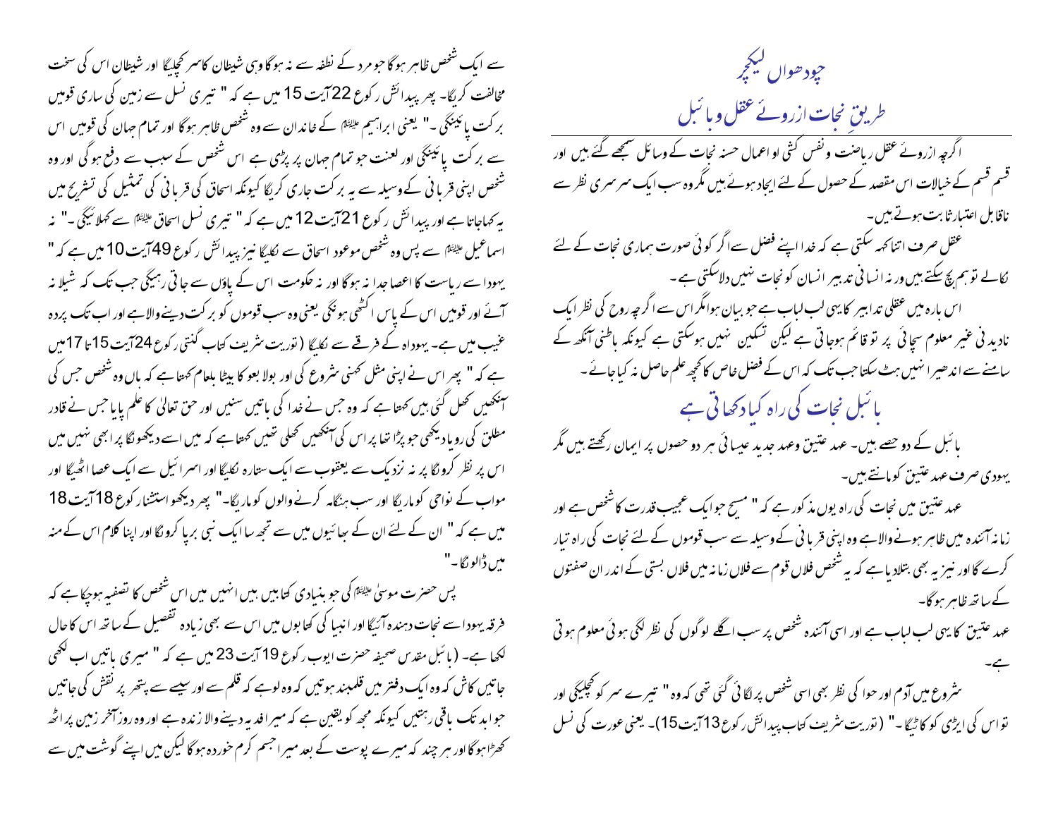# چودھواں لیکچر

## طریقِ نجات ازروئے عقل وبائبل

اگرچہ ازروئے عقل ریاضت ونفس کشی اوراعمال حسنہ نجات کے وسائل سمجھے گئے ہیں اور قسم قسم کے خیالات اس مقصد کے حصول کے لئے ایجاد ہوئے ہیں مگر وہ سب ایک سرسری نظر سے ناقابل اعتبار ثابت ہوتے ہیں۔

عقل صرف اتنا کہہ سکتی ہے کہ خدا اپنے فضل سے اگر کوئی صورت ہماری نجات کے لئے نکالے توہم بچ سکتے ہیں ورنہ انسانی تدبیر انسان کو نجات نہیں دلاسکتی ہے۔

اس بارہ میں عقلی تدابیر کا یہی لب لباب ہے جو بیان ہوا مگر اس سے اگرچہ روح کی نظر ایک نادیدنی غیر معلوم سچائی پر تو قائم ہوجاتی ہے لیکن تسکین نہیں ہوسکتی ہے کیونکہ باطنی آنکھ کے سامنے سے اندھیرا نہیں ہٹ سکتا جب تک کہ اس کے فضل خاص کا کچھ علم حاصل نہ کیا جائے۔

## بائبل نجات کی راہ کیا دکھاتی ہے

بائبل کے دو حصے ہیں۔ عہد عتیق وعہد جدید عیسائی ہر دو حصوں پر ایمان رکھتے ہیں مگر یہودی صرف عہد عتیق کو مانتے ہیں۔

عہد عتیق میں نجات کی راہ یوں مذکور ہے کہ " مسیح جو ایک عجیب قدرت کا شخص ہے اور زمانہ آئندہ میں ظاہر ہونے والا ہے وہ اپنی قربانی کے وسیلہ سے سب قوموں کے لئے نجات کی راہ تیار کرے گا اور نیز یہ بھی بتلادیا ہے کہ یہ شخص فلاں قوم سے فلاں زمانہ میں فلاں بستی کے اندر ان صفتوں کے ساتھ ظاہر ہوگا۔

عہد عتیق کا یہی لب لباب ہے اور اسی آئندہ شخص پر سب اگلے لوگوں کی نظر لگی ہوئی معلوم ہوتی ہے۔

شروع میں آدم اور حوا کی نظر بھی اسی شخص پر لگائی گئی تھی کہ وہ " تیرے سر کو کچلیگی اور تو اس کی ایڑی کو کاٹیگا۔" (توریت شریف کتاب پیدائش رکوع 3 آیت 15)۔ یعنی عورت کی نسل سے ایک شخص ظاہر ہوگا جو مرد کے نطفہ سے نہ ہوگا وہی شیطان کا سر کچلیگا اور شیطان اس کی سخت مخالفت کریگا۔ پھر پیدائش رکوع 22 آیت 15 میں ہے کہ " تیری نسل سے زمین کی ساری قومیں برکت پائینگی۔" یعنی ابراہیم علیہ السلام کے خاندان سے وہ شخص ظاہر ہوگا اور تمام جہان کی قومیں اس سے برکت پائینگی اور لعنت جو تمام جہان پر پڑتی ہے اس شخص کے سبب سے دفع ہوگی اور وہ شخص اپنی قربانی کے وسیلہ سے یہ برکت جاری کریگا کیونکہ اسحاق کی قربانی کی تمثیل کی تشریح میں یہ کہاجاتا ہے اور پیدائش رکوع 21 آیت 12 میں ہے کہ " تیری نسل اسحاق علیہ السلام سے کہلائیگی۔" نہ اسماعیل علیہ السلام سے پس وہ شخص موعود اسحاق سے نکلیگا نیز پیدائش رکوع 49 آیت 10 میں ہے کہ " یہودا سے ریاست کا اعصا جدا نہ ہوگا اور نہ حکومت اس کے پاؤں سے جاتی رہیگی جب تک کہ شیلا نہ آئے اور قومیں اس کے پاس اکٹھی ہونگی یعنی وہ سب قوموں کو برکت دینے والا ہے اور اب تک پردہ غیب میں ہے۔ یہوداہ کے فرقے سے نکلیگا (توریت شریف کتاب گنتی رکوع 24 آیت 15 تا 17 میں ہے کہ " پھر اس نے اپنی مثل کہنی شروع کی اور بولا بعو کا بیٹا بلعام کہتا ہے کہ ہاں وہ شخص جس کی آنکھیں کھل گئی ہیں کہتا ہے کہ وہ جس نے خدا کی باتیں سنیں اور حق تعالیٰ کا علم پایا جس نے قادر مطلق کی رویا دیکھی جو پڑا تھا پر اس کی آنکھیں کھلی تھیں کہتا ہے کہ میں اسے دیکھونگا پر ابھی نہیں میں اس پر نظر کرونگا پر نہ نزدیک سے یعقوب سے ایک ستارہ نکلیگا اور اسرائیل سے ایک عصا اٹھیگا اور مواب کے نواحی کو ماریگا اور سب ہنگامہ کرنے والوں کو ماریگا۔" پھر دیکھو استشنا رکوع 18 آیت 18 میں ہے کہ " ان کے لئے ان کے بھائیوں میں سے تجھ سا ایک نبی برپا کرونگا اور اپنا کلام اس کے منہ میں ڈالونگا۔"

پس حضرت موسیٰ علیہ السلام کی جو بنیادی کتابیں ہیں انہیں میں اس شخص کا تصفیہ ہوچکا ہے کہ فرقہ یہودا سے نجات دہندہ آئیگا اور انبیا کی کتابوں میں اس سے بھی زیادہ تفصیل کے ساتھ اس کا حال لکھا ہے۔ (بائبل مقدس صحیفہ حضرت ایوب رکوع 19 آیت 23 میں ہے کہ " میری باتیں اب لکھی جاتیں کاش کہ وہ ایک دفتر میں قلمبند ہوتیں کہ وہ لوہے کہ قلم سے اور سیسے سے پتھر پر نقش کی جاتیں جو ابد تک باقی رہتیں کیونکہ مجھ کو یقین ہے کہ میرا فدیہ دینے والا زندہ ہے اور وہ روز آخر زمین پر اٹھ کھڑا ہوگا اور ہر چند کہ میرے پوست کے بعد میرا جسم کرم خوردہ ہوگا لیکن میں اپنے گوشت میں سے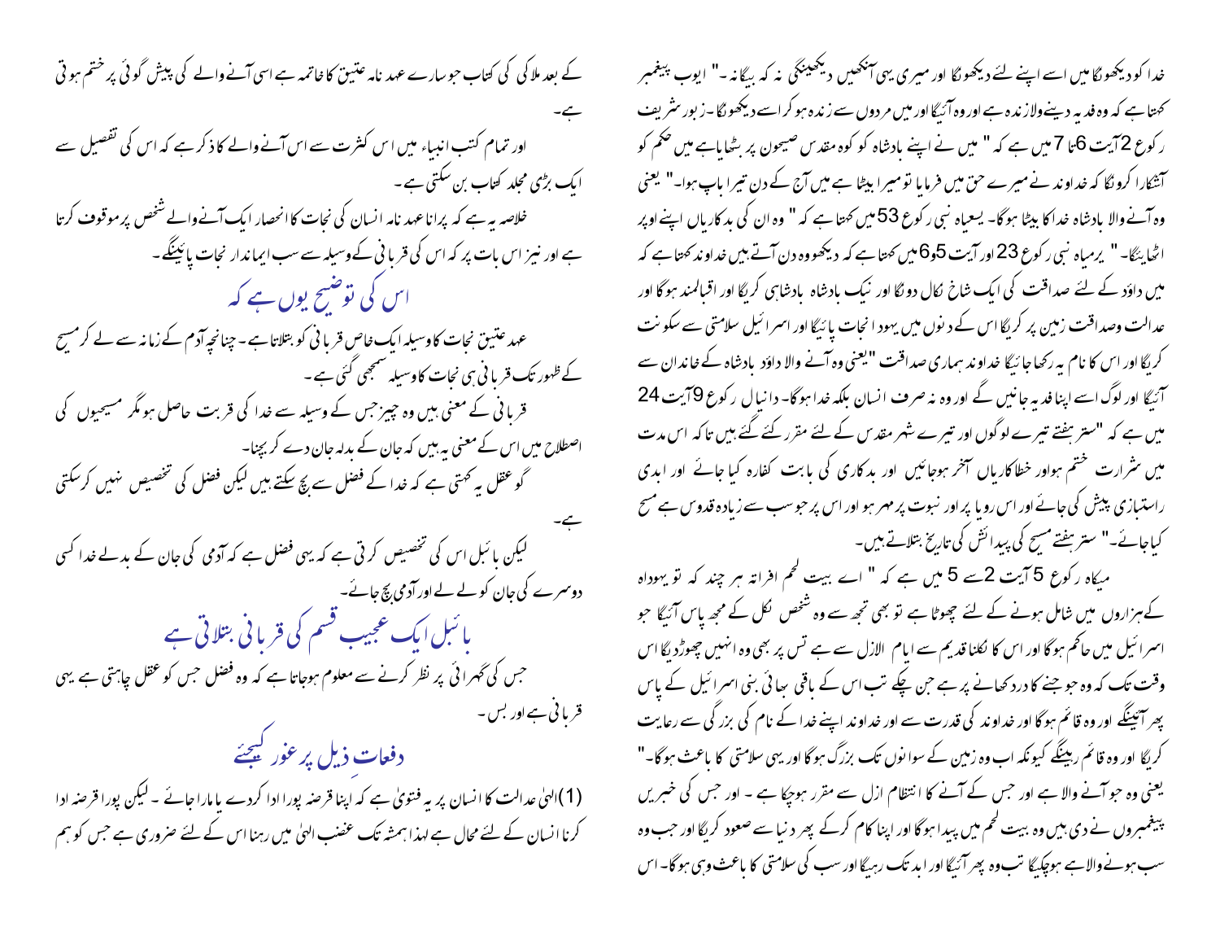خدا کو دیکھونگا میں اسے اپنے لئے دیکھونگا اور میری ہی آنکھیں دیکھینگی نہ کہ بیگانہ۔" ایوب پیغمبر کہتا ہے کہ وہ فدیہ دینےوالا زندہ ہے اور وہ آئیگا اور میں مردوں سے زندہ ہو کر اسے دیکھونگا۔زبور شریف رکوع 2آیت 6تا 7 میں ہے کہ " میں نے اپنے بادشاہ کو کوہ مقدس صیحون پر بٹھایاہے میں حکم کو آشکارا کرونگا کہ خداوند نے میرے حق میں فرمایا تو میرا بیٹا ہے میں آج کے دن تیرا باپ ہوا۔" یعنی وہ آنے والا بادشاہ خدا کا بیٹا ہوگا۔ یسعیاہ نبی رکوع 53میں کہتا ہے کہ " وہ ان کی بدکاریاں اپنے اوپر اٹھائیگا۔" یرمیاہ نبی رکوع 23 اور آیت 5و6میں کہتا ہے کہ دیکھووہ دن آتے ہیں خداوند کہتا ہے کہ میں داؤد کے لئے صداقت کی ایک شاخ نکال دونگا اور نیک بادشاہ بادشاہی کریگا اور اقبالمند ہوگا اور عدالت وصداقت زمین پر کریگا اس کے دنوں میں یہود انجات پائیگا اور اسرائیل سلامتی سے سکونت کریگا اور اس کا نام یہ رکھا جائیگا خداوند ہماری صداقت "یعنی وہ آنے والا داؤد بادشاہ کے خاندان سے آئیگا اور لوگ اسے اپنا فدیہ جانیں گے اور وہ نہ صرف انسان بلکہ خدا ہوگا۔ دانیال رکوع 9آیت 24 میں ہے کہ "ستر ہفتے تیرے لوگوں اور تیرے شہر مقدس کے لئے مقرر کئے گئے ہیں تاکہ اس مدت میں شرارت ختم ہواور خطاکاریاں آخر ہوجائیں اور بدکاری کی بابت کفارہ کیا جائے اور ابدی راستبازی پیش کی جائے اور اس رویا پر اور نبوت پر مہر ہو اور اس پر جو سب سے زیادہ قدوس ہے مسح کیاجائے۔" ستر ہفتے مسیح کی پیدائش کی تاریخ بتلاتے ہیں۔

میکاہ رکوع 5 آیت 2سے 5 میں ہے کہ " اے بیت لحم افراتہ ہر چند کہ تو یہوداہ کےہزاروں میں شامل ہونے کے لئے چھوٹا ہے تو بھی تجھ سے وہ شخص نکل کے مجھ پاس آئیگا جو اسرائیل میں حاکم ہوگا اور اس کا نکلنا قدیم سے ایام الازل سے ہے تس پر بھی وہ انہیں چھوڑدیگا اس وقت تک کہ وہ جو جننے کا درد کھانے پر ہے جن چکے تب اس کے باقی بھائی بنی اسرائیل کے پاس پھر آئینگے اور وہ قائم ہوگا اور خداوند کی قدرت سے اور خداوند اپنے خدا کے نام کی بزرگی سے رعایت کریگا اور وہ قائم رہینگے کیونکہ اب وہ زمین کے سوانوں تک بزرگ ہوگا اور یہی سلامتی کا باعث ہوگا۔" یعنی وہ جو آنے والا ہے اور جس کے آنے کا انتظام ازل سے مقرر ہوچکا ہے ۔ اور جس کی خبریں پیغمبروں نے دی ہیں وہ بیت لحم میں پیدا ہوگا اور اپنا کام کرکے پھر دنیا سے صعود کریگا اور جب وہ سب ہونے والا ہے ہوچکیگا تب وہ پھر آئیگا اور ابد تک رہیگا اور سب کی سلامتی کا باعث وہی ہوگا۔ اس کے بعد ملاکی کی کتاب جو سارے عہد نامہ عتیق کا خاتمہ ہے اسی آنے والے کی پیش گوئی پر ختم ہوتی ہے۔

اور تمام کتب انبیاء میں اس کثرت سے اس آنے والے کا ذکر ہے کہ اس کی تفصیل سے ایک بڑی مجلد کتاب بن سکتی ہے۔

خلاصہ یہ ہے کہ پرانا عہد نامہ انسان کی نجات کا انحصار ایک آنے والے شخص پر موقوف کرتا ہے اور نیز اس بات پر کہ اس کی قربانی کے وسیلہ سے سب ایماندار نجات پائینگے۔

## اس کی توضیح یوں ہے کہ

عہد عتیق نجات کا وسیلہ ایک خاص قربانی کو بتلاتا ہے۔ چنانچہ آدم کے زمانہ سے لے کر مسیح کے ظہور تک قربانی ہی نجات کا وسیلہ سمجھی گئی ہے۔

قربانی کے معنی ہیں وہ چیز جس کے وسیلہ سے خدا کی قربت حاصل ہو مگر مسیحیوں کی اصطلاح میں اس کے معنی یہ ہیں کہ جان کے بدلہ جان دے کر بچنا۔

گو عقل یہ کہتی ہے کہ خدا کے فضل سے بچ سکتے ہیں لیکن فضل کی تخصیص نہیں کرسکتی ہے۔

لیکن بائبل اس کی تخصیص کرتی ہے کہ یہی فضل ہے کہ آدمی کی جان کے بدلے خدا کسی دوسرے کی جان کو لے لے اور آدمی بچ جائے۔

## بائبل ایک عجیب قسم کی قربانی بتلاتی ہے

جس کی گہرائی پر نظر کرنے سے معلوم ہوجاتا ہے کہ وہ فضل جس کو عقل چاہتی ہے یہی قربانی ہے اور بس۔

## دفعات ذیل پر غور کیجئے

(1)الہٰی عدالت کا انسان پر یہ فتویٰ ہے کہ اپنا قرضہ پورا ادا کردے یا مارا جائے ۔ لیکن پورا قرضہ ادا کرنا انسان کے لئے محال ہے لہذا ہمیشہ تک غضب الہٰی میں رہنا اس کے لئے ضروری ہے جس کو ہم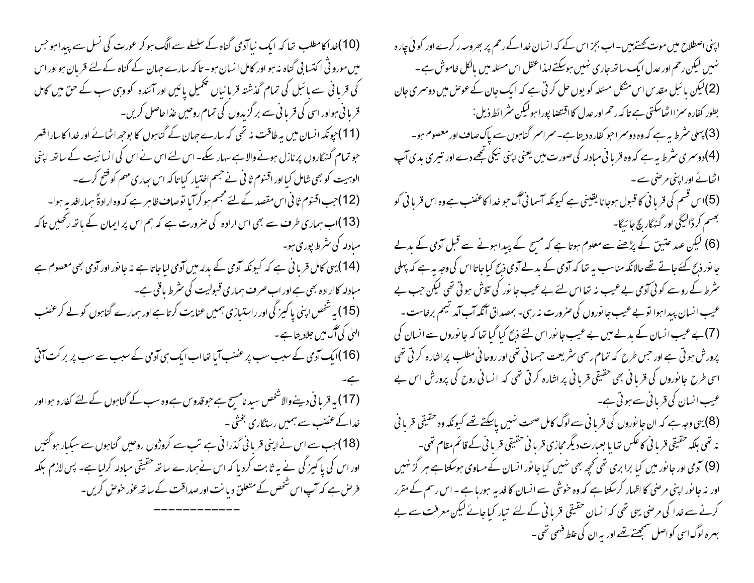اپنی اصطلاح میں موت کھتےہیں۔ اب بجز اس کے کہ انسان خدا کے رحم پر بھروسہ کرے اور کوئی چارہ نہیں لیکن رحم اور عدل ایک ساتھ جاری نہیں ہوسکتے لہذا عقل اس مسئلہ میں بالکل خاموش ہے۔

(2)لیکن بائبل مقدس اس مشکل مسئلہ کو یوں حل کرتی ہے کہ ایک جان کے عوض میں دوسری جان بطور کفارہ سزا اٹھاسکتی ہے تاکہ رحم اور عدل کا اقتضا پورا ہو لیکن شرائط ذیل:

(3)پہلی شرط یہ ہے کہ وہ دوسرا جو کفارہ دیتا ہے۔ سراسر گناہوں سے پاک صاف اور معصوم ہو۔

(4)دوسری شرط یہ ہے کہ وہ قربانی مبادلہ کی صورت میں یعنی اپنی نیکی تجھے دے اور تیری بدی آپ اٹھائے اور اپنی مرضی سے۔

(5)اس قسم کی قربانی کا قبول ہوجانا یقینی ہے کیونکہ آسمانی آگ جو خدا کا غضب ہے وہ اس قربانی کو بھسم کرڈالیگی اور گنہگار بچ جائیگا۔

(6) لیکن عہد عتیق کے پڑھنے سے معلوم ہوتا ہے کہ مسیح کے پیدا ہونے سے قبل آدمی کے بدلے جانور ذبح کئے جاتے تھے حالانکہ مناسب یہ تھا کہ آدمی کے بدلے آدمی ذبح کیا جاتا اس کی وجہ یہ ہے کہ پہلی شرط کے رو سے کوئی آدمی بے عیب نہ تھا اس لئے بے عیب جانور کی تلاش ہوتی تھی لیکن جب بے عیب انسان پیدا ہوا تو بے عیب جانوروں کی ضرورت نہ رہی۔ بمصداق آنکہ آب آمد تیمم برخاست۔

(7)بے عیب انسان کے بدلے میں بے عیب جانور اس لئے ذبح کیا گیا تھا کہ جانوروں سے انسان کی پرورش ہوتی ہے اور جس طرح کہ تمام رسمی شریعت جسمانی تھی اور روحانی مطلب پر اشارہ کرتی تھی اسی طرح جانوروں کی قربانی بھی حقیقی قربانی پر اشارہ کرتی تھی کہ انسانی روح کی پرورش اس بے عیب انسان کی قربانی سے ہوتی ہے۔

(8)یہی وجہ ہے کہ ان جانوروں کی قربانی سے لوگ کامل صحت نہیں پاسکتے تھے کیونکہ وہ حقیقی قربانی نہ تھی بلکہ حقیقی قربانی کا عکس تھا یا بعبارت دیگر مجازی قربانی حقیقی قربانی کے قائم مقام تھی۔

(9) آدمی اور جانور میں کیا برابری تھی کچھ بھی نہیں کیا جانور انسان کے مساوی ہوسکتا ہے ہر گز نہیں اور نہ جانور اپنی مرضی کا اظہار کرسکتا ہے کہ وہ خوشی سے انسان کا فدیہ ہورہا ہے۔ اس رسم کے مقرر کرنے سے خدا کی مرضی یہی تھی کہ انسان حقیقی قربانی کے لئے تیار کیا جائے لیکن معرفت سے بے بہرہ لوگ اسی کو اصل سمجھتے تھے اور یہ ان کی غلط فہمی تھی۔

(10)خدا کا مطلب تھا کہ ایک نیا آدمی گناہ کے سلسلے سے الگ ہوکر عورت کی نسل سے پیدا ہو جس میں موروثی اکتسابی گناہ نہ ہو اور کامل انسان ہو۔ تاکہ سارے جہان کے گناہ کے لئے قربان ہو اور اس کی قربانی سے بائبل کی تمام گذشتہ قربانیاں تکمیل پائیں اور آئندہ کو وہی سب کے حق میں کامل قربانی ہو اور اسی کی قربانی سے برگزیدوں کی تمام روحیں غذا حاصل کریں۔

(11)چونکہ انسان میں یہ طاقت نہ تھی کہ سارے جہان کے گناہوں کا بوجھ اٹھائے اور خدا کا سارا قہر جو تمام گنہگاروں پر نازل ہونے والا ہے سہار سکے۔ اس لئے اس نے اس کی انسانیت کے ساتھ اپنی الوہیت کو بھی شامل کیا اور اقنوم ثانی نے جسم اختیار کیا تاکہ اس بھاری مہم کو فتح کرے۔

(12)جب اقنوم ثانی اس مقصد کے لئے مجسم ہوکر آیا تو صاف ظاہر ہے کہ وہ ارادۃً ہمارا فدیہ ہوا۔

(13)اب ہماری طرف سے بھی اس ارادہ کی ضرورت ہے کہ ہم اس پر ایمان کے ہاتھ رکھیں تاکہ مبادلہ کی شرط پوری ہو۔

(14)یہی کامل قربانی ہے کہ کیونکہ آدمی کے بدلہ میں آدمی لیا جاتا ہے نہ جانور اور آدمی بھی معصوم ہے مبادلہ کا ارادہ بھی ہے اور اب صرف ہماری قبولیت کی شرط باقی ہے۔

(15)یہ شخص اپنی پاکیزگی اور راستبازی ہمیں عنایت کرتا ہے اور ہمارے گناہوں کو لے کر غضب الہیٰ کی آگ میں جلادیتا ہے۔

(16)ایک آدمی کے سبب سب پر غضب آیا تھا اب ایک ہی آدمی کے سبب سے سب پر برکت آتی ہے۔

(17)یہ قربانی دینے والا شخص سیدنا مسیح ہے جو قدوس ہے وہ سب کے گناہوں کے لئے کفارہ ہوا اور خدا کے غضب سے ہمیں رستگاری بخشی۔

(18)جب سے اس نے اپنی قربانی گذرانی ہے تب سے کروڑوں روحیں گناہوں سے سبکبار ہوگئیں اور اس کی پاکیزگی نے یہ ثابت کردیا کہ اس نے ہمارے ساتھ حقیقی مبادلہ کرلیا ہے۔ پس لازم بلکہ فرض ہے کہ آپ اس شخص کے متعلق دیانت اور صداقت کے ساتھ غور خوض کریں۔

------------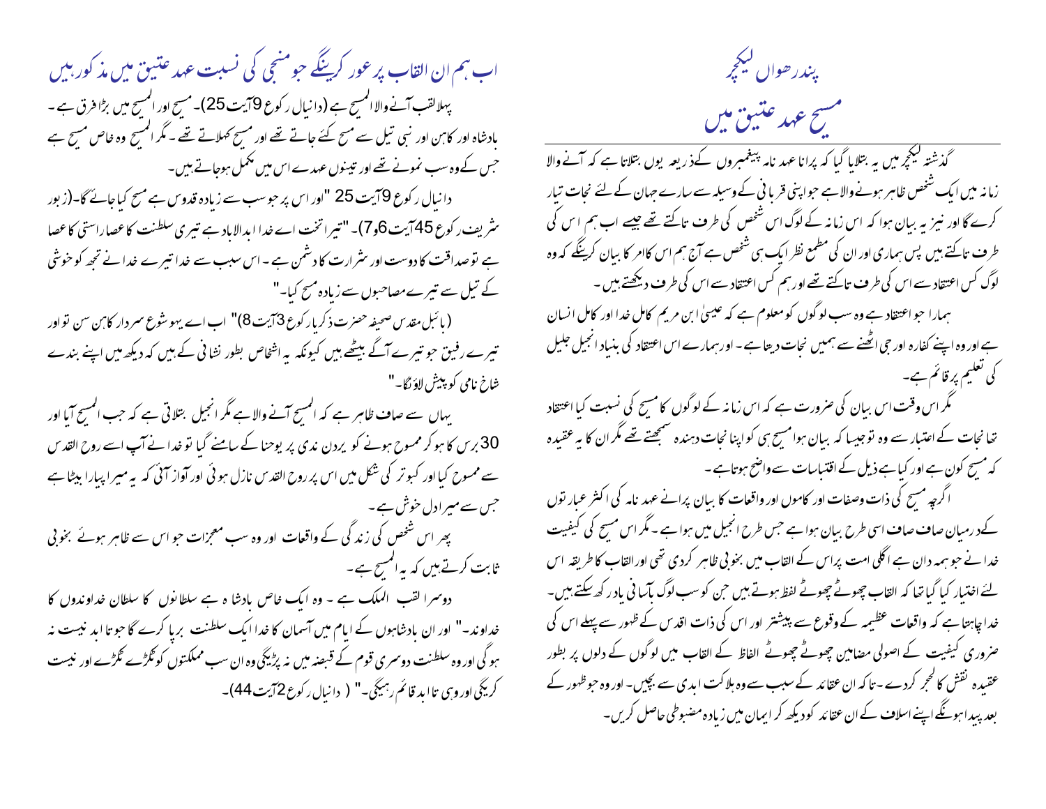# پندرھواں لیکچر

## مسیح عہد عتیق میں

گذشتہ لیکچر میں یہ بتلایا گیا کہ پرانا عہد نامہ پیغمبروں کےذریعہ یوں بتلاتا ہے کہ آنے والا زمانہ میں ایک شخص ظاہر ہونے والاہے جو اپنی قربانی کے وسیلہ سے سارے جہان کے لئے نجات تیار کرے گا اور نیز یہ بیان ہوا کہ اس زمانہ کے لوگ اس شخص کی طرف تاکتے تھے جیسے اب ہم اس کی طرف تاکتے ہیں پس ہماری اور ان کی مطمع نظر ایک ہی شخص ہے آج ہم اس کاامر کا بیان کرینگے کہ وہ لوگ کس اعتقاد سے اس کی طرف تاکتے تھے اور ہم کس اعتقاد سے اس کی طرف دیکھتے ہیں ۔

ہمارا جو اعتقاد ہے وہ سب لوگوں کو معلوم ہے کہ عیسیٰ ابن مریم کامل خدا اور کامل انسان ہے اور وہ اپنے کفارہ اور جی اٹھنے سے ہمیں نجات دیتا ہے ۔ اور ہمارے اس اعتقاد کی بنیاد انجیل جلیل کی تعلیم پر قائم ہے۔

مگر اس وقت اس بیان کی ضرورت ہے کہ اس زمانہ کے لوگوں کا مسیح کی نسبت کیا اعتقاد تھا نجات کے اعتبار سے وہ تو جیسا کہ بیان ہوا مسیح ہی کو اپنا نجات دہندہ سمجھتے تھے مگر ان کا یہ عقیدہ کہ مسیح کون ہے اور کیا ہے ذیل کے اقتباسات سے واضح ہوتا ہے ۔

اگرچہ مسیح کی ذات وصفات اور کاموں اور واقعات کا بیان پرانے عہد نامہ کی اکثر عبارتوں کےدرمیان صاف صاف اسی طرح بیان ہوا ہے جس طرح انجیل میں ہوا ہے ۔ مگر اس مسیح کی کیفیت خدا نے جو ہمہ دان ہے اگلی امت پر اس کے القاب میں بخوبی ظاہر کردی تھی اور القاب کا طریقہ اس لئے اختیار کیا گیا تھا کہ القاب چھوٹے چھوٹے لفظ ہوتے ہیں جن کو سب لوگ بآسانی یاد رکھ سکتے ہیں۔ خدا چاہتا ہے کہ واقعات عظیمہ کے وقوع سے پیشتر اور اس کی ذات اقدس کے ظہور سے پہلے اس کی ضروری کیفیت کے اصولی مضامین چھوٹے چھوٹے الفاظ کے القاب میں لوگوں کے دلوں پر بطور عقیدہ نقش کالحجر کردے ۔تاکہ ان عقائد کے سبب سے وہ ہلاکت ابدی سے بچیں۔ اور وہ جو ظہور کے بعد پیدا ہونگے اپنے اسلاف کے ان عقائد کو دیکھ کر ایمان میں زیادہ مضبوطی حاصل کریں۔

### اب ہم ان القاب پر غور کرینگے جو منجی کی نسبت عہد عتیق میں مذکور ہیں

پہلا لقب آنے والا المسیح ہے (دانیال رکوع 9آیت 25)۔ مسیح اور المسیح میں بڑا فرق ہے ۔ بادشاہ اور کاہن اور نبی تیل سے مسح کئے جاتے تھے اور مسیح کہلاتے تھے ۔ مگر المسیح وہ خاص مسیح ہے جس کے وہ سب نمونے تھے اور تینوں عہدے اس میں مکمل ہوجاتے ہیں۔

دانیال رکوع 9آیت 25 "اور اس پر جو سب سے زیادہ قدوس ہے مسح کیا جائے گا-(زبور شریف رکوع 45آیت 6و7)- "تیرا تخت اے خدا ابدالاباد ہے تیری سلطنت کا عصا راستی کا عصا ہے تو صداقت کا دوست اور شرارت کا دشمن ہے ۔ اس سبب سے خدا تیرے خدا نے تجھ کو خوشی کے تیل سے تیرے مصاحبوں سے زیادہ مسح کیا-"

(بائبل مقدس صحیفہ حضرت ذکریاہ رکوع 3آیت 8)" اب اے یہوشوع سردار کاہن سن تو اور تیرے رفیق جو تیرے آگے بیٹھے ہیں کیونکہ یہ اشخاص بطور نشانی کے ہیں کہ دیکھ میں اپنے بندے شاخ نامی کو پیش لاؤنگا-"

یہاں سے صاف ظاہر ہے کہ المسیح آنے والا ہے مگر انجیل بتلاتی ہے کہ جب المسیح آیا اور 30 برس کا ہو کر ممسوح ہونے کو یردن ندی پر یوحنا کے سامنے گیا تو خدا نے آپ اسے روح القدس سے ممسوح کیا اور کبوتر کی شکل میں اس پر روح القدس نازل ہوئی اور آواز آئی کہ یہ میرا پیارا بیٹا ہے جس سے میرا دل خوش ہے ۔

پھر اس شخص کی زندگی کے واقعات اور وہ سب معجزات جو اس سے ظاہر ہوئے بخوبی ثابت کرتے ہیں کہ یہ المسیح ہے ۔

دوسرا لقب الملک ہے ۔ وہ ایک خاص بادشاہ ہے سلطانوں کا سلطان خداوندوں کا خداوند-" اور ان بادشاہوں کے ایام میں آسمان کا خدا ایک سلطنت برپا کرے گا جو تا ابد نیست نہ ہو گی اور وہ سلطنت دوسری قوم کے قبضہ میں نہ پڑیگی وہ ان سب مملکتوں کو ٹکڑے ٹکڑے اور نیست کریگی اور وہی تا ابد قائم رہیگی-" ( دانیال رکوع 2آیت 44)-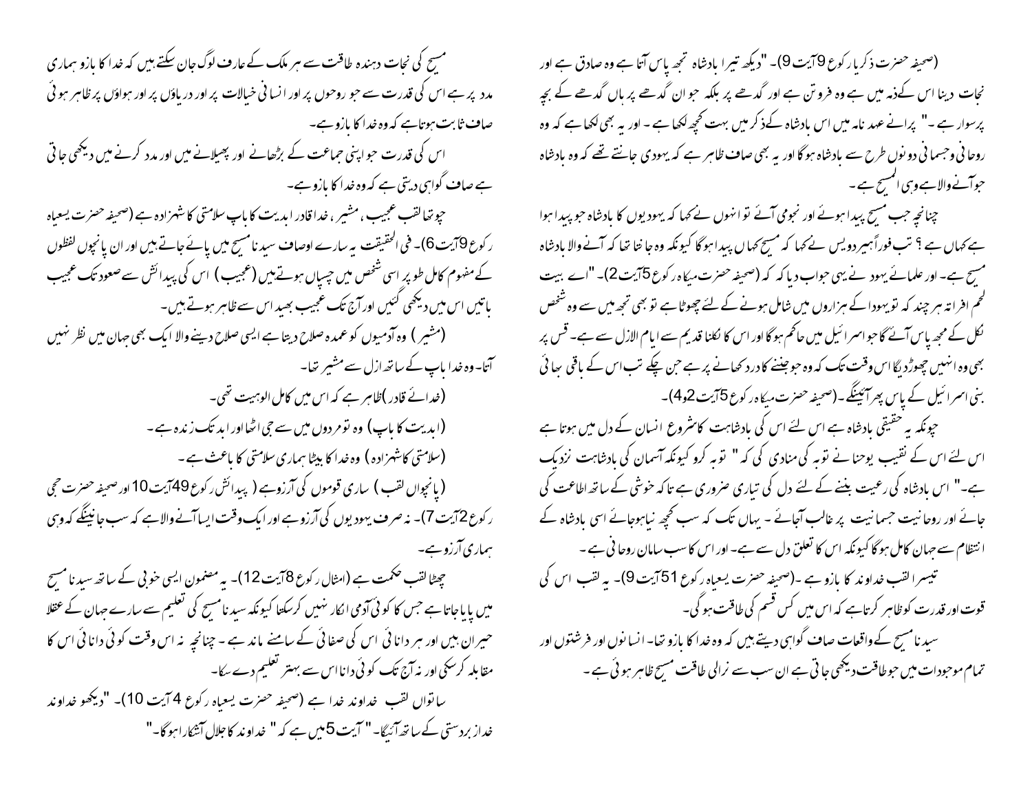(صحیفہ حضرت ذکریا رکوع 9 آیت 9)۔ "دیکھ تیرا بادشاہ تجھ پاس آتا ہے وہ صادق ہے اور نجات دینا اس کےذمہ میں ہے وہ فروتن ہے اور گدھے پر بلکہ جوان گدھے پر ہاں گدھے کے بچہ پر سوار ہے ۔" پرانے عہد نامہ میں اس بادشاہ کےذکر میں بہت کچھ لکھا ہے ۔ اور یہ بھی لکھا ہے کہ وہ روحانی وجسمانی دونوں طرح سے بادشاہ ہوگا اور یہ بھی صاف ظاہر ہے کہ یہودی جانتے تھے کہ وہ بادشاہ جوآنے والاہے وہی المسیح ہے ۔

چنانچہ جب مسیح پیدا ہوئے اور نجومی آئے تو انہوں نے کہا کہ یہودیوں کا بادشاہ جو پیدا ہوا ہے کہاں ہے ؟ تب فوراً ہیر دویس نے کہا کہ مسیح کہاں پیدا ہوگا کیونکہ وہ جانتا تھا کہ آنے والا بادشاہ مسیح ہے۔ اور علمائے یہود نے یہی جواب دیا کہ کہ (صحیفہ حضرت میکاہ رکوع 5 آیت 2)۔ "اے بیت لحم افراتہ ہر چند کہ تو یہودا کے ہزاروں میں شامل ہونے کے لئے چھوٹا ہے تو بھی تجھ میں سے وہ شخص نکل کے مجھ پاس آئے گا جو اسرائیل میں حاکم ہوگا اور اس کا نکلنا قدیم سے ایام الازل سے ہے۔ پس پر بھی وہ انہیں چھوڑدیگا اس وقت تک کہ وہ جو جننے کا درد کھانے پر ہے جن چکے تب اس کے باقی بھائی بنی اسرائیل کے پاس پھر آئینگے ۔(صحیفہ حضرت میکاہ رکوع 5 آیت 2و4)۔

چونکہ یہ حقیقی بادشاہ ہے اس لئے اس کی بادشاہت کا شروع انسان کے دل میں ہوتا ہے اس لئے اس کے نقیب یوحنا نے توبہ کی منادی کی کہ " توبہ کرو کیونکہ آسمان کی بادشاہت نزدیک ہے۔" اس بادشاہ کی رعیت بننے کے لئے دل کی تیاری ضروری ہے تاکہ خوشی کے ساتھ اطاعت کی جائے اور روحانیت جسمانیت پر غالب آجائے ۔ یہاں تک کہ سب کچھ نیا ہوجائے اسی بادشاہ کے انتظام سے جہان کامل ہوگا کیونکہ اس کا تعلق دل سے ہے۔ اور اس کا سب سامان روحانی ہے ۔

تیسرا لقب خداوند کا بازو ہے ۔(صحیفہ حضرت یسعیاہ رکوع 51 آیت 9)۔ یہ لقب اس کی قوت اور قدرت کو ظاہر کرتاہے کہ اس میں کس قسم کی طاقت ہوگی۔

سیدنا مسیح کے واقعات صاف گواہی دیتے ہیں کہ وہ خدا کا بازو تھا۔ انسانوں اور فرشتوں اور تمام موجودات میں جو طاقت دیکھی جاتی ہے ان سب سے نرالی طاقت مسیح ظاہر ہوئی ہے ۔

مسیح کی نجات دہندہ طاقت سے ہر ملک کے عارف لوگ جان سکتے ہیں کہ خدا کا بازو ہماری مدد پر ہے اس کی قدرت سے جو روحوں پر اور انسانی خیالات پر اور دریاؤں پر اور ہواؤں پر ظاہر ہوئی صاف ثابت ہوتاہے کہ وہ خدا کا بازو ہے۔

اس کی قدرت جو اپنی جماعت کے بڑھانے اور پھیلانے میں اور مدد کرنے میں دیکھی جاتی ہے صاف گواہی دیتی ہے کہ وہ خدا کا بازو ہے۔

چوتھا لقب عجیب ، مشیر ، خدا قادر ابدیت کا باپ سلامتی کا شہزادہ ہے (صحیفہ حضرت یسعیاہ رکوع 9 آیت 6)۔ فی الحقیقت یہ سارے اوصاف سیدنا مسیح میں پائے جاتے ہیں اور ان پانچوں لفظوں کے مفہوم کامل طو پر اسی شخص میں چسپاں ہوتے ہیں (عجیب) اس کی پیدائش سے صعود تک عجیب باتیں اس میں دیکھی گئیں اور آج تک عجیب بھید اس سے ظاہر ہوتے ہیں۔

(مشیر) وہ آدمیوں کو عمدہ صلاح دیتا ہے ایسی صلاح دینے والا ایک بھی جہان میں نظر نہیں آتا۔ وہ خدا باپ کے ساتھ ازل سے مشیر تھا۔

(خدائے قادر) ظاہر ہے کہ اس میں کامل الوہیت تھی۔

(ابدیت کا باپ) وہ تو مردوں میں سے جی اٹھا اور ابد تک زندہ ہے۔

(سلامتی کا شہزادہ) وہ خدا کا بیٹا ہماری سلامتی کا باعث ہے۔

(پانچواں لقب) ساری قوموں کی آرزو ہے ( پیدائش رکوع 49 آیت 10 اور صحیفہ حضرت حجی رکوع 2 آیت 7)۔ نہ صرف یہودیوں کی آرزو ہے اور ایک وقت ایسا آنے والاہے کہ سب جانینگے کہ وہی ہماری آرزو ہے۔

چھٹا لقب حکمت ہے (امثال رکوع 8 آیت 12)۔ یہ مضمون ایسی خوبی کے ساتھ سیدنا مسیح میں پایا جاتا ہے جس کا کوئی آدمی انکار نہیں کرسکتا کیونکہ سیدنا مسیح کی تعلیم سے سارے جہان کے عقلا حیران ہیں اور ہر دانائی اس کی صفائی کے سامنے ماند ہے ۔ چنانچہ نہ اس وقت کوئی دانائی اس کا مقابلہ کرسکی اور نہ آج تک کوئی دانا اس سے بہتر تعلیم دے سکا۔

ساتواں لقب خداوند خدا ہے (صحیفہ حضرت یسعیاہ رکوع 4 آیت 10)۔ "دیکھو خداوند خدا زبردستی کے ساتھ آئیگا۔" آیت 5 میں ہے کہ " خداوند کا جلال آشکارا ہوگا۔"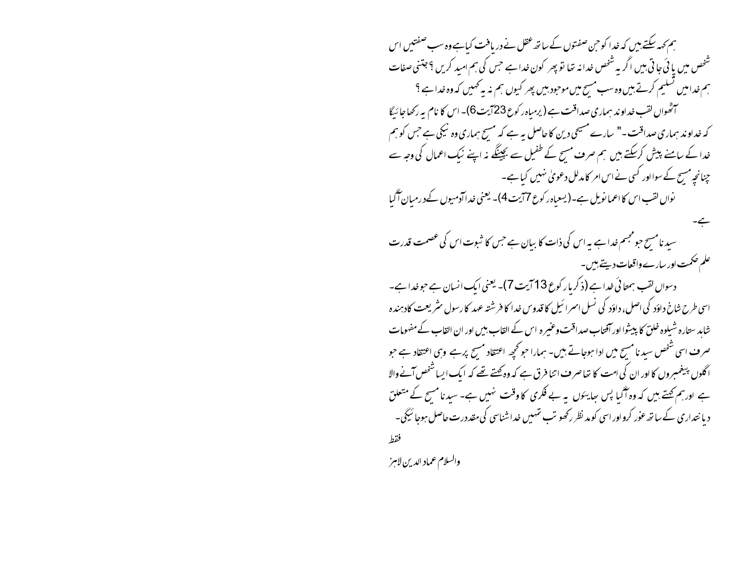ہم کہہ سکتے ہیں کہ خدا کو جن صفتوں کے ساتھ عقل نے دریافت کیا ہے وہ سب صفتیں اس شخص میں پائی جاتی ہیں اگر یہ شخص خدا نہ تھا تو پھر کون خدا ہے جس کی ہم امید کریں ؟ جتنی صفات ہم خدا میں تسلیم کرتے ہیں وہ سب مسیح میں موجود ہیں پھر کیوں ہم نہ یہ کہیں کہ وہ خدا ہے ؟

آٹھواں لقب خداوند ہماری صداقت ہے (یرمیاہ رکوع 23 آیت 6)۔ اس کا نام یہ رکھا جائیگا کہ خداوند ہماری صداقت ۔" سارے مسیحی دین کا حاصل یہ ہے کہ مسیح ہماری وہ نیکی ہے جس کو ہم خدا کے سامنے پیش کرسکتے ہیں ہم صرف مسیح کے طفیل سے بچینگے نہ اپنے نیک اعمال کی وجہ سے چنانچہ مسیح کے سوا اور کسی نے اس امر کا مدلل دعویٰ نہیں کیا ہے۔

نواں لقب اس کا اعمانوئیل ہے۔(یسعیاہ رکوع 7 آیت 4)۔ یعنی خدا آدمیوں کے درمیان آگیا ہے۔

سیدنا مسیح جو مجسم خدا ہے یہ اس کی ذات کا بیان ہے جس کا ثبوت اس کی عصمت قدرت علم حکمت اور سارے واقعات دیتے ہیں۔

دسواں لقب ہمتائی خدا ہے (ذکریا رکوع 13 آیت 7)۔ یعنی ایک انسان ہے جو خدا ہے۔ اسی طرح شاخ داؤد کی اصل، داؤد کی نسل اسرائیل کا قدوس خدا کا فرشتہ عہد کا رسول شریعت کا دہندہ شاہد ستارہ شیلوہ خلق کا پیشوا اور آفتاب صداقت وغیرہ اس کے القاب ہیں اور ان القاب کے مفہومات صرف اسی شخص سیدنا مسیح میں ادا ہوجاتے ہیں۔ ہمارا جو کچھ اعتقاد مسیح پر ہے وہی اعتقاد ہے جو اگلوں پیغمبروں کا اور ان کی امت کا تھا صرف اتنا فرق ہے کہ وہ کہتے تھے کہ ایک ایسا شخص آنے والا ہے اور ہم کہتے ہیں کہ وہ آگیا پس بھائیو یہ بے فکری کا وقت نہیں ہے۔ سیدنا مسیح کے متعلق دیانتداری کے ساتھ غور کرو اور اسی کو مدنظر رکھو تب تمہیں خداشناسی کی مقدرت حاصل ہوجائیگی۔

فقط

والسلام عماد الدین لاہز